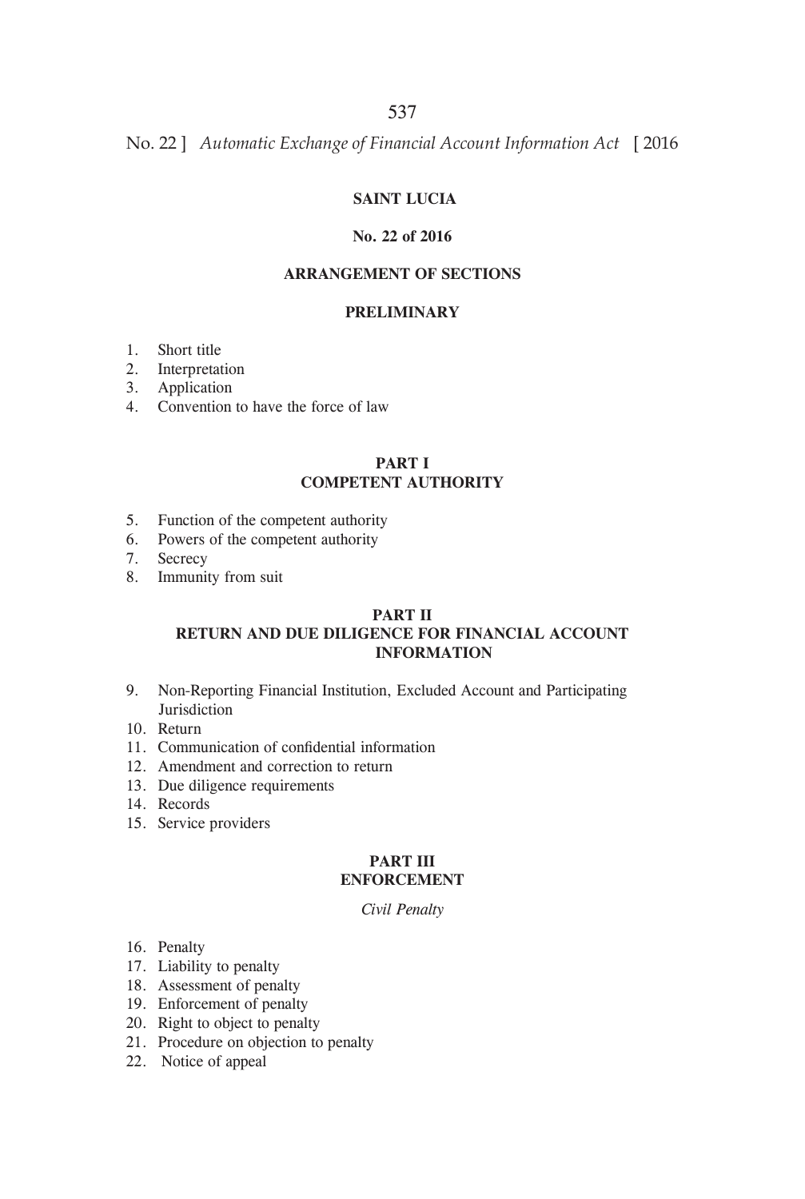# SAINT LUCIA

## No. 22 of 2016

## ARRANGEMENT OF SECTIONS

### PRELIMINARY

1. Short title
2. Interpretation
3. Application
4. Convention to have the force of law

### PART I
### COMPETENT AUTHORITY

5. Function of the competent authority
6. Powers of the competent authority
7. Secrecy
8. Immunity from suit

### PART II
### RETURN AND DUE DILIGENCE FOR FINANCIAL ACCOUNT INFORMATION

9. Non-Reporting Financial Institution, Excluded Account and Participating Jurisdiction
10. Return
11. Communication of confidential information
12. Amendment and correction to return
13. Due diligence requirements
14. Records
15. Service providers

### PART III
### ENFORCEMENT

*Civil Penalty*

16. Penalty
17. Liability to penalty
18. Assessment of penalty
19. Enforcement of penalty
20. Right to object to penalty
21. Procedure on objection to penalty
22. Notice of appeal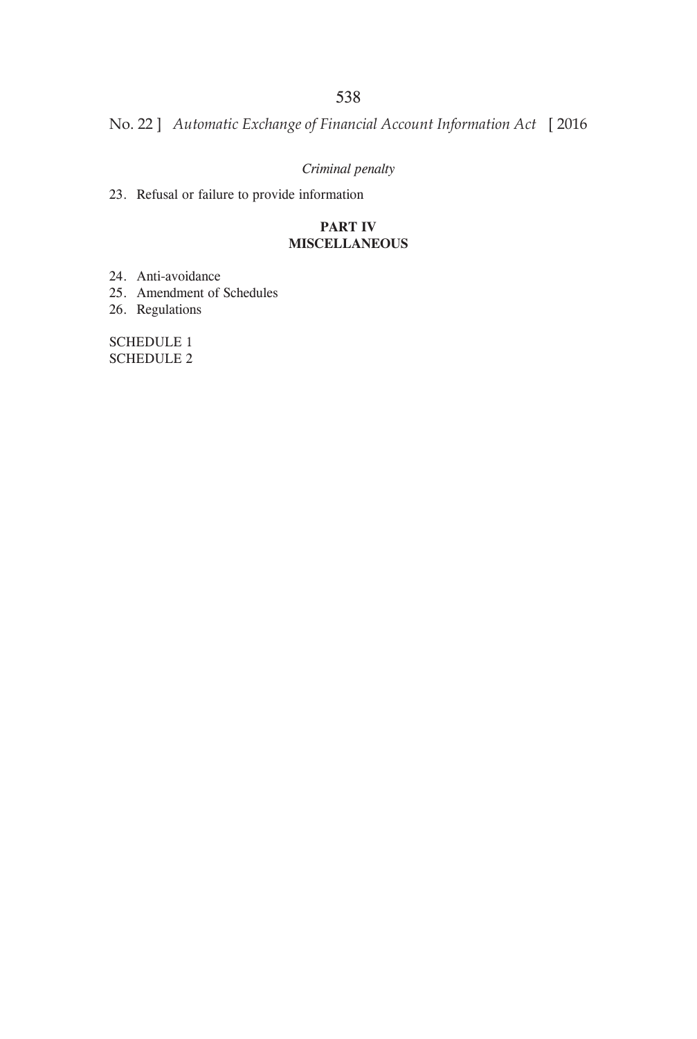*Criminal penalty*

23. Refusal or failure to provide information

## PART IV
## MISCELLANEOUS

24. Anti-avoidance
25. Amendment of Schedules
26. Regulations

SCHEDULE 1
SCHEDULE 2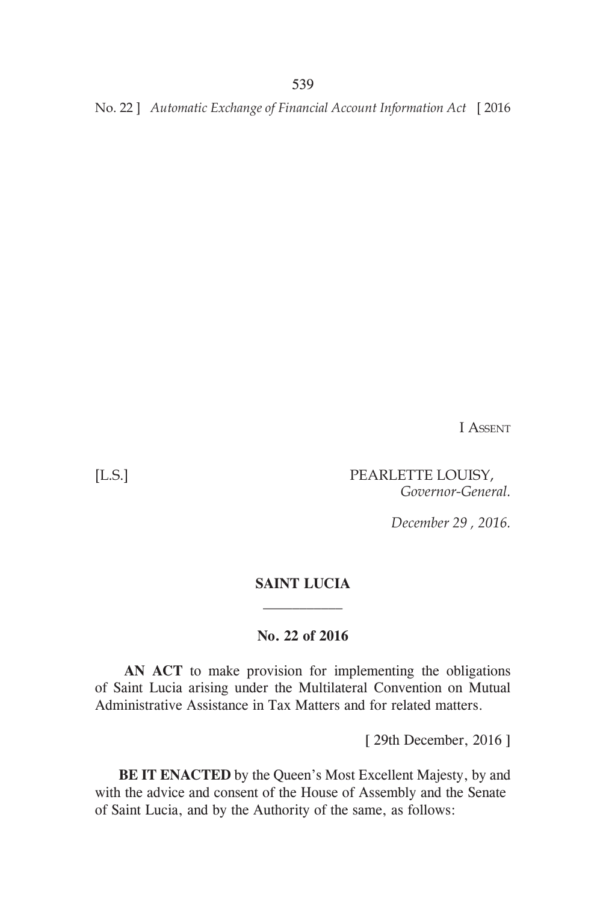I Assent

[L.S.] PEARLETTE LOUISY,
*Governor-General.*

*December 29 , 2016.*

**SAINT LUCIA**

**No. 22 of 2016**

**AN ACT** to make provision for implementing the obligations of Saint Lucia arising under the Multilateral Convention on Mutual Administrative Assistance in Tax Matters and for related matters.

[ 29th December, 2016 ]

**BE IT ENACTED** by the Queen's Most Excellent Majesty, by and with the advice and consent of the House of Assembly and the Senate of Saint Lucia, and by the Authority of the same, as follows: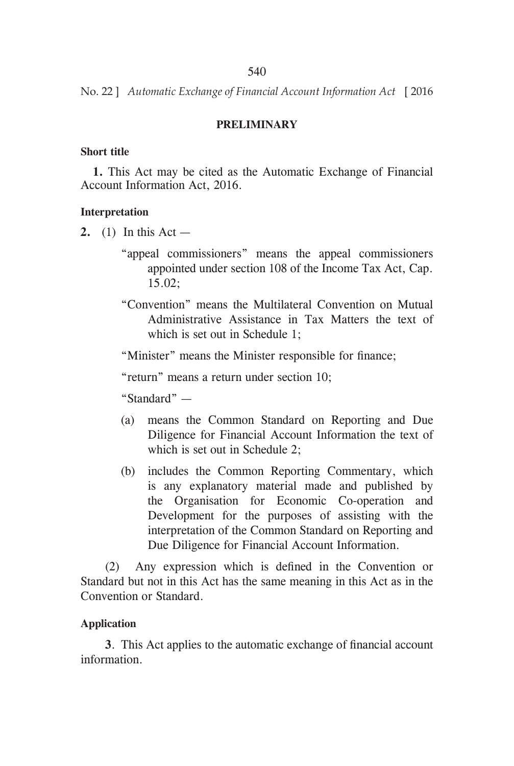## PRELIMINARY

**Short title**

**1.** This Act may be cited as the Automatic Exchange of Financial Account Information Act, 2016.

**Interpretation**

**2.** (1) In this Act —

"appeal commissioners" means the appeal commissioners appointed under section 108 of the Income Tax Act, Cap. 15.02;

"Convention" means the Multilateral Convention on Mutual Administrative Assistance in Tax Matters the text of which is set out in Schedule 1;

"Minister" means the Minister responsible for finance;

"return" means a return under section 10;

"Standard" —

(a) means the Common Standard on Reporting and Due Diligence for Financial Account Information the text of which is set out in Schedule 2;

(b) includes the Common Reporting Commentary, which is any explanatory material made and published by the Organisation for Economic Co-operation and Development for the purposes of assisting with the interpretation of the Common Standard on Reporting and Due Diligence for Financial Account Information.

(2) Any expression which is defined in the Convention or Standard but not in this Act has the same meaning in this Act as in the Convention or Standard.

**Application**

**3**. This Act applies to the automatic exchange of financial account information.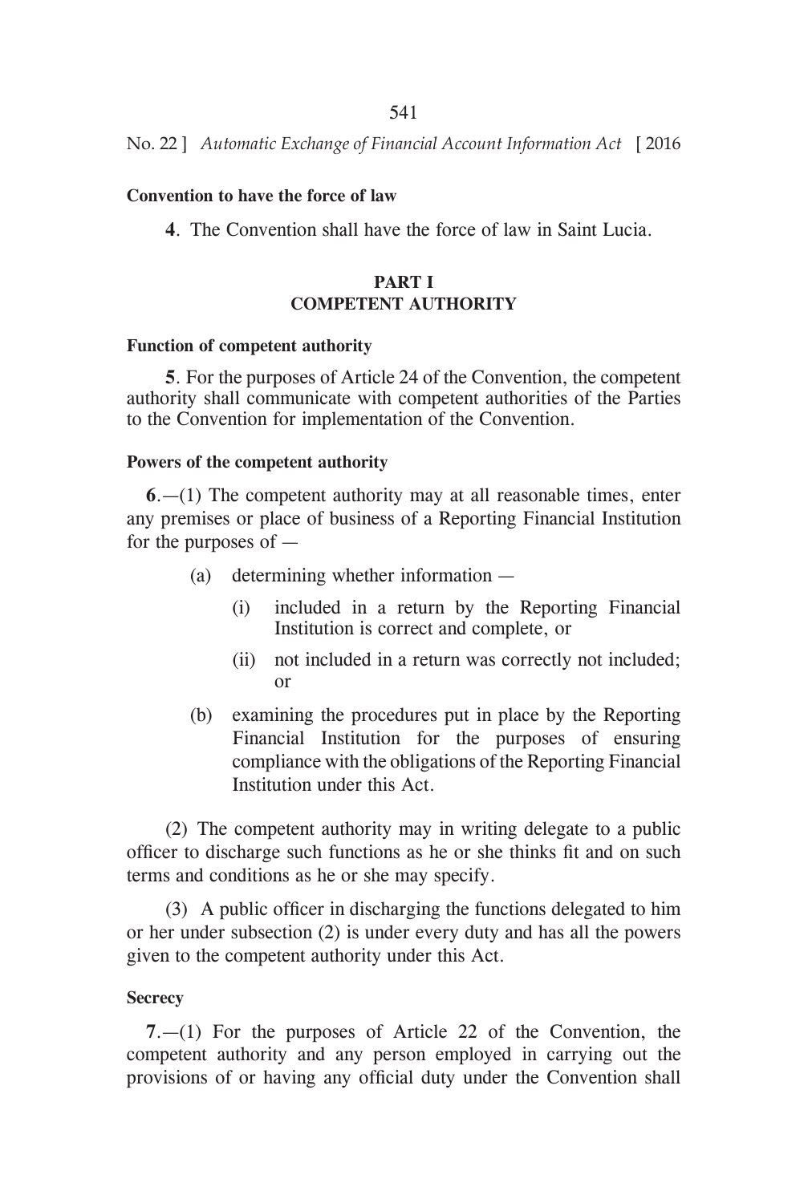**Convention to have the force of law**

**4**. The Convention shall have the force of law in Saint Lucia.

## PART I
## COMPETENT AUTHORITY

**Function of competent authority**

**5**. For the purposes of Article 24 of the Convention, the competent authority shall communicate with competent authorities of the Parties to the Convention for implementation of the Convention.

**Powers of the competent authority**

**6**.—(1) The competent authority may at all reasonable times, enter any premises or place of business of a Reporting Financial Institution for the purposes of —

- (a) determining whether information —
  - (i) included in a return by the Reporting Financial Institution is correct and complete, or
  - (ii) not included in a return was correctly not included; or
- (b) examining the procedures put in place by the Reporting Financial Institution for the purposes of ensuring compliance with the obligations of the Reporting Financial Institution under this Act.

(2) The competent authority may in writing delegate to a public officer to discharge such functions as he or she thinks fit and on such terms and conditions as he or she may specify.

(3) A public officer in discharging the functions delegated to him or her under subsection (2) is under every duty and has all the powers given to the competent authority under this Act.

**Secrecy**

**7**.—(1) For the purposes of Article 22 of the Convention, the competent authority and any person employed in carrying out the provisions of or having any official duty under the Convention shall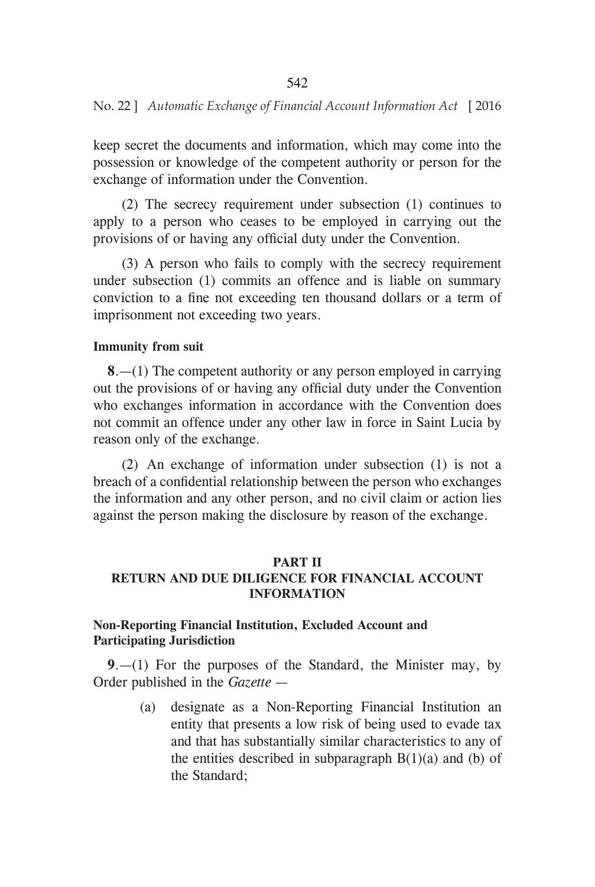keep secret the documents and information, which may come into the possession or knowledge of the competent authority or person for the exchange of information under the Convention.

(2) The secrecy requirement under subsection (1) continues to apply to a person who ceases to be employed in carrying out the provisions of or having any official duty under the Convention.

(3) A person who fails to comply with the secrecy requirement under subsection (1) commits an offence and is liable on summary conviction to a fine not exceeding ten thousand dollars or a term of imprisonment not exceeding two years.

**Immunity from suit**

**8**.—(1) The competent authority or any person employed in carrying out the provisions of or having any official duty under the Convention who exchanges information in accordance with the Convention does not commit an offence under any other law in force in Saint Lucia by reason only of the exchange.

(2) An exchange of information under subsection (1) is not a breach of a confidential relationship between the person who exchanges the information and any other person, and no civil claim or action lies against the person making the disclosure by reason of the exchange.

## PART II
## RETURN AND DUE DILIGENCE FOR FINANCIAL ACCOUNT INFORMATION

**Non-Reporting Financial Institution, Excluded Account and Participating Jurisdiction**

**9**.—(1) For the purposes of the Standard, the Minister may, by Order published in the *Gazette* —

(a) designate as a Non-Reporting Financial Institution an entity that presents a low risk of being used to evade tax and that has substantially similar characteristics to any of the entities described in subparagraph B(1)(a) and (b) of the Standard;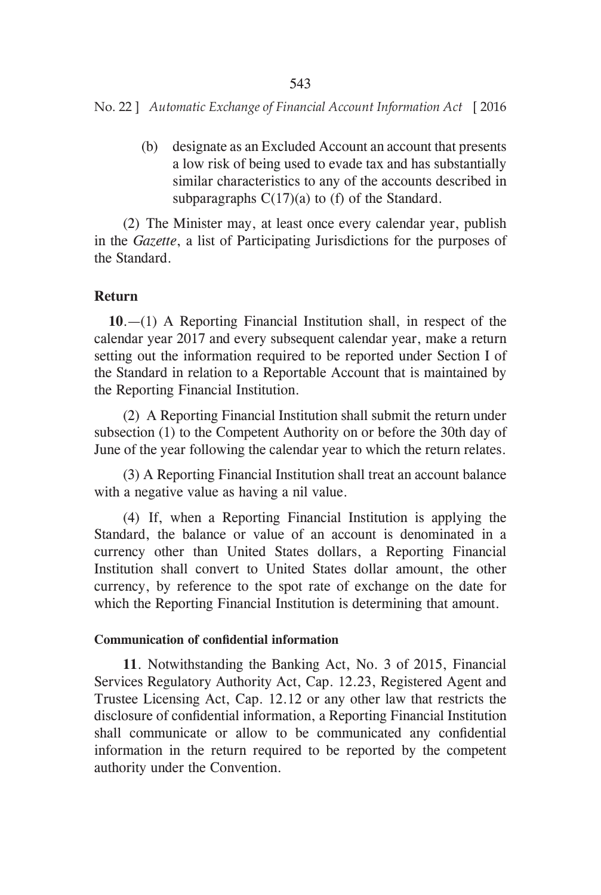(b) designate as an Excluded Account an account that presents a low risk of being used to evade tax and has substantially similar characteristics to any of the accounts described in subparagraphs C(17)(a) to (f) of the Standard.

(2) The Minister may, at least once every calendar year, publish in the *Gazette*, a list of Participating Jurisdictions for the purposes of the Standard.

**Return**

**10**.—(1) A Reporting Financial Institution shall, in respect of the calendar year 2017 and every subsequent calendar year, make a return setting out the information required to be reported under Section I of the Standard in relation to a Reportable Account that is maintained by the Reporting Financial Institution.

(2) A Reporting Financial Institution shall submit the return under subsection (1) to the Competent Authority on or before the 30th day of June of the year following the calendar year to which the return relates.

(3) A Reporting Financial Institution shall treat an account balance with a negative value as having a nil value.

(4) If, when a Reporting Financial Institution is applying the Standard, the balance or value of an account is denominated in a currency other than United States dollars, a Reporting Financial Institution shall convert to United States dollar amount, the other currency, by reference to the spot rate of exchange on the date for which the Reporting Financial Institution is determining that amount.

**Communication of confidential information**

**11**. Notwithstanding the Banking Act, No. 3 of 2015, Financial Services Regulatory Authority Act, Cap. 12.23, Registered Agent and Trustee Licensing Act, Cap. 12.12 or any other law that restricts the disclosure of confidential information, a Reporting Financial Institution shall communicate or allow to be communicated any confidential information in the return required to be reported by the competent authority under the Convention.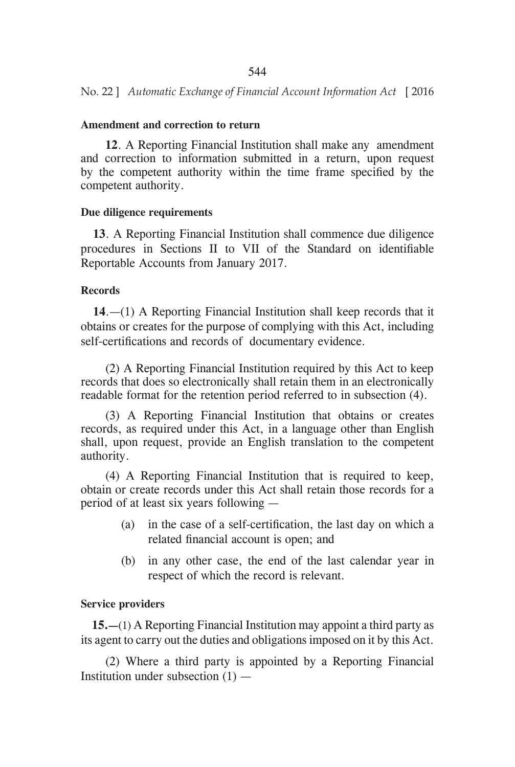**Amendment and correction to return**

**12**. A Reporting Financial Institution shall make any amendment and correction to information submitted in a return, upon request by the competent authority within the time frame specified by the competent authority.

**Due diligence requirements**

**13**. A Reporting Financial Institution shall commence due diligence procedures in Sections II to VII of the Standard on identifiable Reportable Accounts from January 2017.

**Records**

**14**.—(1) A Reporting Financial Institution shall keep records that it obtains or creates for the purpose of complying with this Act, including self-certifications and records of documentary evidence.

(2) A Reporting Financial Institution required by this Act to keep records that does so electronically shall retain them in an electronically readable format for the retention period referred to in subsection (4).

(3) A Reporting Financial Institution that obtains or creates records, as required under this Act, in a language other than English shall, upon request, provide an English translation to the competent authority.

(4) A Reporting Financial Institution that is required to keep, obtain or create records under this Act shall retain those records for a period of at least six years following —

- (a) in the case of a self-certification, the last day on which a related financial account is open; and
- (b) in any other case, the end of the last calendar year in respect of which the record is relevant.

**Service providers**

**15.**—(1) A Reporting Financial Institution may appoint a third party as its agent to carry out the duties and obligations imposed on it by this Act.

(2) Where a third party is appointed by a Reporting Financial Institution under subsection (1) —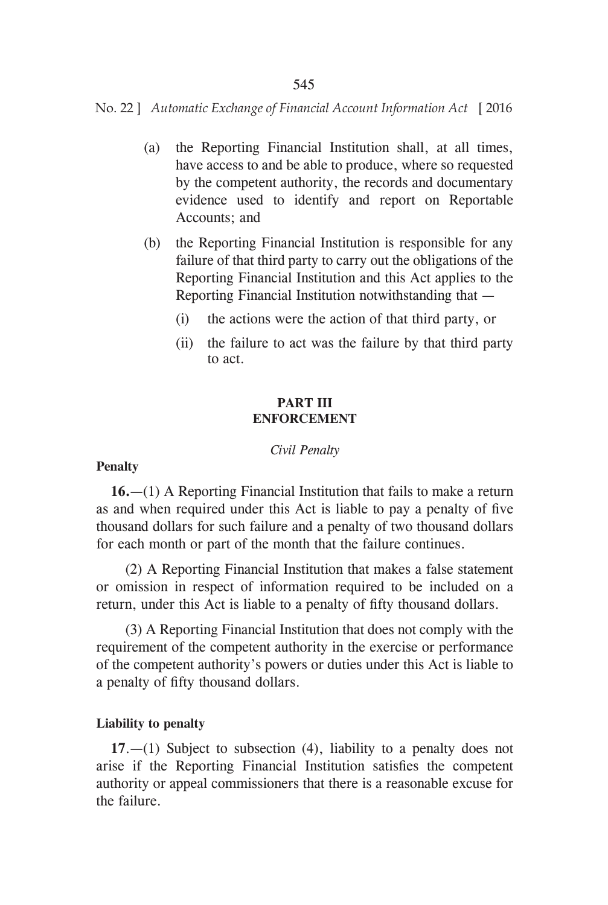(a) the Reporting Financial Institution shall, at all times, have access to and be able to produce, where so requested by the competent authority, the records and documentary evidence used to identify and report on Reportable Accounts; and

(b) the Reporting Financial Institution is responsible for any failure of that third party to carry out the obligations of the Reporting Financial Institution and this Act applies to the Reporting Financial Institution notwithstanding that —

   (i) the actions were the action of that third party, or

   (ii) the failure to act was the failure by that third party to act.

## PART III
## ENFORCEMENT

*Civil Penalty*

**Penalty**

**16.**—(1) A Reporting Financial Institution that fails to make a return as and when required under this Act is liable to pay a penalty of five thousand dollars for such failure and a penalty of two thousand dollars for each month or part of the month that the failure continues.

(2) A Reporting Financial Institution that makes a false statement or omission in respect of information required to be included on a return, under this Act is liable to a penalty of fifty thousand dollars.

(3) A Reporting Financial Institution that does not comply with the requirement of the competent authority in the exercise or performance of the competent authority's powers or duties under this Act is liable to a penalty of fifty thousand dollars.

**Liability to penalty**

**17**.—(1) Subject to subsection (4), liability to a penalty does not arise if the Reporting Financial Institution satisfies the competent authority or appeal commissioners that there is a reasonable excuse for the failure.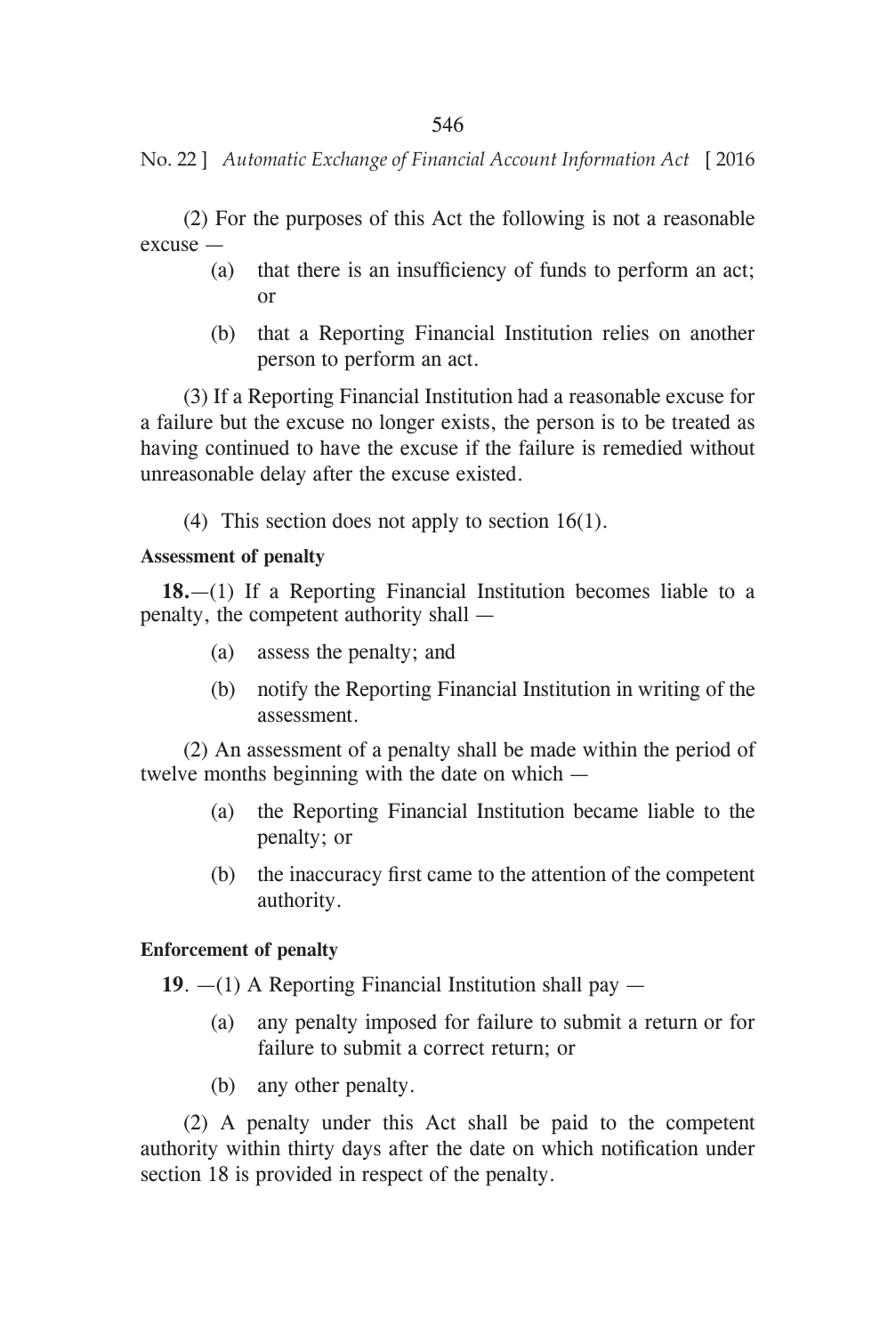(2) For the purposes of this Act the following is not a reasonable excuse —

(a) that there is an insufficiency of funds to perform an act; or

(b) that a Reporting Financial Institution relies on another person to perform an act.

(3) If a Reporting Financial Institution had a reasonable excuse for a failure but the excuse no longer exists, the person is to be treated as having continued to have the excuse if the failure is remedied without unreasonable delay after the excuse existed.

(4) This section does not apply to section 16(1).

**Assessment of penalty**

**18.**—(1) If a Reporting Financial Institution becomes liable to a penalty, the competent authority shall —

(a) assess the penalty; and

(b) notify the Reporting Financial Institution in writing of the assessment.

(2) An assessment of a penalty shall be made within the period of twelve months beginning with the date on which —

(a) the Reporting Financial Institution became liable to the penalty; or

(b) the inaccuracy first came to the attention of the competent authority.

**Enforcement of penalty**

**19**. —(1) A Reporting Financial Institution shall pay —

(a) any penalty imposed for failure to submit a return or for failure to submit a correct return; or

(b) any other penalty.

(2) A penalty under this Act shall be paid to the competent authority within thirty days after the date on which notification under section 18 is provided in respect of the penalty.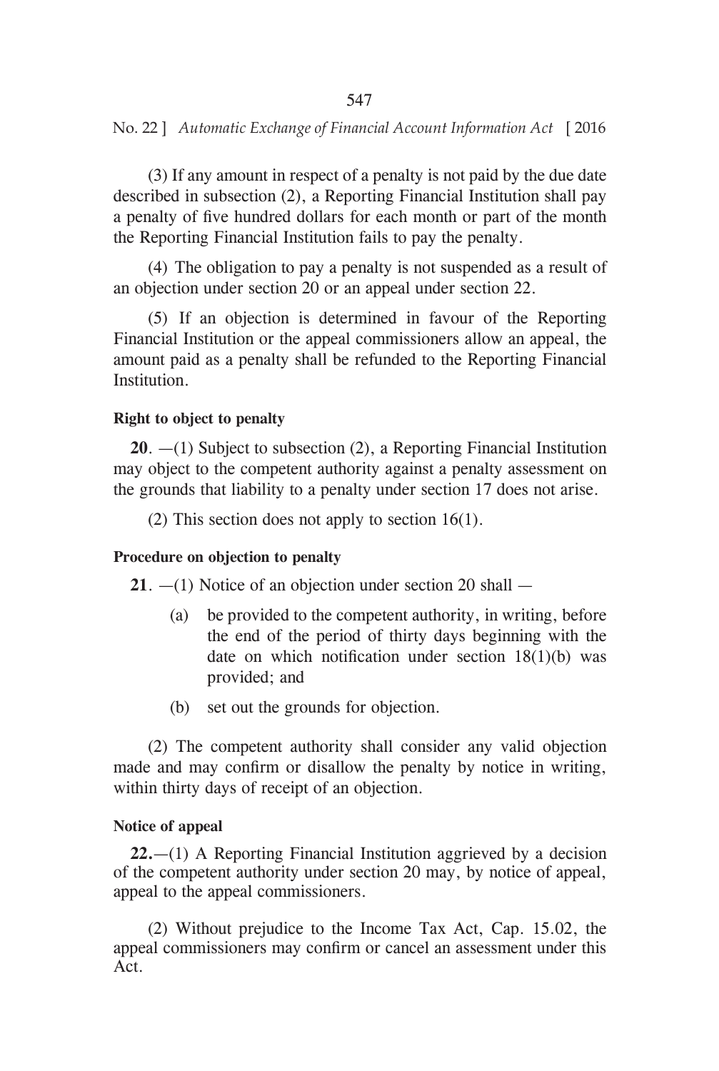(3) If any amount in respect of a penalty is not paid by the due date described in subsection (2), a Reporting Financial Institution shall pay a penalty of five hundred dollars for each month or part of the month the Reporting Financial Institution fails to pay the penalty.

(4) The obligation to pay a penalty is not suspended as a result of an objection under section 20 or an appeal under section 22.

(5) If an objection is determined in favour of the Reporting Financial Institution or the appeal commissioners allow an appeal, the amount paid as a penalty shall be refunded to the Reporting Financial Institution.

**Right to object to penalty**

**20**. —(1) Subject to subsection (2), a Reporting Financial Institution may object to the competent authority against a penalty assessment on the grounds that liability to a penalty under section 17 does not arise.

(2) This section does not apply to section 16(1).

**Procedure on objection to penalty**

**21**. —(1) Notice of an objection under section 20 shall —

(a) be provided to the competent authority, in writing, before the end of the period of thirty days beginning with the date on which notification under section 18(1)(b) was provided; and

(b) set out the grounds for objection.

(2) The competent authority shall consider any valid objection made and may confirm or disallow the penalty by notice in writing, within thirty days of receipt of an objection.

**Notice of appeal**

**22.**—(1) A Reporting Financial Institution aggrieved by a decision of the competent authority under section 20 may, by notice of appeal, appeal to the appeal commissioners.

(2) Without prejudice to the Income Tax Act, Cap. 15.02, the appeal commissioners may confirm or cancel an assessment under this Act.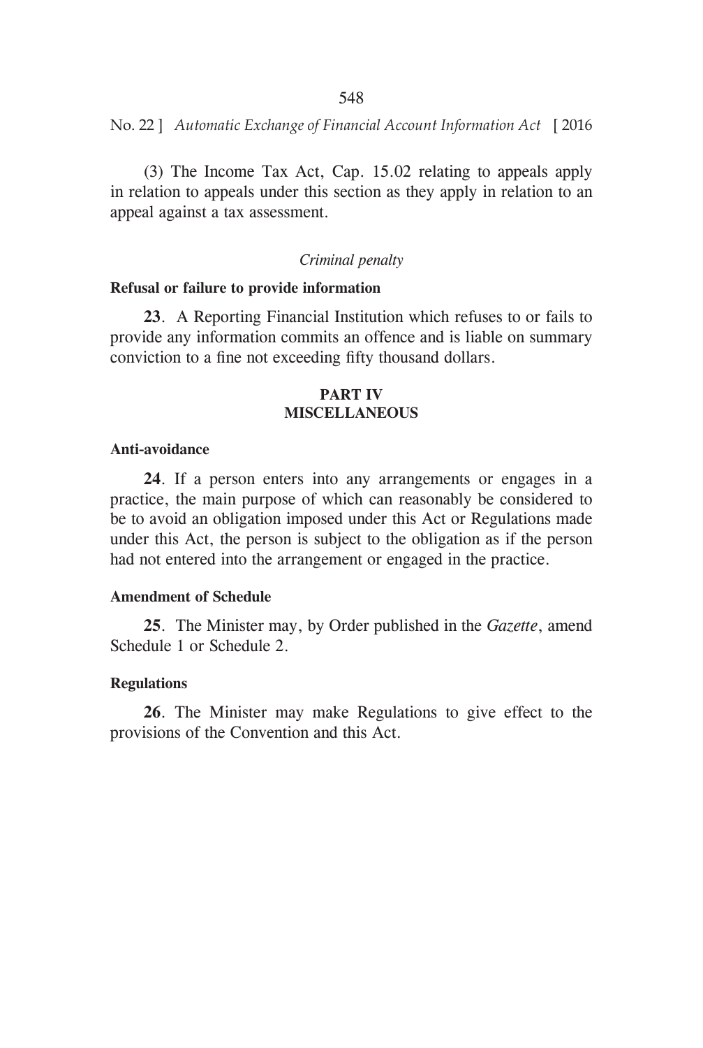(3) The Income Tax Act, Cap. 15.02 relating to appeals apply in relation to appeals under this section as they apply in relation to an appeal against a tax assessment.

*Criminal penalty*

**Refusal or failure to provide information**

**23**. A Reporting Financial Institution which refuses to or fails to provide any information commits an offence and is liable on summary conviction to a fine not exceeding fifty thousand dollars.

## PART IV
## MISCELLANEOUS

**Anti-avoidance**

**24**. If a person enters into any arrangements or engages in a practice, the main purpose of which can reasonably be considered to be to avoid an obligation imposed under this Act or Regulations made under this Act, the person is subject to the obligation as if the person had not entered into the arrangement or engaged in the practice.

**Amendment of Schedule**

**25**. The Minister may, by Order published in the *Gazette*, amend Schedule 1 or Schedule 2.

**Regulations**

**26**. The Minister may make Regulations to give effect to the provisions of the Convention and this Act.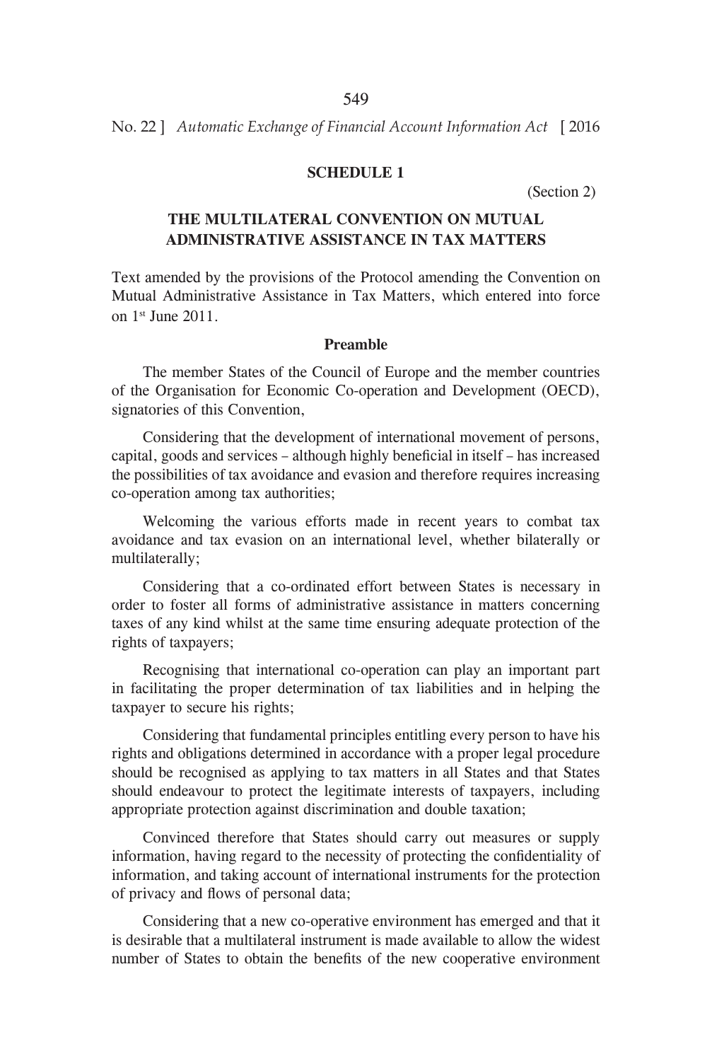## SCHEDULE 1

(Section 2)

## THE MULTILATERAL CONVENTION ON MUTUAL ADMINISTRATIVE ASSISTANCE IN TAX MATTERS

Text amended by the provisions of the Protocol amending the Convention on Mutual Administrative Assistance in Tax Matters, which entered into force on 1st June 2011.

### Preamble

The member States of the Council of Europe and the member countries of the Organisation for Economic Co-operation and Development (OECD), signatories of this Convention,

Considering that the development of international movement of persons, capital, goods and services – although highly beneficial in itself – has increased the possibilities of tax avoidance and evasion and therefore requires increasing co-operation among tax authorities;

Welcoming the various efforts made in recent years to combat tax avoidance and tax evasion on an international level, whether bilaterally or multilaterally;

Considering that a co-ordinated effort between States is necessary in order to foster all forms of administrative assistance in matters concerning taxes of any kind whilst at the same time ensuring adequate protection of the rights of taxpayers;

Recognising that international co-operation can play an important part in facilitating the proper determination of tax liabilities and in helping the taxpayer to secure his rights;

Considering that fundamental principles entitling every person to have his rights and obligations determined in accordance with a proper legal procedure should be recognised as applying to tax matters in all States and that States should endeavour to protect the legitimate interests of taxpayers, including appropriate protection against discrimination and double taxation;

Convinced therefore that States should carry out measures or supply information, having regard to the necessity of protecting the confidentiality of information, and taking account of international instruments for the protection of privacy and flows of personal data;

Considering that a new co-operative environment has emerged and that it is desirable that a multilateral instrument is made available to allow the widest number of States to obtain the benefits of the new cooperative environment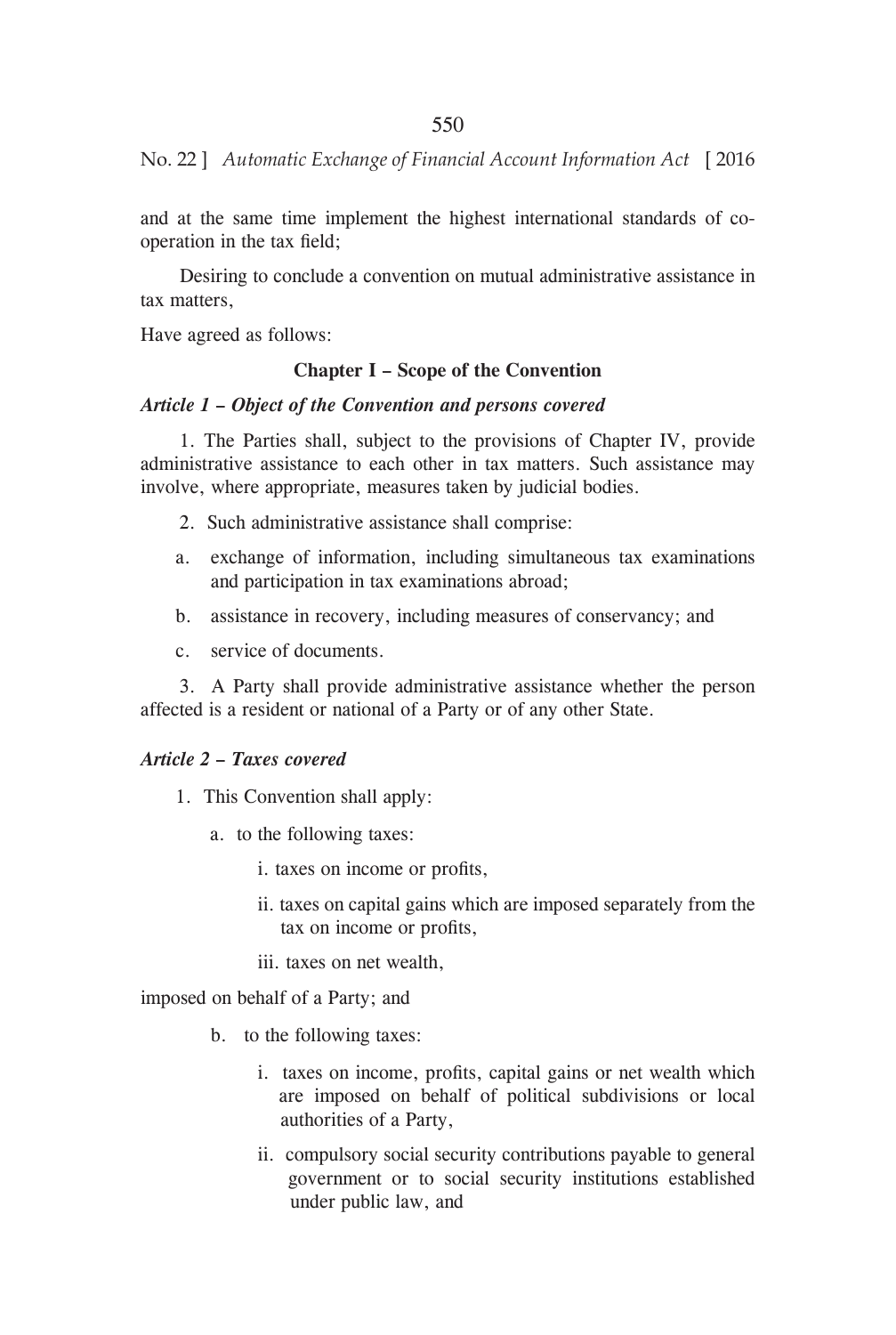and at the same time implement the highest international standards of co-operation in the tax field;

Desiring to conclude a convention on mutual administrative assistance in tax matters,

Have agreed as follows:

**Chapter I – Scope of the Convention**

***Article 1 – Object of the Convention and persons covered***

1. The Parties shall, subject to the provisions of Chapter IV, provide administrative assistance to each other in tax matters. Such assistance may involve, where appropriate, measures taken by judicial bodies.

2. Such administrative assistance shall comprise:

a. exchange of information, including simultaneous tax examinations and participation in tax examinations abroad;

b. assistance in recovery, including measures of conservancy; and

c. service of documents.

3. A Party shall provide administrative assistance whether the person affected is a resident or national of a Party or of any other State.

***Article 2 – Taxes covered***

1. This Convention shall apply:

a. to the following taxes:

i. taxes on income or profits,

ii. taxes on capital gains which are imposed separately from the tax on income or profits,

iii. taxes on net wealth,

imposed on behalf of a Party; and

b. to the following taxes:

i. taxes on income, profits, capital gains or net wealth which are imposed on behalf of political subdivisions or local authorities of a Party,

ii. compulsory social security contributions payable to general government or to social security institutions established under public law, and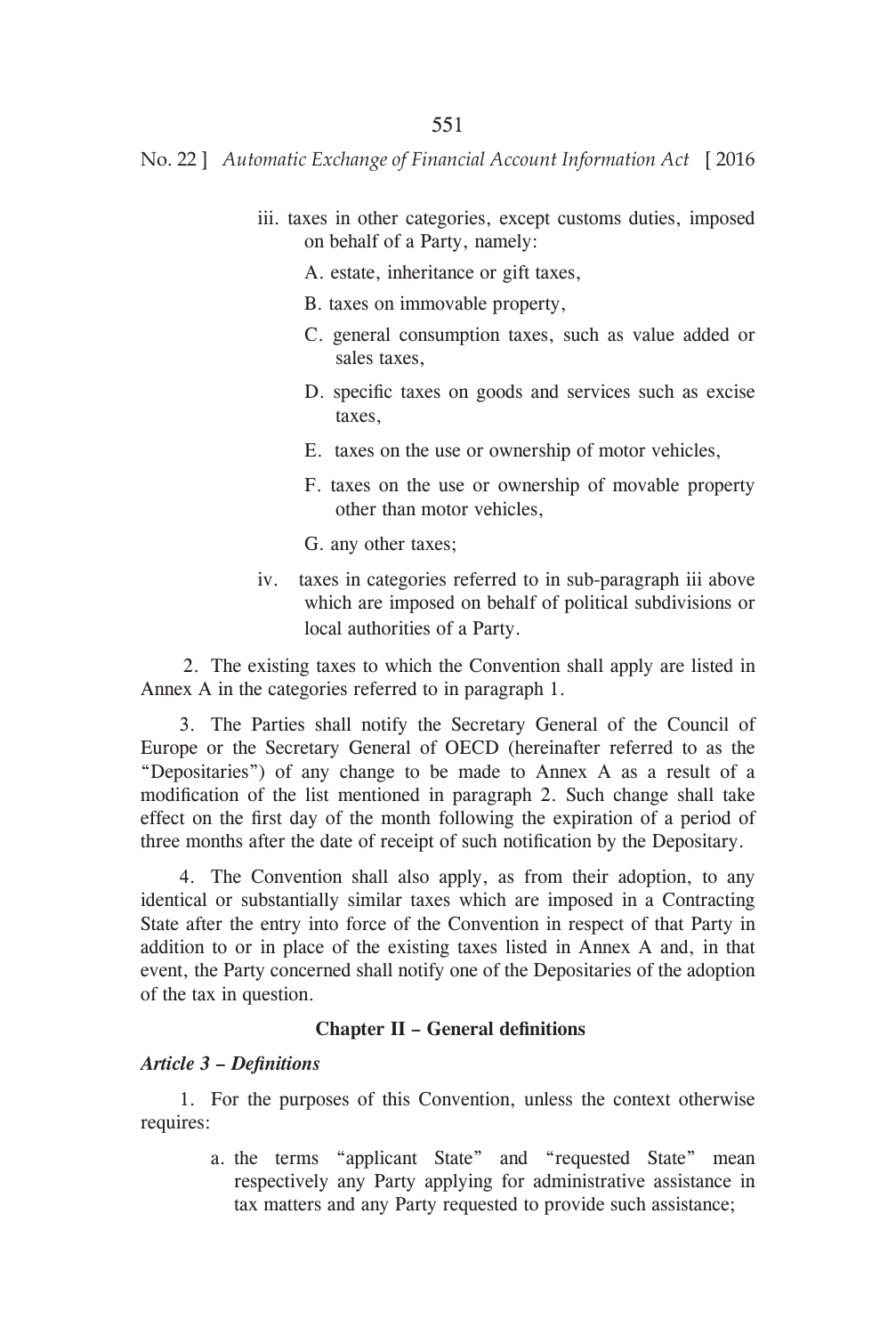iii. taxes in other categories, except customs duties, imposed on behalf of a Party, namely:

A. estate, inheritance or gift taxes,

B. taxes on immovable property,

C. general consumption taxes, such as value added or sales taxes,

D. specific taxes on goods and services such as excise taxes,

E. taxes on the use or ownership of motor vehicles,

F. taxes on the use or ownership of movable property other than motor vehicles,

G. any other taxes;

iv. taxes in categories referred to in sub-paragraph iii above which are imposed on behalf of political subdivisions or local authorities of a Party.

2. The existing taxes to which the Convention shall apply are listed in Annex A in the categories referred to in paragraph 1.

3. The Parties shall notify the Secretary General of the Council of Europe or the Secretary General of OECD (hereinafter referred to as the "Depositaries") of any change to be made to Annex A as a result of a modification of the list mentioned in paragraph 2. Such change shall take effect on the first day of the month following the expiration of a period of three months after the date of receipt of such notification by the Depositary.

4. The Convention shall also apply, as from their adoption, to any identical or substantially similar taxes which are imposed in a Contracting State after the entry into force of the Convention in respect of that Party in addition to or in place of the existing taxes listed in Annex A and, in that event, the Party concerned shall notify one of the Depositaries of the adoption of the tax in question.

## Chapter II – General definitions

***Article 3 – Definitions***

1. For the purposes of this Convention, unless the context otherwise requires:

a. the terms "applicant State" and "requested State" mean respectively any Party applying for administrative assistance in tax matters and any Party requested to provide such assistance;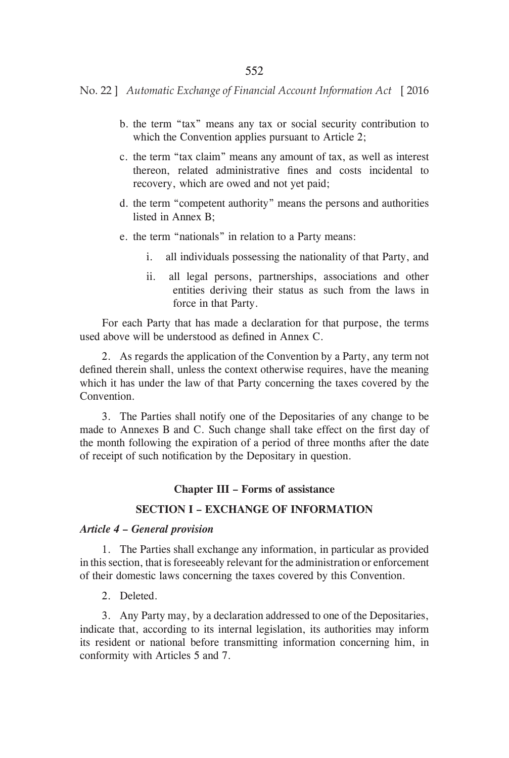b. the term "tax" means any tax or social security contribution to which the Convention applies pursuant to Article 2;

c. the term "tax claim" means any amount of tax, as well as interest thereon, related administrative fines and costs incidental to recovery, which are owed and not yet paid;

d. the term "competent authority" means the persons and authorities listed in Annex B;

e. the term "nationals" in relation to a Party means:

   i. all individuals possessing the nationality of that Party, and

   ii. all legal persons, partnerships, associations and other entities deriving their status as such from the laws in force in that Party.

For each Party that has made a declaration for that purpose, the terms used above will be understood as defined in Annex C.

2. As regards the application of the Convention by a Party, any term not defined therein shall, unless the context otherwise requires, have the meaning which it has under the law of that Party concerning the taxes covered by the Convention.

3. The Parties shall notify one of the Depositaries of any change to be made to Annexes B and C. Such change shall take effect on the first day of the month following the expiration of a period of three months after the date of receipt of such notification by the Depositary in question.

## Chapter III – Forms of assistance

### SECTION I – EXCHANGE OF INFORMATION

***Article 4 – General provision***

1. The Parties shall exchange any information, in particular as provided in this section, that is foreseeably relevant for the administration or enforcement of their domestic laws concerning the taxes covered by this Convention.

2. Deleted.

3. Any Party may, by a declaration addressed to one of the Depositaries, indicate that, according to its internal legislation, its authorities may inform its resident or national before transmitting information concerning him, in conformity with Articles 5 and 7.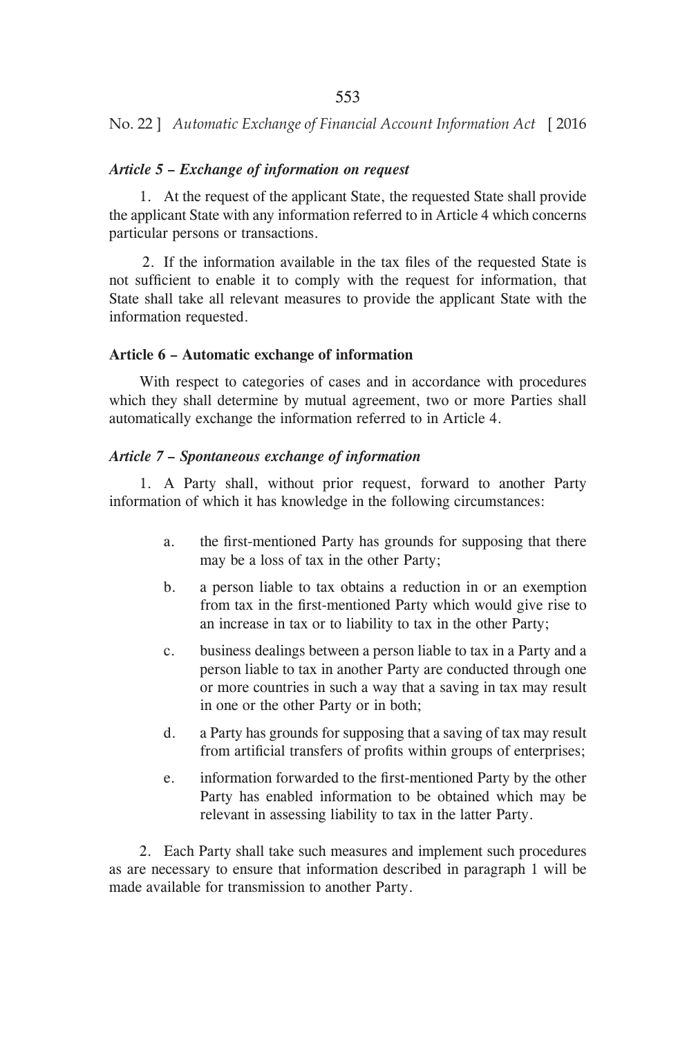### *Article 5 – Exchange of information on request*

1. At the request of the applicant State, the requested State shall provide the applicant State with any information referred to in Article 4 which concerns particular persons or transactions.

2. If the information available in the tax files of the requested State is not sufficient to enable it to comply with the request for information, that State shall take all relevant measures to provide the applicant State with the information requested.

### Article 6 – Automatic exchange of information

With respect to categories of cases and in accordance with procedures which they shall determine by mutual agreement, two or more Parties shall automatically exchange the information referred to in Article 4.

### *Article 7 – Spontaneous exchange of information*

1. A Party shall, without prior request, forward to another Party information of which it has knowledge in the following circumstances:

a. the first-mentioned Party has grounds for supposing that there may be a loss of tax in the other Party;

b. a person liable to tax obtains a reduction in or an exemption from tax in the first-mentioned Party which would give rise to an increase in tax or to liability to tax in the other Party;

c. business dealings between a person liable to tax in a Party and a person liable to tax in another Party are conducted through one or more countries in such a way that a saving in tax may result in one or the other Party or in both;

d. a Party has grounds for supposing that a saving of tax may result from artificial transfers of profits within groups of enterprises;

e. information forwarded to the first-mentioned Party by the other Party has enabled information to be obtained which may be relevant in assessing liability to tax in the latter Party.

2. Each Party shall take such measures and implement such procedures as are necessary to ensure that information described in paragraph 1 will be made available for transmission to another Party.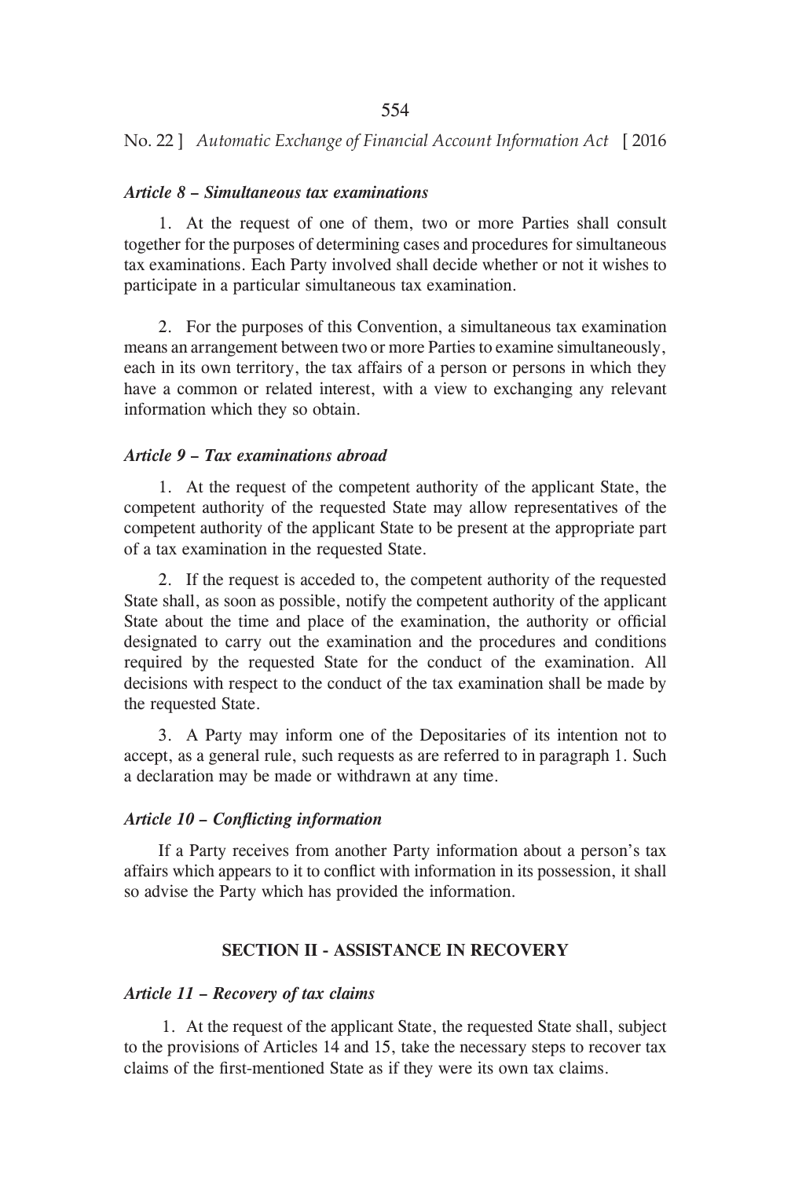***Article 8 – Simultaneous tax examinations***

1. At the request of one of them, two or more Parties shall consult together for the purposes of determining cases and procedures for simultaneous tax examinations. Each Party involved shall decide whether or not it wishes to participate in a particular simultaneous tax examination.

2. For the purposes of this Convention, a simultaneous tax examination means an arrangement between two or more Parties to examine simultaneously, each in its own territory, the tax affairs of a person or persons in which they have a common or related interest, with a view to exchanging any relevant information which they so obtain.

***Article 9 – Tax examinations abroad***

1. At the request of the competent authority of the applicant State, the competent authority of the requested State may allow representatives of the competent authority of the applicant State to be present at the appropriate part of a tax examination in the requested State.

2. If the request is acceded to, the competent authority of the requested State shall, as soon as possible, notify the competent authority of the applicant State about the time and place of the examination, the authority or official designated to carry out the examination and the procedures and conditions required by the requested State for the conduct of the examination. All decisions with respect to the conduct of the tax examination shall be made by the requested State.

3. A Party may inform one of the Depositaries of its intention not to accept, as a general rule, such requests as are referred to in paragraph 1. Such a declaration may be made or withdrawn at any time.

***Article 10 – Conflicting information***

If a Party receives from another Party information about a person's tax affairs which appears to it to conflict with information in its possession, it shall so advise the Party which has provided the information.

**SECTION II - ASSISTANCE IN RECOVERY**

***Article 11 – Recovery of tax claims***

1. At the request of the applicant State, the requested State shall, subject to the provisions of Articles 14 and 15, take the necessary steps to recover tax claims of the first-mentioned State as if they were its own tax claims.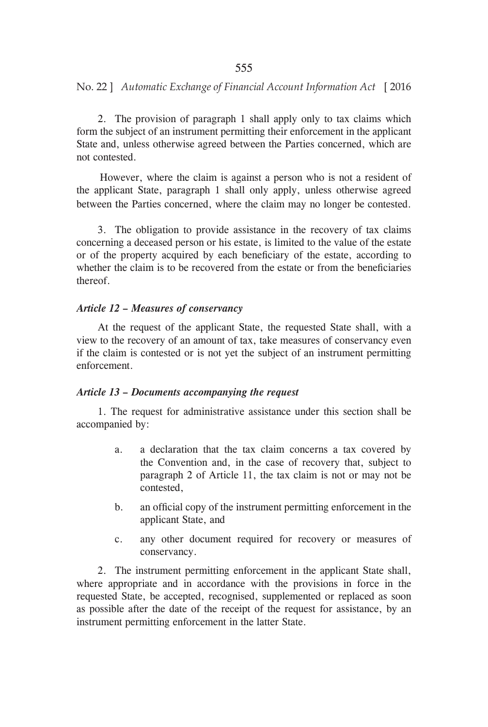2. The provision of paragraph 1 shall apply only to tax claims which form the subject of an instrument permitting their enforcement in the applicant State and, unless otherwise agreed between the Parties concerned, which are not contested.

However, where the claim is against a person who is not a resident of the applicant State, paragraph 1 shall only apply, unless otherwise agreed between the Parties concerned, where the claim may no longer be contested.

3. The obligation to provide assistance in the recovery of tax claims concerning a deceased person or his estate, is limited to the value of the estate or of the property acquired by each beneficiary of the estate, according to whether the claim is to be recovered from the estate or from the beneficiaries thereof.

***Article 12 – Measures of conservancy***

At the request of the applicant State, the requested State shall, with a view to the recovery of an amount of tax, take measures of conservancy even if the claim is contested or is not yet the subject of an instrument permitting enforcement.

***Article 13 – Documents accompanying the request***

1. The request for administrative assistance under this section shall be accompanied by:

a. a declaration that the tax claim concerns a tax covered by the Convention and, in the case of recovery that, subject to paragraph 2 of Article 11, the tax claim is not or may not be contested,

b. an official copy of the instrument permitting enforcement in the applicant State, and

c. any other document required for recovery or measures of conservancy.

2. The instrument permitting enforcement in the applicant State shall, where appropriate and in accordance with the provisions in force in the requested State, be accepted, recognised, supplemented or replaced as soon as possible after the date of the receipt of the request for assistance, by an instrument permitting enforcement in the latter State.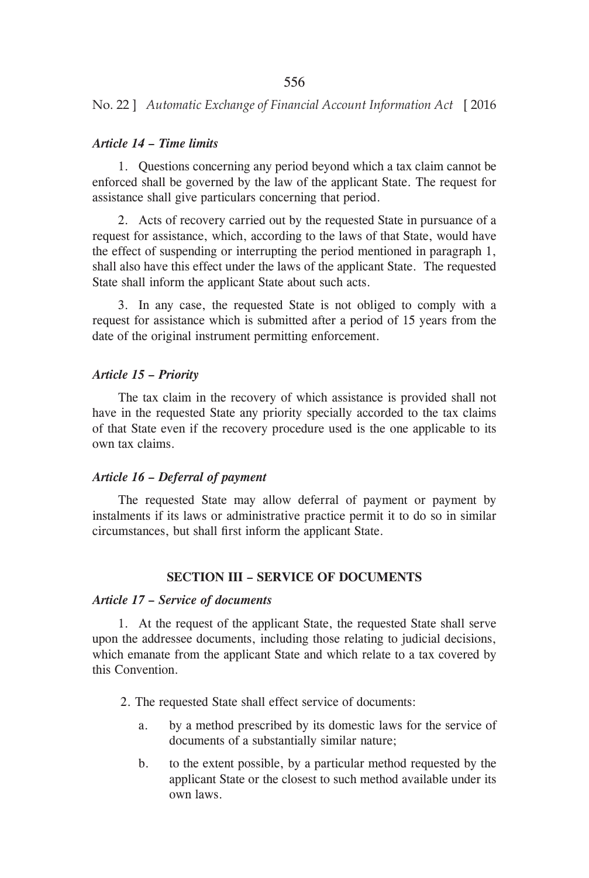*Article 14 – Time limits*

1. Questions concerning any period beyond which a tax claim cannot be enforced shall be governed by the law of the applicant State. The request for assistance shall give particulars concerning that period.

2. Acts of recovery carried out by the requested State in pursuance of a request for assistance, which, according to the laws of that State, would have the effect of suspending or interrupting the period mentioned in paragraph 1, shall also have this effect under the laws of the applicant State. The requested State shall inform the applicant State about such acts.

3. In any case, the requested State is not obliged to comply with a request for assistance which is submitted after a period of 15 years from the date of the original instrument permitting enforcement.

*Article 15 – Priority*

The tax claim in the recovery of which assistance is provided shall not have in the requested State any priority specially accorded to the tax claims of that State even if the recovery procedure used is the one applicable to its own tax claims.

*Article 16 – Deferral of payment*

The requested State may allow deferral of payment or payment by instalments if its laws or administrative practice permit it to do so in similar circumstances, but shall first inform the applicant State.

**SECTION III – SERVICE OF DOCUMENTS**

*Article 17 – Service of documents*

1. At the request of the applicant State, the requested State shall serve upon the addressee documents, including those relating to judicial decisions, which emanate from the applicant State and which relate to a tax covered by this Convention.

2. The requested State shall effect service of documents:

a. by a method prescribed by its domestic laws for the service of documents of a substantially similar nature;

b. to the extent possible, by a particular method requested by the applicant State or the closest to such method available under its own laws.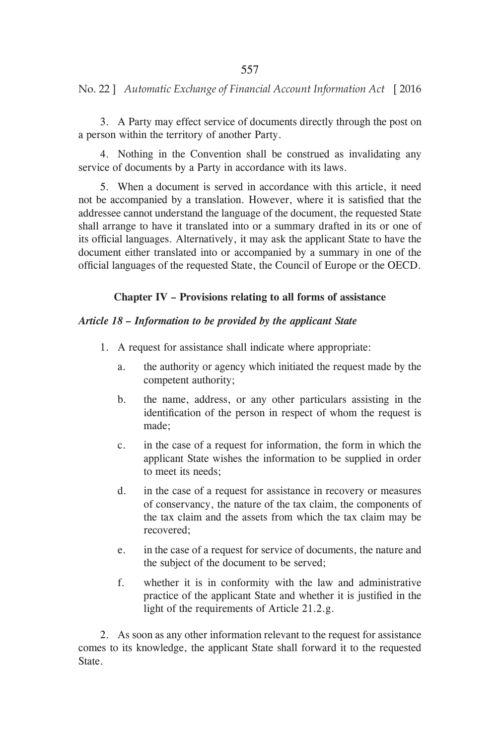3. A Party may effect service of documents directly through the post on a person within the territory of another Party.

4. Nothing in the Convention shall be construed as invalidating any service of documents by a Party in accordance with its laws.

5. When a document is served in accordance with this article, it need not be accompanied by a translation. However, where it is satisfied that the addressee cannot understand the language of the document, the requested State shall arrange to have it translated into or a summary drafted in its or one of its official languages. Alternatively, it may ask the applicant State to have the document either translated into or accompanied by a summary in one of the official languages of the requested State, the Council of Europe or the OECD.

## Chapter IV – Provisions relating to all forms of assistance

### *Article 18 – Information to be provided by the applicant State*

1. A request for assistance shall indicate where appropriate:

   a. the authority or agency which initiated the request made by the competent authority;

   b. the name, address, or any other particulars assisting in the identification of the person in respect of whom the request is made;

   c. in the case of a request for information, the form in which the applicant State wishes the information to be supplied in order to meet its needs;

   d. in the case of a request for assistance in recovery or measures of conservancy, the nature of the tax claim, the components of the tax claim and the assets from which the tax claim may be recovered;

   e. in the case of a request for service of documents, the nature and the subject of the document to be served;

   f. whether it is in conformity with the law and administrative practice of the applicant State and whether it is justified in the light of the requirements of Article 21.2.g.

2. As soon as any other information relevant to the request for assistance comes to its knowledge, the applicant State shall forward it to the requested State.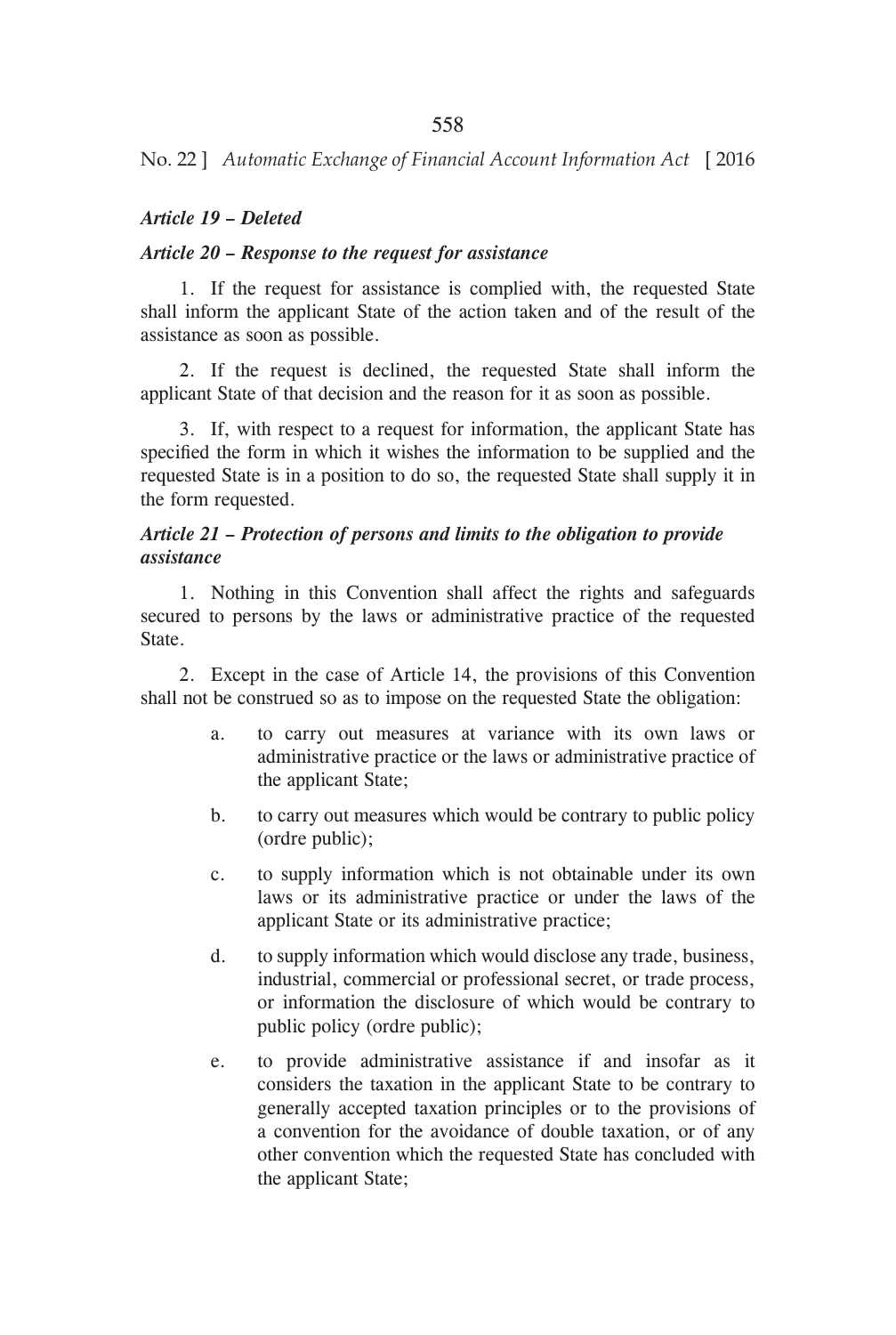***Article 19 – Deleted***

***Article 20 – Response to the request for assistance***

1. If the request for assistance is complied with, the requested State shall inform the applicant State of the action taken and of the result of the assistance as soon as possible.

2. If the request is declined, the requested State shall inform the applicant State of that decision and the reason for it as soon as possible.

3. If, with respect to a request for information, the applicant State has specified the form in which it wishes the information to be supplied and the requested State is in a position to do so, the requested State shall supply it in the form requested.

***Article 21 – Protection of persons and limits to the obligation to provide assistance***

1. Nothing in this Convention shall affect the rights and safeguards secured to persons by the laws or administrative practice of the requested State.

2. Except in the case of Article 14, the provisions of this Convention shall not be construed so as to impose on the requested State the obligation:

a. to carry out measures at variance with its own laws or administrative practice or the laws or administrative practice of the applicant State;

b. to carry out measures which would be contrary to public policy (ordre public);

c. to supply information which is not obtainable under its own laws or its administrative practice or under the laws of the applicant State or its administrative practice;

d. to supply information which would disclose any trade, business, industrial, commercial or professional secret, or trade process, or information the disclosure of which would be contrary to public policy (ordre public);

e. to provide administrative assistance if and insofar as it considers the taxation in the applicant State to be contrary to generally accepted taxation principles or to the provisions of a convention for the avoidance of double taxation, or of any other convention which the requested State has concluded with the applicant State;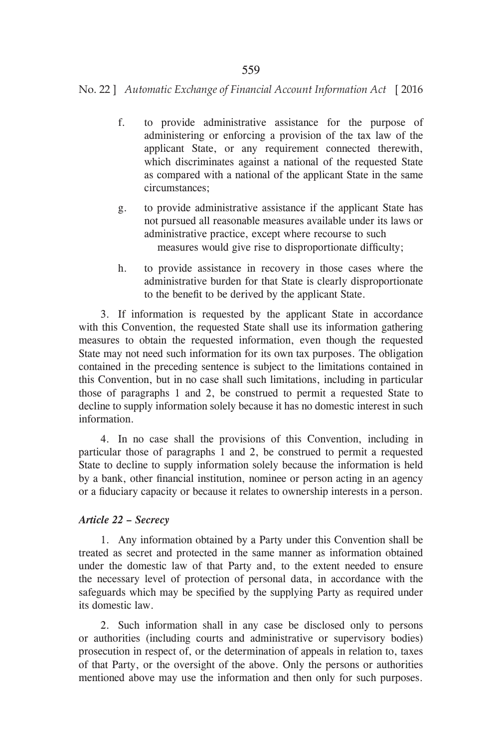f. to provide administrative assistance for the purpose of administering or enforcing a provision of the tax law of the applicant State, or any requirement connected therewith, which discriminates against a national of the requested State as compared with a national of the applicant State in the same circumstances;

g. to provide administrative assistance if the applicant State has not pursued all reasonable measures available under its laws or administrative practice, except where recourse to such measures would give rise to disproportionate difficulty;

h. to provide assistance in recovery in those cases where the administrative burden for that State is clearly disproportionate to the benefit to be derived by the applicant State.

3. If information is requested by the applicant State in accordance with this Convention, the requested State shall use its information gathering measures to obtain the requested information, even though the requested State may not need such information for its own tax purposes. The obligation contained in the preceding sentence is subject to the limitations contained in this Convention, but in no case shall such limitations, including in particular those of paragraphs 1 and 2, be construed to permit a requested State to decline to supply information solely because it has no domestic interest in such information.

4. In no case shall the provisions of this Convention, including in particular those of paragraphs 1 and 2, be construed to permit a requested State to decline to supply information solely because the information is held by a bank, other financial institution, nominee or person acting in an agency or a fiduciary capacity or because it relates to ownership interests in a person.

***Article 22 – Secrecy***

1. Any information obtained by a Party under this Convention shall be treated as secret and protected in the same manner as information obtained under the domestic law of that Party and, to the extent needed to ensure the necessary level of protection of personal data, in accordance with the safeguards which may be specified by the supplying Party as required under its domestic law.

2. Such information shall in any case be disclosed only to persons or authorities (including courts and administrative or supervisory bodies) prosecution in respect of, or the determination of appeals in relation to, taxes of that Party, or the oversight of the above. Only the persons or authorities mentioned above may use the information and then only for such purposes.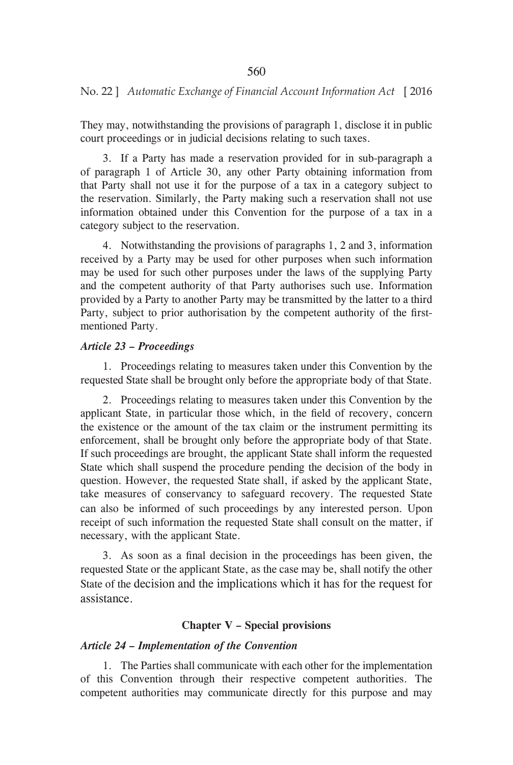They may, notwithstanding the provisions of paragraph 1, disclose it in public court proceedings or in judicial decisions relating to such taxes.

3. If a Party has made a reservation provided for in sub-paragraph a of paragraph 1 of Article 30, any other Party obtaining information from that Party shall not use it for the purpose of a tax in a category subject to the reservation. Similarly, the Party making such a reservation shall not use information obtained under this Convention for the purpose of a tax in a category subject to the reservation.

4. Notwithstanding the provisions of paragraphs 1, 2 and 3, information received by a Party may be used for other purposes when such information may be used for such other purposes under the laws of the supplying Party and the competent authority of that Party authorises such use. Information provided by a Party to another Party may be transmitted by the latter to a third Party, subject to prior authorisation by the competent authority of the first-mentioned Party.

***Article 23 – Proceedings***

1. Proceedings relating to measures taken under this Convention by the requested State shall be brought only before the appropriate body of that State.

2. Proceedings relating to measures taken under this Convention by the applicant State, in particular those which, in the field of recovery, concern the existence or the amount of the tax claim or the instrument permitting its enforcement, shall be brought only before the appropriate body of that State. If such proceedings are brought, the applicant State shall inform the requested State which shall suspend the procedure pending the decision of the body in question. However, the requested State shall, if asked by the applicant State, take measures of conservancy to safeguard recovery. The requested State can also be informed of such proceedings by any interested person. Upon receipt of such information the requested State shall consult on the matter, if necessary, with the applicant State.

3. As soon as a final decision in the proceedings has been given, the requested State or the applicant State, as the case may be, shall notify the other State of the decision and the implications which it has for the request for assistance.

**Chapter V – Special provisions**

***Article 24 – Implementation of the Convention***

1. The Parties shall communicate with each other for the implementation of this Convention through their respective competent authorities. The competent authorities may communicate directly for this purpose and may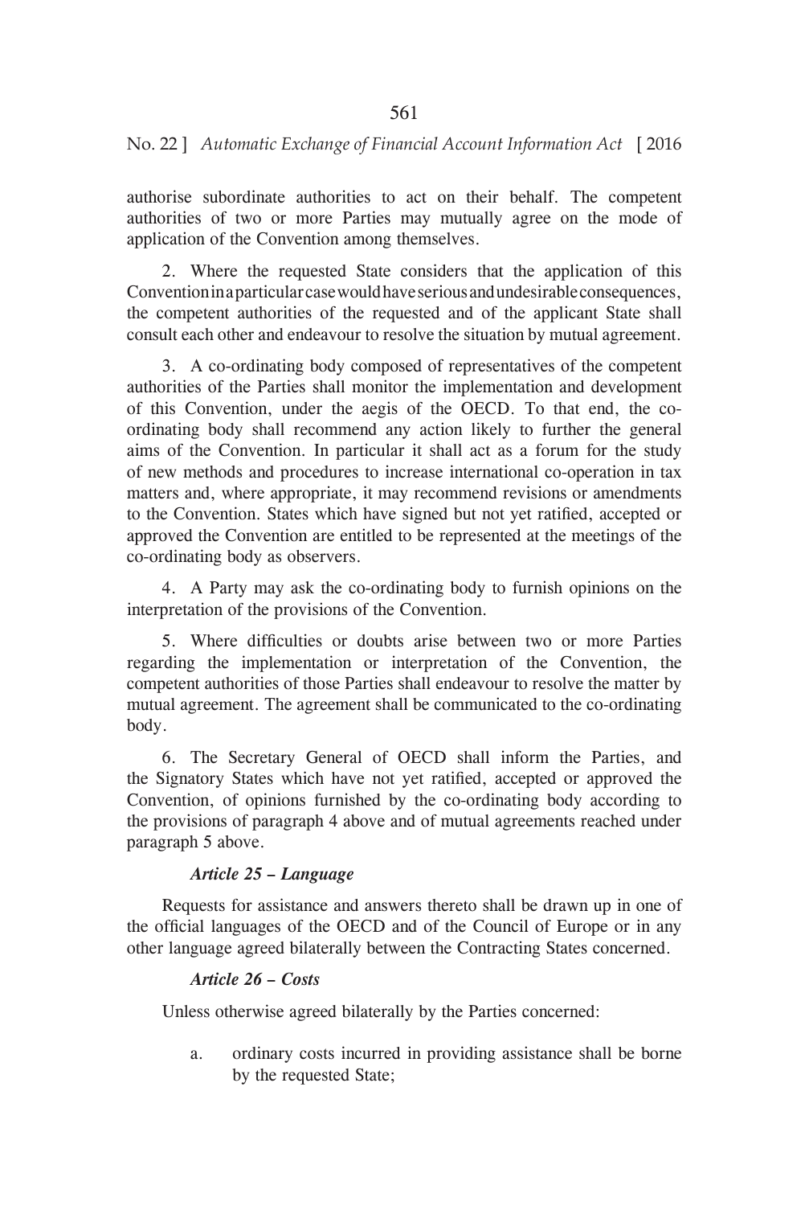authorise subordinate authorities to act on their behalf. The competent authorities of two or more Parties may mutually agree on the mode of application of the Convention among themselves.

2. Where the requested State considers that the application of this Convention in a particular case would have serious and undesirable consequences, the competent authorities of the requested and of the applicant State shall consult each other and endeavour to resolve the situation by mutual agreement.

3. A co-ordinating body composed of representatives of the competent authorities of the Parties shall monitor the implementation and development of this Convention, under the aegis of the OECD. To that end, the co-ordinating body shall recommend any action likely to further the general aims of the Convention. In particular it shall act as a forum for the study of new methods and procedures to increase international co-operation in tax matters and, where appropriate, it may recommend revisions or amendments to the Convention. States which have signed but not yet ratified, accepted or approved the Convention are entitled to be represented at the meetings of the co-ordinating body as observers.

4. A Party may ask the co-ordinating body to furnish opinions on the interpretation of the provisions of the Convention.

5. Where difficulties or doubts arise between two or more Parties regarding the implementation or interpretation of the Convention, the competent authorities of those Parties shall endeavour to resolve the matter by mutual agreement. The agreement shall be communicated to the co-ordinating body.

6. The Secretary General of OECD shall inform the Parties, and the Signatory States which have not yet ratified, accepted or approved the Convention, of opinions furnished by the co-ordinating body according to the provisions of paragraph 4 above and of mutual agreements reached under paragraph 5 above.

***Article 25 – Language***

Requests for assistance and answers thereto shall be drawn up in one of the official languages of the OECD and of the Council of Europe or in any other language agreed bilaterally between the Contracting States concerned.

***Article 26 – Costs***

Unless otherwise agreed bilaterally by the Parties concerned:

a. ordinary costs incurred in providing assistance shall be borne by the requested State;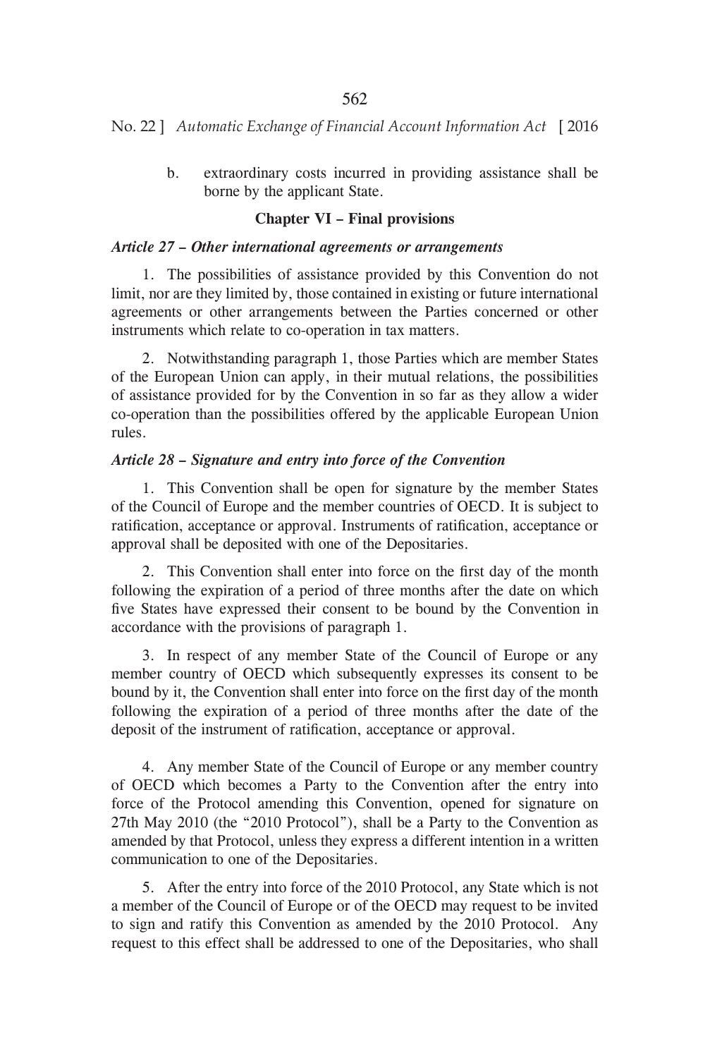b. extraordinary costs incurred in providing assistance shall be borne by the applicant State.

### Chapter VI – Final provisions

***Article 27 – Other international agreements or arrangements***

1. The possibilities of assistance provided by this Convention do not limit, nor are they limited by, those contained in existing or future international agreements or other arrangements between the Parties concerned or other instruments which relate to co-operation in tax matters.

2. Notwithstanding paragraph 1, those Parties which are member States of the European Union can apply, in their mutual relations, the possibilities of assistance provided for by the Convention in so far as they allow a wider co-operation than the possibilities offered by the applicable European Union rules.

***Article 28 – Signature and entry into force of the Convention***

1. This Convention shall be open for signature by the member States of the Council of Europe and the member countries of OECD. It is subject to ratification, acceptance or approval. Instruments of ratification, acceptance or approval shall be deposited with one of the Depositaries.

2. This Convention shall enter into force on the first day of the month following the expiration of a period of three months after the date on which five States have expressed their consent to be bound by the Convention in accordance with the provisions of paragraph 1.

3. In respect of any member State of the Council of Europe or any member country of OECD which subsequently expresses its consent to be bound by it, the Convention shall enter into force on the first day of the month following the expiration of a period of three months after the date of the deposit of the instrument of ratification, acceptance or approval.

4. Any member State of the Council of Europe or any member country of OECD which becomes a Party to the Convention after the entry into force of the Protocol amending this Convention, opened for signature on 27th May 2010 (the "2010 Protocol"), shall be a Party to the Convention as amended by that Protocol, unless they express a different intention in a written communication to one of the Depositaries.

5. After the entry into force of the 2010 Protocol, any State which is not a member of the Council of Europe or of the OECD may request to be invited to sign and ratify this Convention as amended by the 2010 Protocol. Any request to this effect shall be addressed to one of the Depositaries, who shall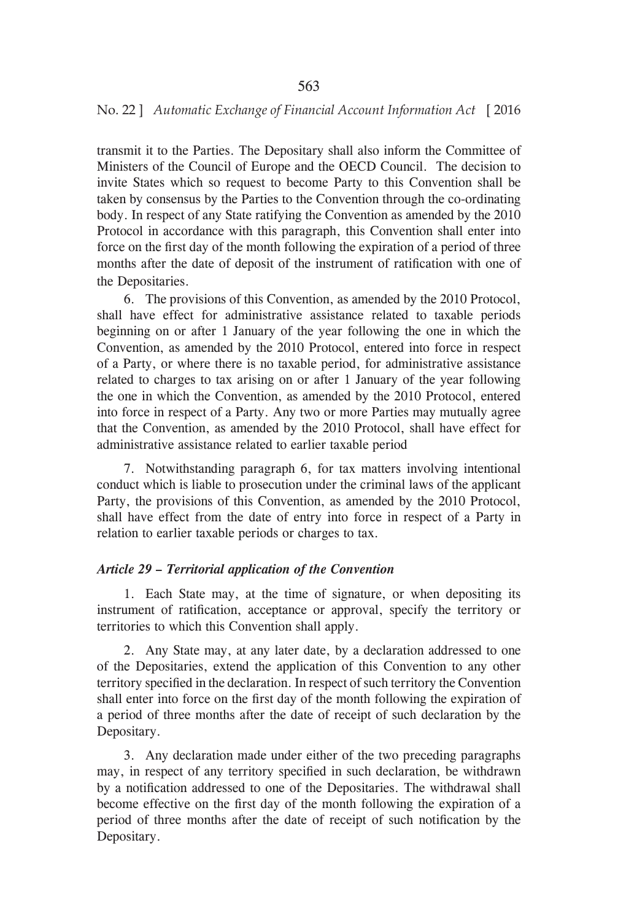transmit it to the Parties. The Depositary shall also inform the Committee of Ministers of the Council of Europe and the OECD Council. The decision to invite States which so request to become Party to this Convention shall be taken by consensus by the Parties to the Convention through the co-ordinating body. In respect of any State ratifying the Convention as amended by the 2010 Protocol in accordance with this paragraph, this Convention shall enter into force on the first day of the month following the expiration of a period of three months after the date of deposit of the instrument of ratification with one of the Depositaries.

6. The provisions of this Convention, as amended by the 2010 Protocol, shall have effect for administrative assistance related to taxable periods beginning on or after 1 January of the year following the one in which the Convention, as amended by the 2010 Protocol, entered into force in respect of a Party, or where there is no taxable period, for administrative assistance related to charges to tax arising on or after 1 January of the year following the one in which the Convention, as amended by the 2010 Protocol, entered into force in respect of a Party. Any two or more Parties may mutually agree that the Convention, as amended by the 2010 Protocol, shall have effect for administrative assistance related to earlier taxable period

7. Notwithstanding paragraph 6, for tax matters involving intentional conduct which is liable to prosecution under the criminal laws of the applicant Party, the provisions of this Convention, as amended by the 2010 Protocol, shall have effect from the date of entry into force in respect of a Party in relation to earlier taxable periods or charges to tax.

### *Article 29 – Territorial application of the Convention*

1. Each State may, at the time of signature, or when depositing its instrument of ratification, acceptance or approval, specify the territory or territories to which this Convention shall apply.

2. Any State may, at any later date, by a declaration addressed to one of the Depositaries, extend the application of this Convention to any other territory specified in the declaration. In respect of such territory the Convention shall enter into force on the first day of the month following the expiration of a period of three months after the date of receipt of such declaration by the Depositary.

3. Any declaration made under either of the two preceding paragraphs may, in respect of any territory specified in such declaration, be withdrawn by a notification addressed to one of the Depositaries. The withdrawal shall become effective on the first day of the month following the expiration of a period of three months after the date of receipt of such notification by the Depositary.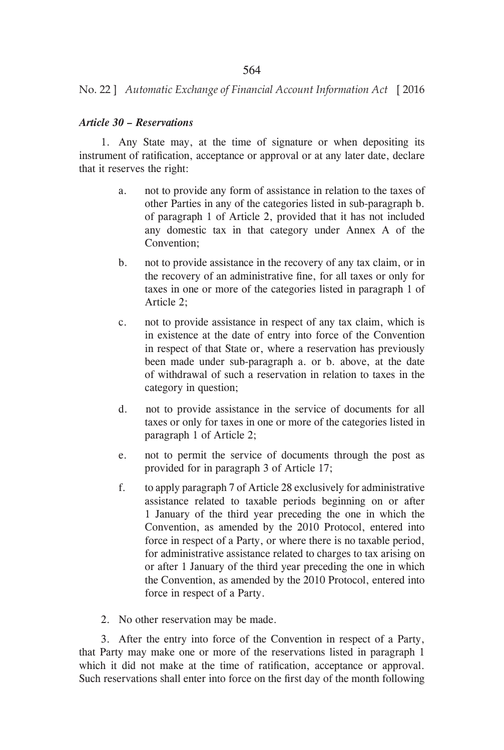***Article 30 – Reservations***

1. Any State may, at the time of signature or when depositing its instrument of ratification, acceptance or approval or at any later date, declare that it reserves the right:

a. not to provide any form of assistance in relation to the taxes of other Parties in any of the categories listed in sub-paragraph b. of paragraph 1 of Article 2, provided that it has not included any domestic tax in that category under Annex A of the Convention;

b. not to provide assistance in the recovery of any tax claim, or in the recovery of an administrative fine, for all taxes or only for taxes in one or more of the categories listed in paragraph 1 of Article 2;

c. not to provide assistance in respect of any tax claim, which is in existence at the date of entry into force of the Convention in respect of that State or, where a reservation has previously been made under sub-paragraph a. or b. above, at the date of withdrawal of such a reservation in relation to taxes in the category in question;

d. not to provide assistance in the service of documents for all taxes or only for taxes in one or more of the categories listed in paragraph 1 of Article 2;

e. not to permit the service of documents through the post as provided for in paragraph 3 of Article 17;

f. to apply paragraph 7 of Article 28 exclusively for administrative assistance related to taxable periods beginning on or after 1 January of the third year preceding the one in which the Convention, as amended by the 2010 Protocol, entered into force in respect of a Party, or where there is no taxable period, for administrative assistance related to charges to tax arising on or after 1 January of the third year preceding the one in which the Convention, as amended by the 2010 Protocol, entered into force in respect of a Party.

2. No other reservation may be made.

3. After the entry into force of the Convention in respect of a Party, that Party may make one or more of the reservations listed in paragraph 1 which it did not make at the time of ratification, acceptance or approval. Such reservations shall enter into force on the first day of the month following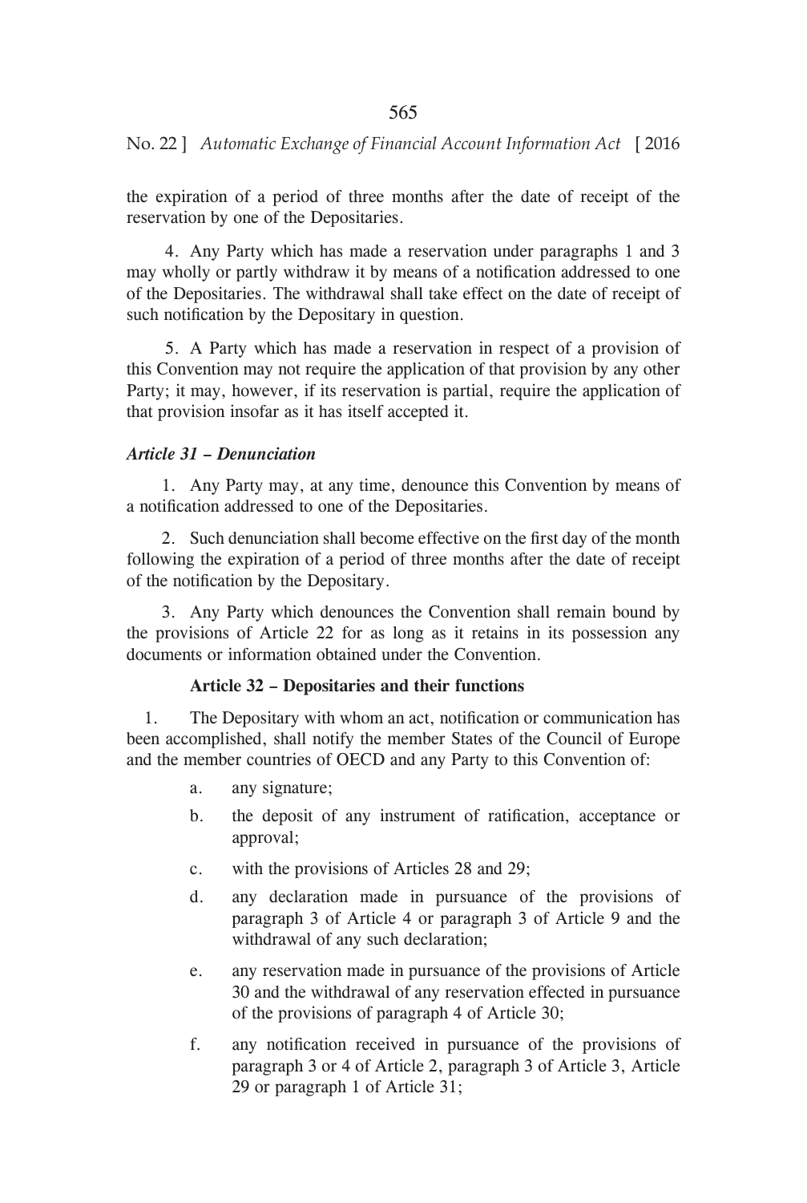the expiration of a period of three months after the date of receipt of the reservation by one of the Depositaries.

4. Any Party which has made a reservation under paragraphs 1 and 3 may wholly or partly withdraw it by means of a notification addressed to one of the Depositaries. The withdrawal shall take effect on the date of receipt of such notification by the Depositary in question.

5. A Party which has made a reservation in respect of a provision of this Convention may not require the application of that provision by any other Party; it may, however, if its reservation is partial, require the application of that provision insofar as it has itself accepted it.

***Article 31 – Denunciation***

1. Any Party may, at any time, denounce this Convention by means of a notification addressed to one of the Depositaries.

2. Such denunciation shall become effective on the first day of the month following the expiration of a period of three months after the date of receipt of the notification by the Depositary.

3. Any Party which denounces the Convention shall remain bound by the provisions of Article 22 for as long as it retains in its possession any documents or information obtained under the Convention.

**Article 32 – Depositaries and their functions**

1. The Depositary with whom an act, notification or communication has been accomplished, shall notify the member States of the Council of Europe and the member countries of OECD and any Party to this Convention of:

a. any signature;

b. the deposit of any instrument of ratification, acceptance or approval;

c. with the provisions of Articles 28 and 29;

d. any declaration made in pursuance of the provisions of paragraph 3 of Article 4 or paragraph 3 of Article 9 and the withdrawal of any such declaration;

e. any reservation made in pursuance of the provisions of Article 30 and the withdrawal of any reservation effected in pursuance of the provisions of paragraph 4 of Article 30;

f. any notification received in pursuance of the provisions of paragraph 3 or 4 of Article 2, paragraph 3 of Article 3, Article 29 or paragraph 1 of Article 31;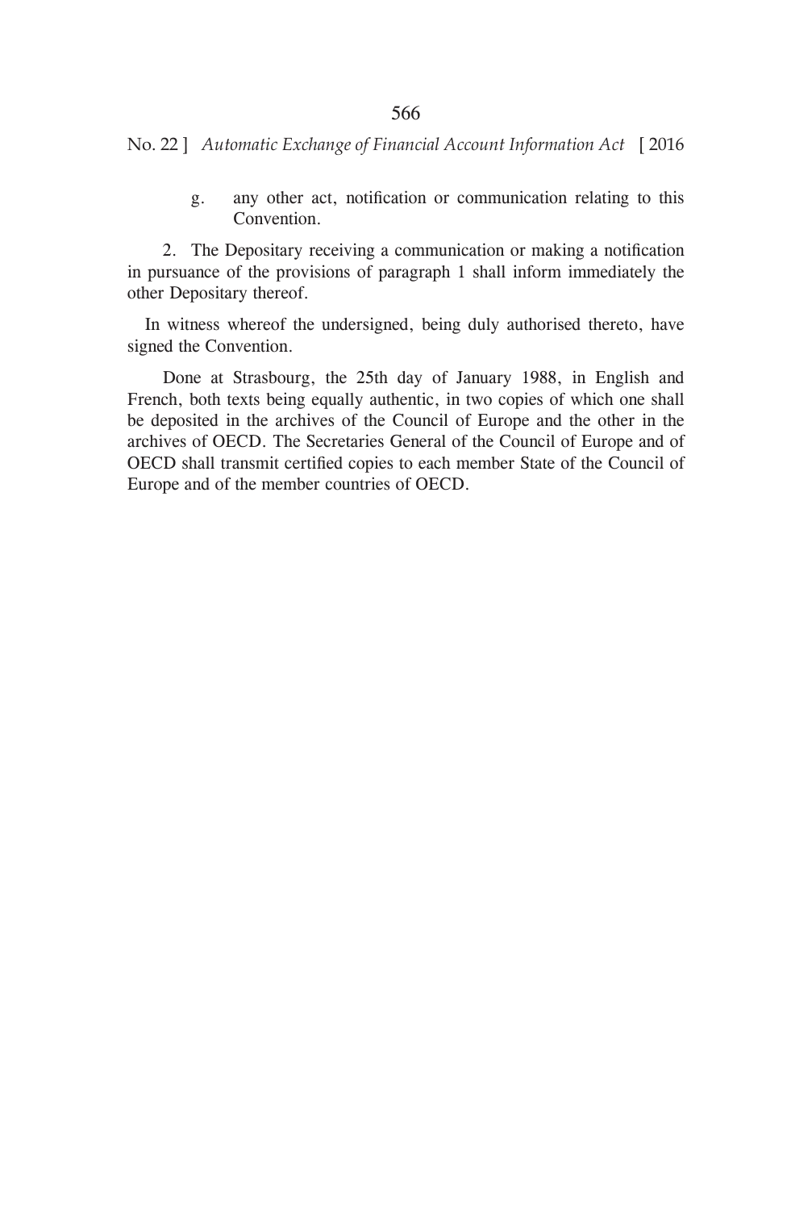g. any other act, notification or communication relating to this Convention.

2. The Depositary receiving a communication or making a notification in pursuance of the provisions of paragraph 1 shall inform immediately the other Depositary thereof.

In witness whereof the undersigned, being duly authorised thereto, have signed the Convention.

Done at Strasbourg, the 25th day of January 1988, in English and French, both texts being equally authentic, in two copies of which one shall be deposited in the archives of the Council of Europe and the other in the archives of OECD. The Secretaries General of the Council of Europe and of OECD shall transmit certified copies to each member State of the Council of Europe and of the member countries of OECD.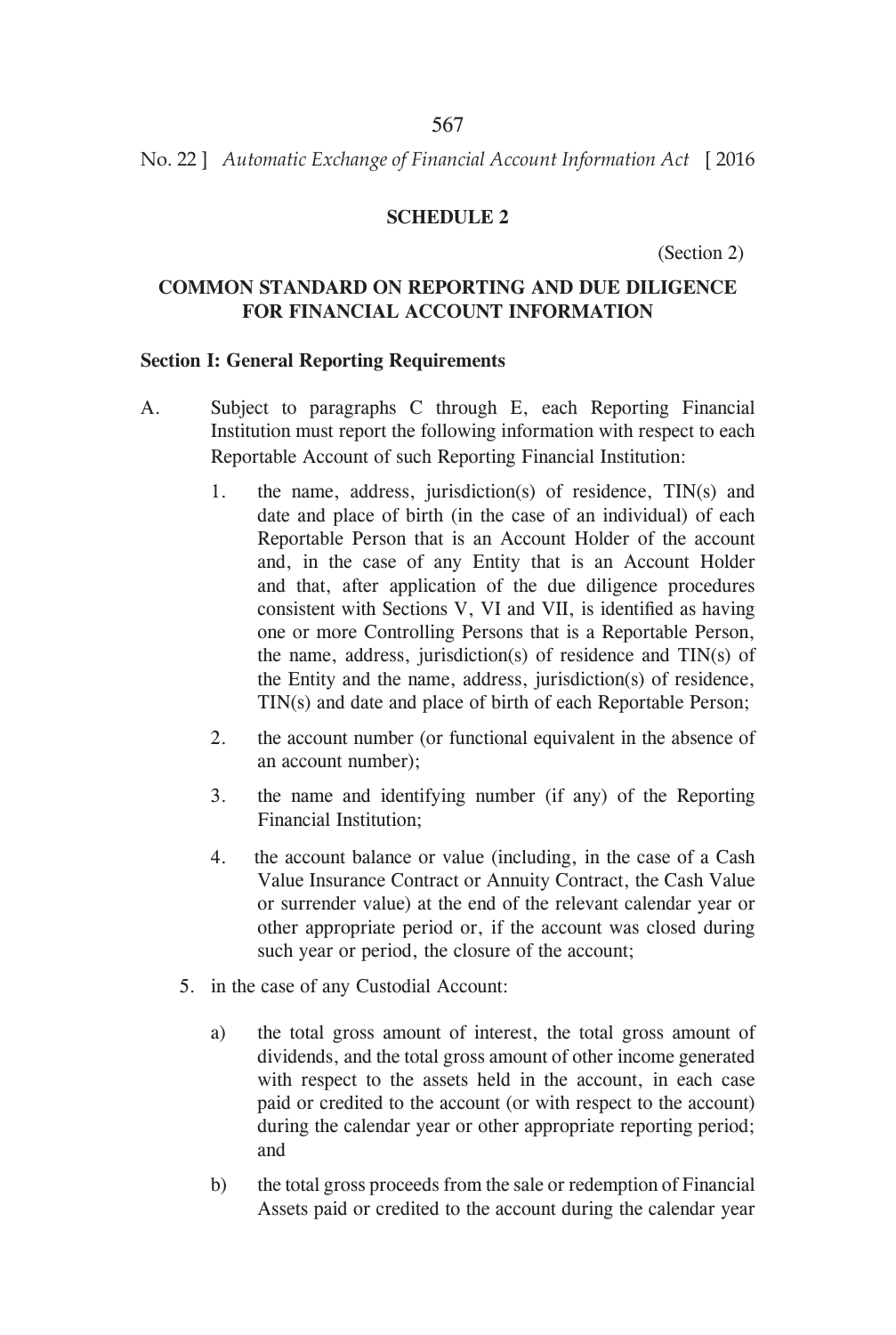## SCHEDULE 2

(Section 2)

## COMMON STANDARD ON REPORTING AND DUE DILIGENCE FOR FINANCIAL ACCOUNT INFORMATION

### Section I: General Reporting Requirements

A. Subject to paragraphs C through E, each Reporting Financial Institution must report the following information with respect to each Reportable Account of such Reporting Financial Institution:

1. the name, address, jurisdiction(s) of residence, TIN(s) and date and place of birth (in the case of an individual) of each Reportable Person that is an Account Holder of the account and, in the case of any Entity that is an Account Holder and that, after application of the due diligence procedures consistent with Sections V, VI and VII, is identified as having one or more Controlling Persons that is a Reportable Person, the name, address, jurisdiction(s) of residence and TIN(s) of the Entity and the name, address, jurisdiction(s) of residence, TIN(s) and date and place of birth of each Reportable Person;

2. the account number (or functional equivalent in the absence of an account number);

3. the name and identifying number (if any) of the Reporting Financial Institution;

4. the account balance or value (including, in the case of a Cash Value Insurance Contract or Annuity Contract, the Cash Value or surrender value) at the end of the relevant calendar year or other appropriate period or, if the account was closed during such year or period, the closure of the account;

5. in the case of any Custodial Account:

   a) the total gross amount of interest, the total gross amount of dividends, and the total gross amount of other income generated with respect to the assets held in the account, in each case paid or credited to the account (or with respect to the account) during the calendar year or other appropriate reporting period; and

   b) the total gross proceeds from the sale or redemption of Financial Assets paid or credited to the account during the calendar year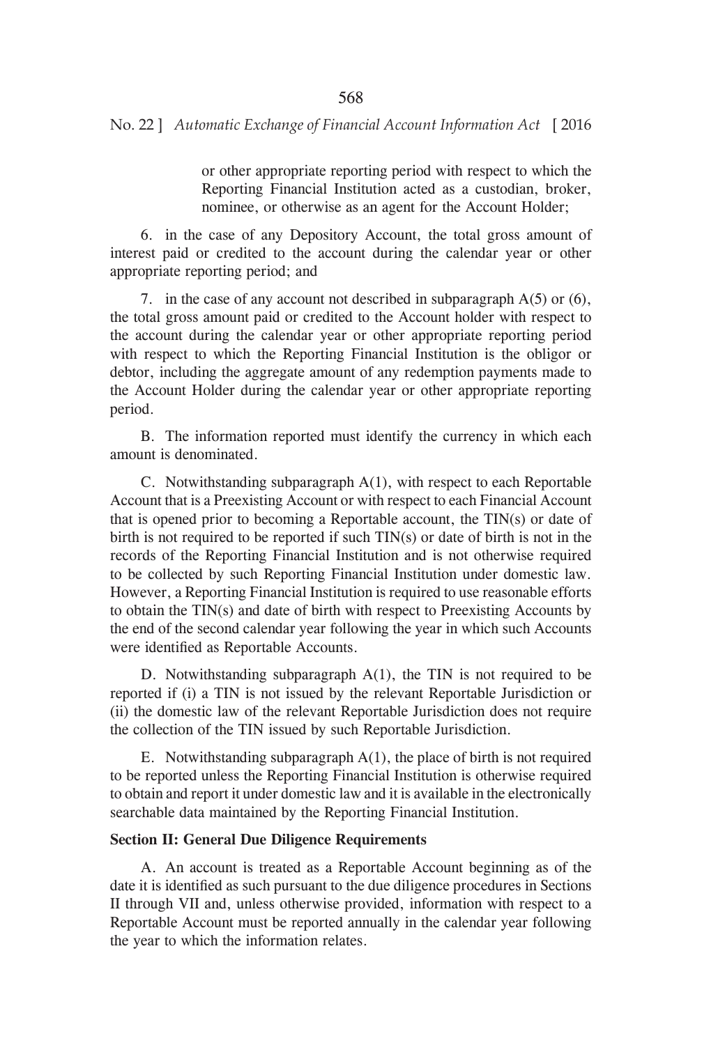or other appropriate reporting period with respect to which the Reporting Financial Institution acted as a custodian, broker, nominee, or otherwise as an agent for the Account Holder;

6. in the case of any Depository Account, the total gross amount of interest paid or credited to the account during the calendar year or other appropriate reporting period; and

7. in the case of any account not described in subparagraph A(5) or (6), the total gross amount paid or credited to the Account holder with respect to the account during the calendar year or other appropriate reporting period with respect to which the Reporting Financial Institution is the obligor or debtor, including the aggregate amount of any redemption payments made to the Account Holder during the calendar year or other appropriate reporting period.

B. The information reported must identify the currency in which each amount is denominated.

C. Notwithstanding subparagraph A(1), with respect to each Reportable Account that is a Preexisting Account or with respect to each Financial Account that is opened prior to becoming a Reportable account, the TIN(s) or date of birth is not required to be reported if such TIN(s) or date of birth is not in the records of the Reporting Financial Institution and is not otherwise required to be collected by such Reporting Financial Institution under domestic law. However, a Reporting Financial Institution is required to use reasonable efforts to obtain the TIN(s) and date of birth with respect to Preexisting Accounts by the end of the second calendar year following the year in which such Accounts were identified as Reportable Accounts.

D. Notwithstanding subparagraph A(1), the TIN is not required to be reported if (i) a TIN is not issued by the relevant Reportable Jurisdiction or (ii) the domestic law of the relevant Reportable Jurisdiction does not require the collection of the TIN issued by such Reportable Jurisdiction.

E. Notwithstanding subparagraph A(1), the place of birth is not required to be reported unless the Reporting Financial Institution is otherwise required to obtain and report it under domestic law and it is available in the electronically searchable data maintained by the Reporting Financial Institution.

**Section II: General Due Diligence Requirements**

A. An account is treated as a Reportable Account beginning as of the date it is identified as such pursuant to the due diligence procedures in Sections II through VII and, unless otherwise provided, information with respect to a Reportable Account must be reported annually in the calendar year following the year to which the information relates.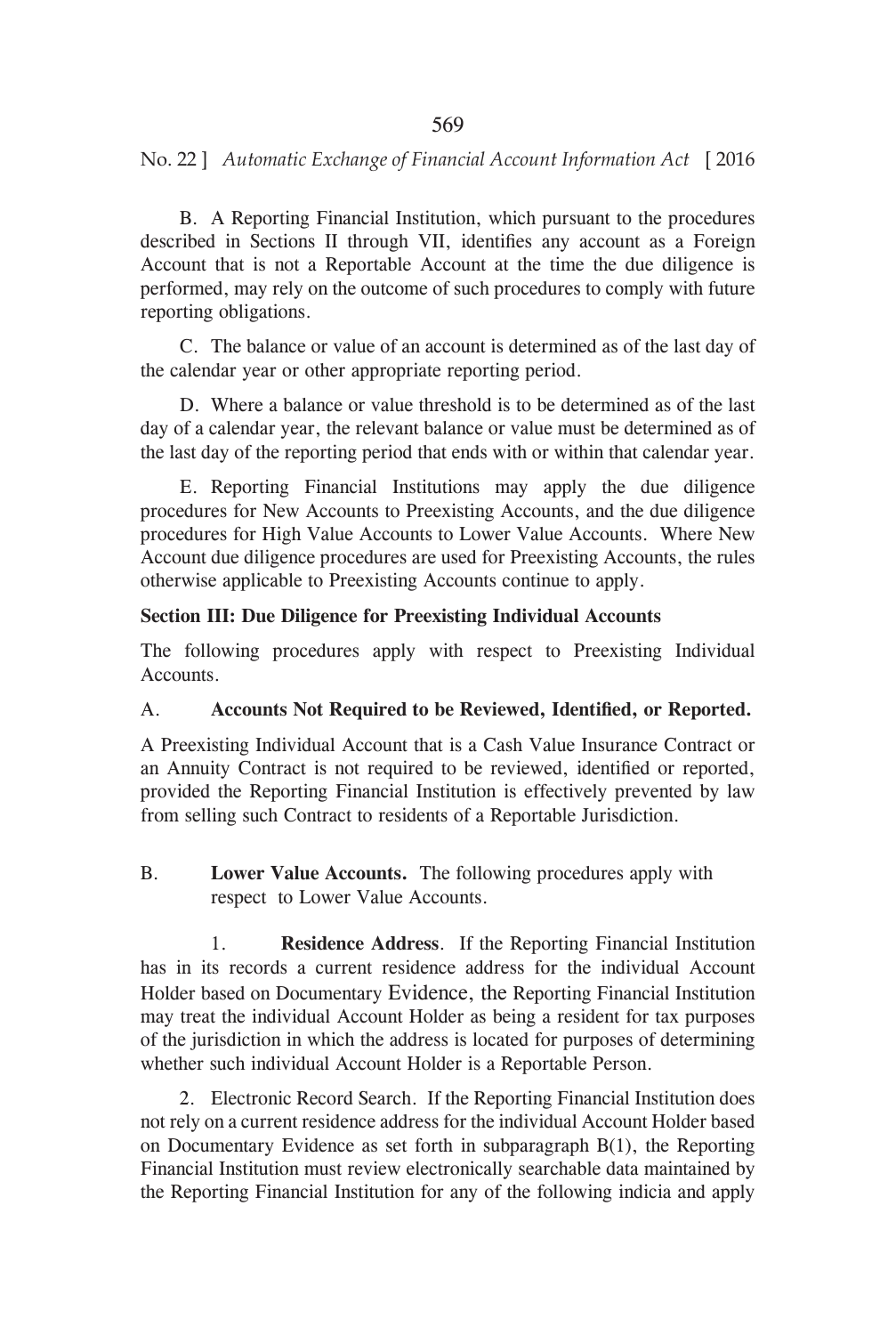B. A Reporting Financial Institution, which pursuant to the procedures described in Sections II through VII, identifies any account as a Foreign Account that is not a Reportable Account at the time the due diligence is performed, may rely on the outcome of such procedures to comply with future reporting obligations.

C. The balance or value of an account is determined as of the last day of the calendar year or other appropriate reporting period.

D. Where a balance or value threshold is to be determined as of the last day of a calendar year, the relevant balance or value must be determined as of the last day of the reporting period that ends with or within that calendar year.

E. Reporting Financial Institutions may apply the due diligence procedures for New Accounts to Preexisting Accounts, and the due diligence procedures for High Value Accounts to Lower Value Accounts. Where New Account due diligence procedures are used for Preexisting Accounts, the rules otherwise applicable to Preexisting Accounts continue to apply.

**Section III: Due Diligence for Preexisting Individual Accounts**

The following procedures apply with respect to Preexisting Individual Accounts.

A. **Accounts Not Required to be Reviewed, Identified, or Reported.**

A Preexisting Individual Account that is a Cash Value Insurance Contract or an Annuity Contract is not required to be reviewed, identified or reported, provided the Reporting Financial Institution is effectively prevented by law from selling such Contract to residents of a Reportable Jurisdiction.

B. **Lower Value Accounts.** The following procedures apply with respect to Lower Value Accounts.

1. **Residence Address**. If the Reporting Financial Institution has in its records a current residence address for the individual Account Holder based on Documentary Evidence, the Reporting Financial Institution may treat the individual Account Holder as being a resident for tax purposes of the jurisdiction in which the address is located for purposes of determining whether such individual Account Holder is a Reportable Person.

2. Electronic Record Search. If the Reporting Financial Institution does not rely on a current residence address for the individual Account Holder based on Documentary Evidence as set forth in subparagraph B(1), the Reporting Financial Institution must review electronically searchable data maintained by the Reporting Financial Institution for any of the following indicia and apply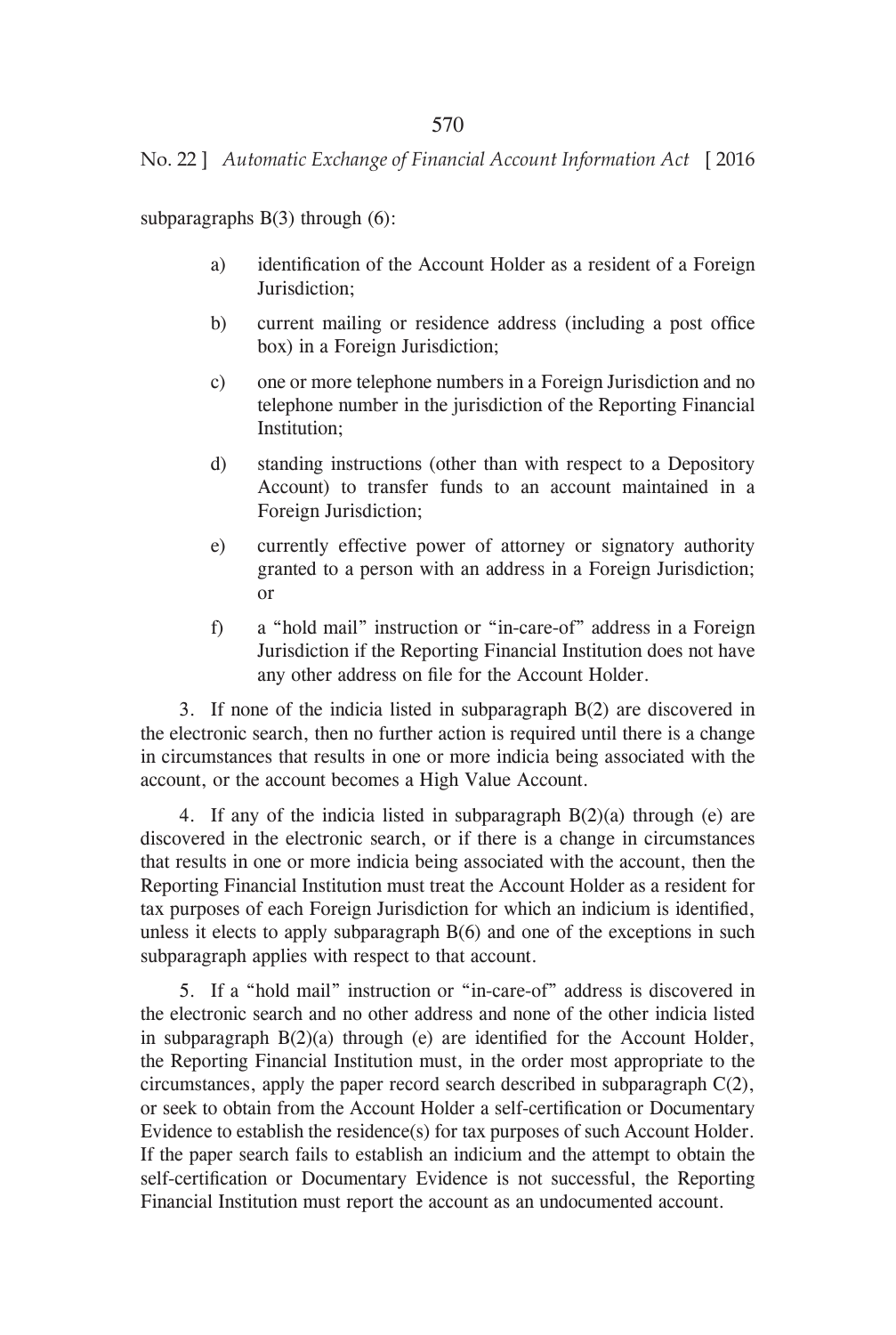subparagraphs B(3) through (6):

a) identification of the Account Holder as a resident of a Foreign Jurisdiction;

b) current mailing or residence address (including a post office box) in a Foreign Jurisdiction;

c) one or more telephone numbers in a Foreign Jurisdiction and no telephone number in the jurisdiction of the Reporting Financial Institution;

d) standing instructions (other than with respect to a Depository Account) to transfer funds to an account maintained in a Foreign Jurisdiction;

e) currently effective power of attorney or signatory authority granted to a person with an address in a Foreign Jurisdiction; or

f) a "hold mail" instruction or "in-care-of" address in a Foreign Jurisdiction if the Reporting Financial Institution does not have any other address on file for the Account Holder.

3. If none of the indicia listed in subparagraph B(2) are discovered in the electronic search, then no further action is required until there is a change in circumstances that results in one or more indicia being associated with the account, or the account becomes a High Value Account.

4. If any of the indicia listed in subparagraph B(2)(a) through (e) are discovered in the electronic search, or if there is a change in circumstances that results in one or more indicia being associated with the account, then the Reporting Financial Institution must treat the Account Holder as a resident for tax purposes of each Foreign Jurisdiction for which an indicium is identified, unless it elects to apply subparagraph B(6) and one of the exceptions in such subparagraph applies with respect to that account.

5. If a "hold mail" instruction or "in-care-of" address is discovered in the electronic search and no other address and none of the other indicia listed in subparagraph B(2)(a) through (e) are identified for the Account Holder, the Reporting Financial Institution must, in the order most appropriate to the circumstances, apply the paper record search described in subparagraph C(2), or seek to obtain from the Account Holder a self-certification or Documentary Evidence to establish the residence(s) for tax purposes of such Account Holder. If the paper search fails to establish an indicium and the attempt to obtain the self-certification or Documentary Evidence is not successful, the Reporting Financial Institution must report the account as an undocumented account.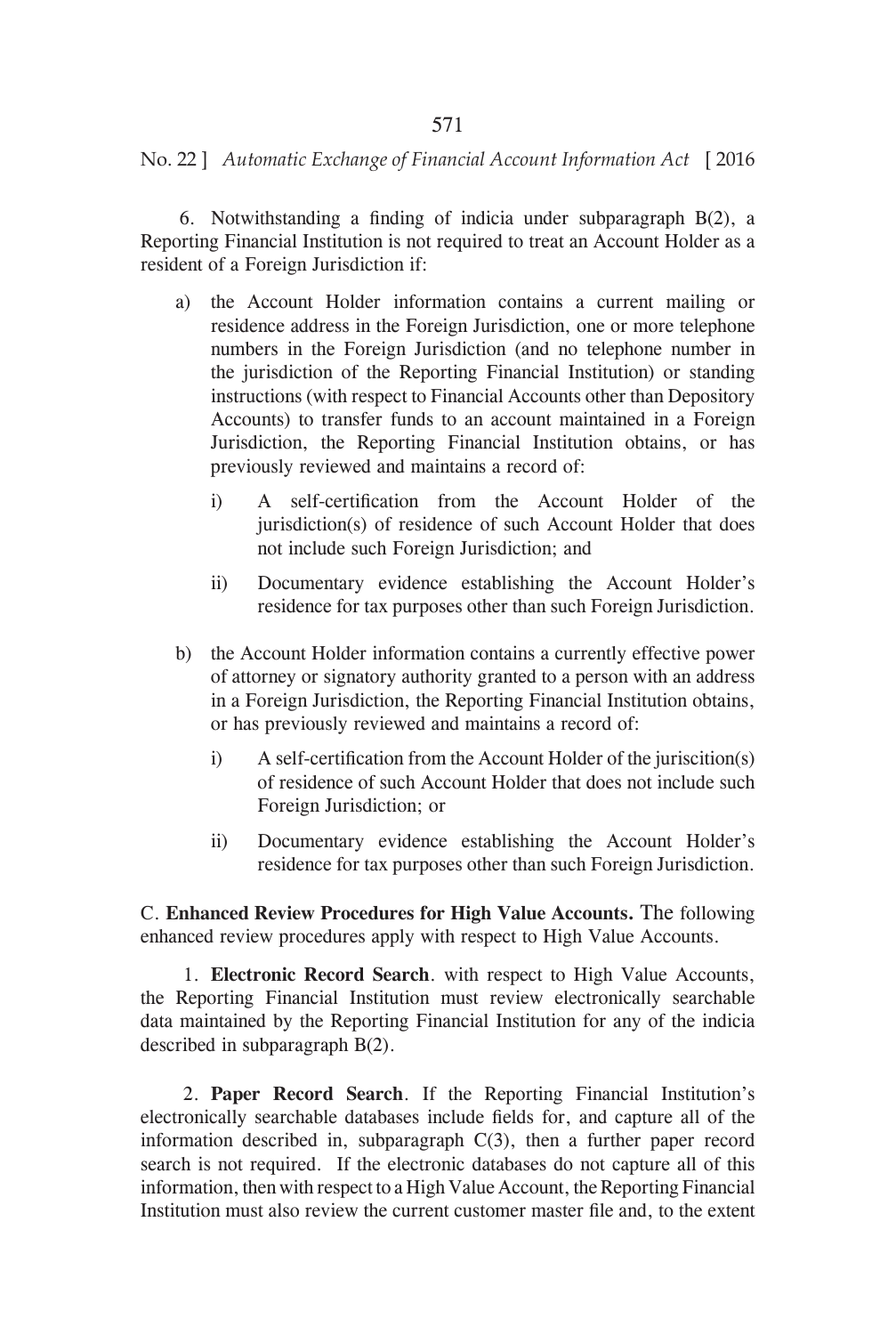6. Notwithstanding a finding of indicia under subparagraph B(2), a Reporting Financial Institution is not required to treat an Account Holder as a resident of a Foreign Jurisdiction if:

a) the Account Holder information contains a current mailing or residence address in the Foreign Jurisdiction, one or more telephone numbers in the Foreign Jurisdiction (and no telephone number in the jurisdiction of the Reporting Financial Institution) or standing instructions (with respect to Financial Accounts other than Depository Accounts) to transfer funds to an account maintained in a Foreign Jurisdiction, the Reporting Financial Institution obtains, or has previously reviewed and maintains a record of:

   i) A self-certification from the Account Holder of the jurisdiction(s) of residence of such Account Holder that does not include such Foreign Jurisdiction; and

   ii) Documentary evidence establishing the Account Holder's residence for tax purposes other than such Foreign Jurisdiction.

b) the Account Holder information contains a currently effective power of attorney or signatory authority granted to a person with an address in a Foreign Jurisdiction, the Reporting Financial Institution obtains, or has previously reviewed and maintains a record of:

   i) A self-certification from the Account Holder of the juriscition(s) of residence of such Account Holder that does not include such Foreign Jurisdiction; or

   ii) Documentary evidence establishing the Account Holder's residence for tax purposes other than such Foreign Jurisdiction.

C. **Enhanced Review Procedures for High Value Accounts.** The following enhanced review procedures apply with respect to High Value Accounts.

1. **Electronic Record Search**. with respect to High Value Accounts, the Reporting Financial Institution must review electronically searchable data maintained by the Reporting Financial Institution for any of the indicia described in subparagraph B(2).

2. **Paper Record Search**. If the Reporting Financial Institution's electronically searchable databases include fields for, and capture all of the information described in, subparagraph C(3), then a further paper record search is not required. If the electronic databases do not capture all of this information, then with respect to a High Value Account, the Reporting Financial Institution must also review the current customer master file and, to the extent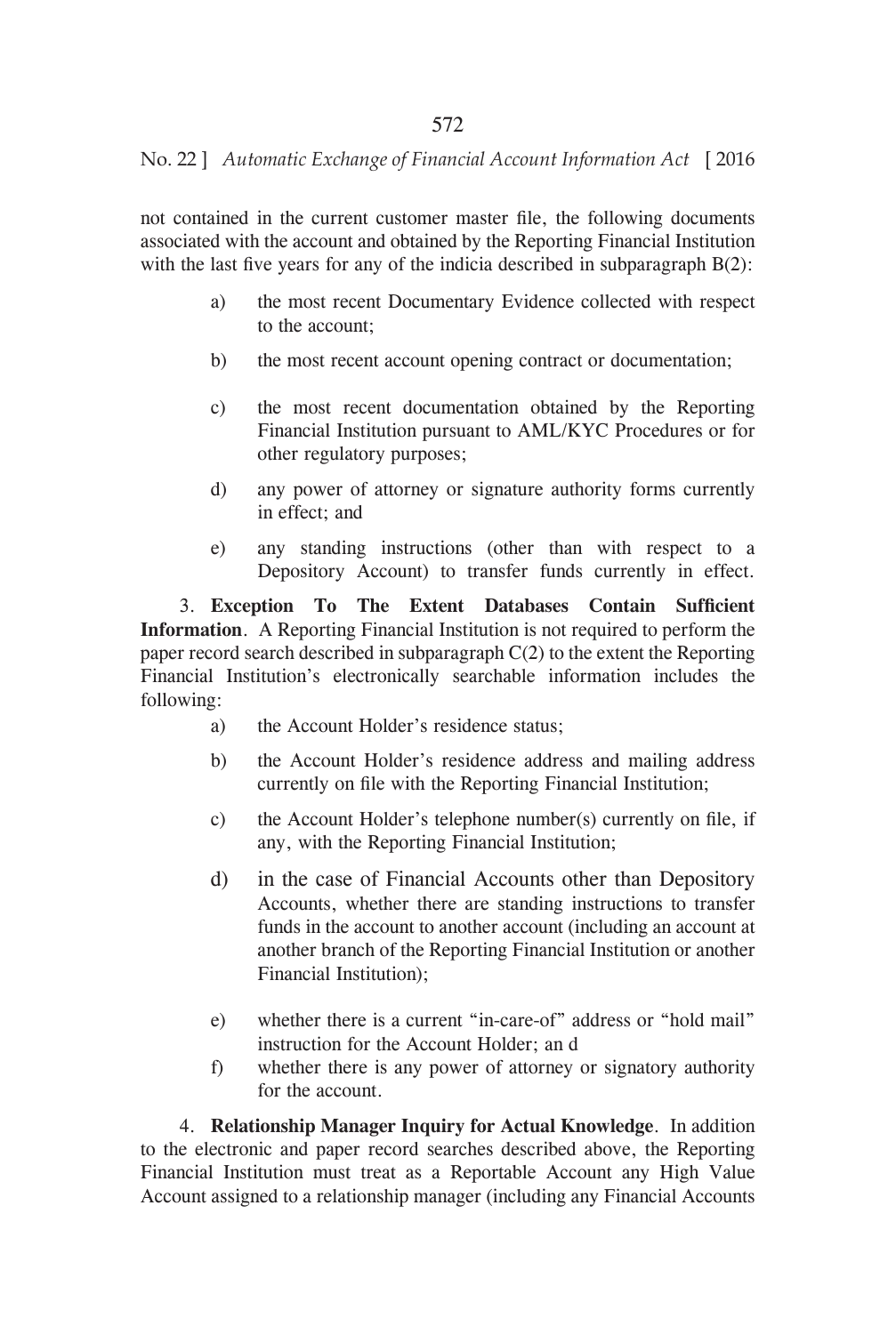not contained in the current customer master file, the following documents associated with the account and obtained by the Reporting Financial Institution with the last five years for any of the indicia described in subparagraph B(2):

a) the most recent Documentary Evidence collected with respect to the account;

b) the most recent account opening contract or documentation;

c) the most recent documentation obtained by the Reporting Financial Institution pursuant to AML/KYC Procedures or for other regulatory purposes;

d) any power of attorney or signature authority forms currently in effect; and

e) any standing instructions (other than with respect to a Depository Account) to transfer funds currently in effect.

3. **Exception To The Extent Databases Contain Sufficient Information**. A Reporting Financial Institution is not required to perform the paper record search described in subparagraph C(2) to the extent the Reporting Financial Institution's electronically searchable information includes the following:

a) the Account Holder's residence status;

b) the Account Holder's residence address and mailing address currently on file with the Reporting Financial Institution;

c) the Account Holder's telephone number(s) currently on file, if any, with the Reporting Financial Institution;

d) in the case of Financial Accounts other than Depository Accounts, whether there are standing instructions to transfer funds in the account to another account (including an account at another branch of the Reporting Financial Institution or another Financial Institution);

e) whether there is a current "in-care-of" address or "hold mail" instruction for the Account Holder; an d

f) whether there is any power of attorney or signatory authority for the account.

4. **Relationship Manager Inquiry for Actual Knowledge**. In addition to the electronic and paper record searches described above, the Reporting Financial Institution must treat as a Reportable Account any High Value Account assigned to a relationship manager (including any Financial Accounts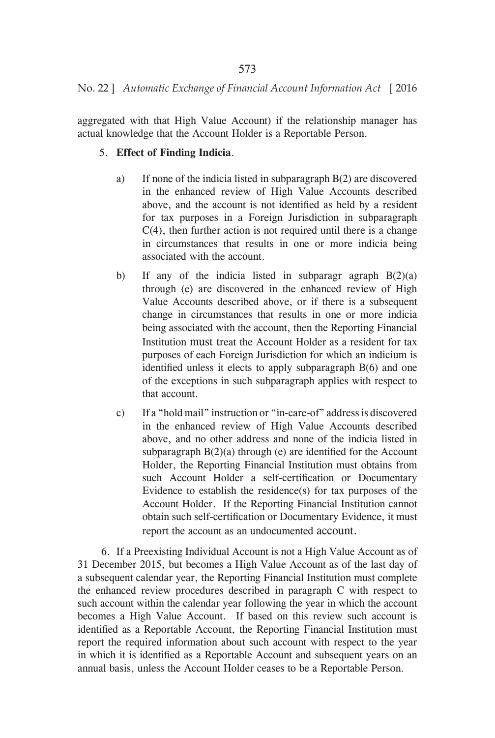aggregated with that High Value Account) if the relationship manager has actual knowledge that the Account Holder is a Reportable Person.

5. **Effect of Finding Indicia**.

a) If none of the indicia listed in subparagraph B(2) are discovered in the enhanced review of High Value Accounts described above, and the account is not identified as held by a resident for tax purposes in a Foreign Jurisdiction in subparagraph C(4), then further action is not required until there is a change in circumstances that results in one or more indicia being associated with the account.

b) If any of the indicia listed in subparagr agraph B(2)(a) through (e) are discovered in the enhanced review of High Value Accounts described above, or if there is a subsequent change in circumstances that results in one or more indicia being associated with the account, then the Reporting Financial Institution must treat the Account Holder as a resident for tax purposes of each Foreign Jurisdiction for which an indicium is identified unless it elects to apply subparagraph B(6) and one of the exceptions in such subparagraph applies with respect to that account.

c) If a "hold mail" instruction or "in-care-of" address is discovered in the enhanced review of High Value Accounts described above, and no other address and none of the indicia listed in subparagraph B(2)(a) through (e) are identified for the Account Holder, the Reporting Financial Institution must obtains from such Account Holder a self-certification or Documentary Evidence to establish the residence(s) for tax purposes of the Account Holder. If the Reporting Financial Institution cannot obtain such self-certification or Documentary Evidence, it must report the account as an undocumented account.

6. If a Preexisting Individual Account is not a High Value Account as of 31 December 2015, but becomes a High Value Account as of the last day of a subsequent calendar year, the Reporting Financial Institution must complete the enhanced review procedures described in paragraph C with respect to such account within the calendar year following the year in which the account becomes a High Value Account. If based on this review such account is identified as a Reportable Account, the Reporting Financial Institution must report the required information about such account with respect to the year in which it is identified as a Reportable Account and subsequent years on an annual basis, unless the Account Holder ceases to be a Reportable Person.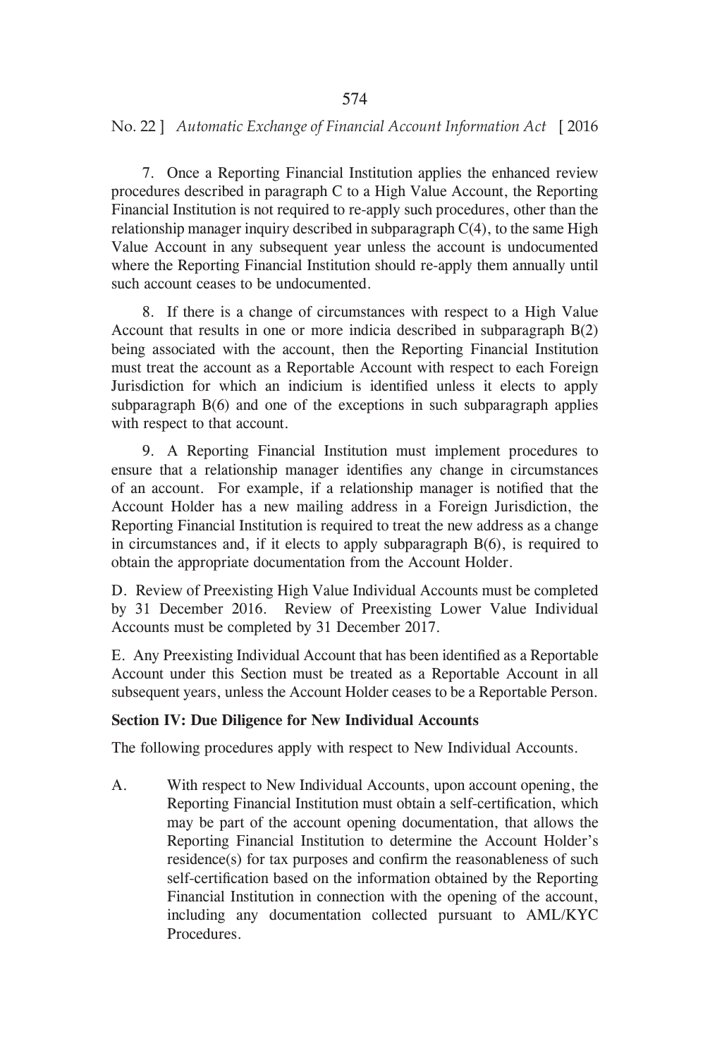7. Once a Reporting Financial Institution applies the enhanced review procedures described in paragraph C to a High Value Account, the Reporting Financial Institution is not required to re-apply such procedures, other than the relationship manager inquiry described in subparagraph C(4), to the same High Value Account in any subsequent year unless the account is undocumented where the Reporting Financial Institution should re-apply them annually until such account ceases to be undocumented.

8. If there is a change of circumstances with respect to a High Value Account that results in one or more indicia described in subparagraph B(2) being associated with the account, then the Reporting Financial Institution must treat the account as a Reportable Account with respect to each Foreign Jurisdiction for which an indicium is identified unless it elects to apply subparagraph B(6) and one of the exceptions in such subparagraph applies with respect to that account.

9. A Reporting Financial Institution must implement procedures to ensure that a relationship manager identifies any change in circumstances of an account. For example, if a relationship manager is notified that the Account Holder has a new mailing address in a Foreign Jurisdiction, the Reporting Financial Institution is required to treat the new address as a change in circumstances and, if it elects to apply subparagraph B(6), is required to obtain the appropriate documentation from the Account Holder.

D. Review of Preexisting High Value Individual Accounts must be completed by 31 December 2016. Review of Preexisting Lower Value Individual Accounts must be completed by 31 December 2017.

E. Any Preexisting Individual Account that has been identified as a Reportable Account under this Section must be treated as a Reportable Account in all subsequent years, unless the Account Holder ceases to be a Reportable Person.

**Section IV: Due Diligence for New Individual Accounts**

The following procedures apply with respect to New Individual Accounts.

A. With respect to New Individual Accounts, upon account opening, the Reporting Financial Institution must obtain a self-certification, which may be part of the account opening documentation, that allows the Reporting Financial Institution to determine the Account Holder's residence(s) for tax purposes and confirm the reasonableness of such self-certification based on the information obtained by the Reporting Financial Institution in connection with the opening of the account, including any documentation collected pursuant to AML/KYC Procedures.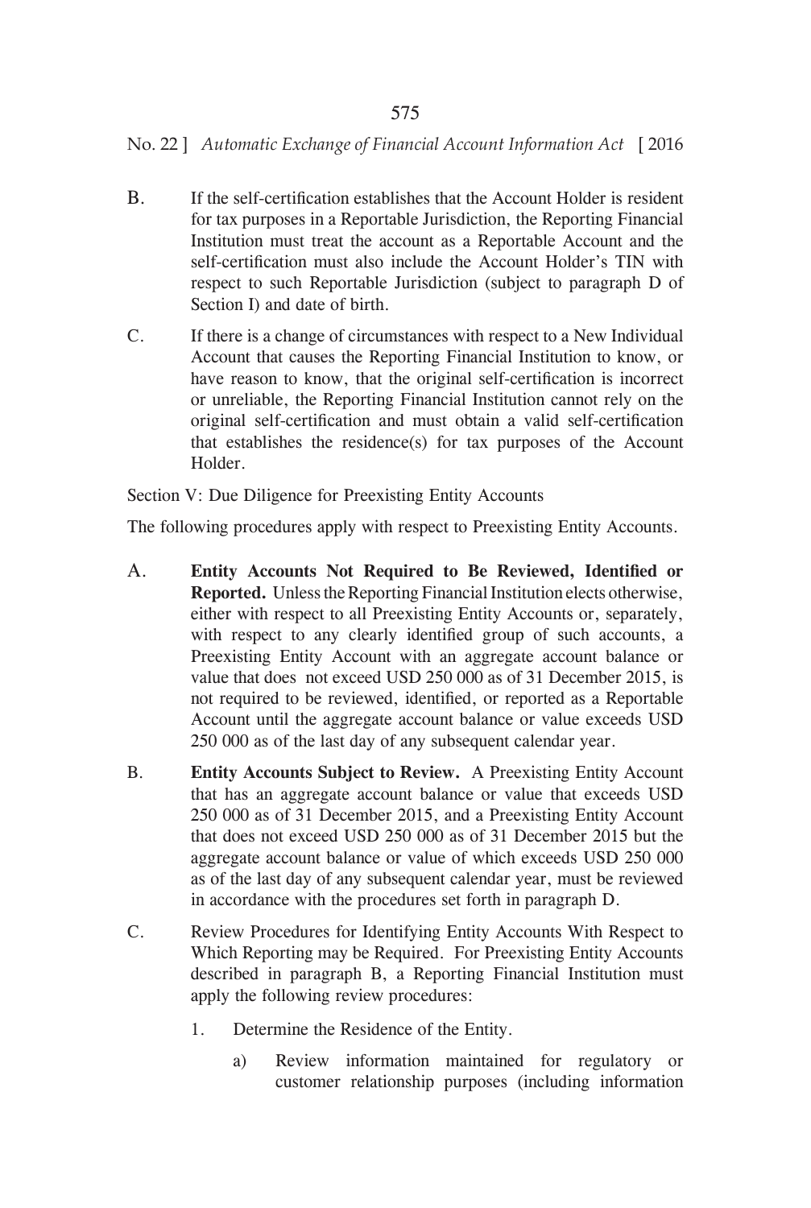B. If the self-certification establishes that the Account Holder is resident for tax purposes in a Reportable Jurisdiction, the Reporting Financial Institution must treat the account as a Reportable Account and the self-certification must also include the Account Holder's TIN with respect to such Reportable Jurisdiction (subject to paragraph D of Section I) and date of birth.

C. If there is a change of circumstances with respect to a New Individual Account that causes the Reporting Financial Institution to know, or have reason to know, that the original self-certification is incorrect or unreliable, the Reporting Financial Institution cannot rely on the original self-certification and must obtain a valid self-certification that establishes the residence(s) for tax purposes of the Account Holder.

Section V: Due Diligence for Preexisting Entity Accounts

The following procedures apply with respect to Preexisting Entity Accounts.

A. **Entity Accounts Not Required to Be Reviewed, Identified or Reported.** Unless the Reporting Financial Institution elects otherwise, either with respect to all Preexisting Entity Accounts or, separately, with respect to any clearly identified group of such accounts, a Preexisting Entity Account with an aggregate account balance or value that does not exceed USD 250 000 as of 31 December 2015, is not required to be reviewed, identified, or reported as a Reportable Account until the aggregate account balance or value exceeds USD 250 000 as of the last day of any subsequent calendar year.

B. **Entity Accounts Subject to Review.** A Preexisting Entity Account that has an aggregate account balance or value that exceeds USD 250 000 as of 31 December 2015, and a Preexisting Entity Account that does not exceed USD 250 000 as of 31 December 2015 but the aggregate account balance or value of which exceeds USD 250 000 as of the last day of any subsequent calendar year, must be reviewed in accordance with the procedures set forth in paragraph D.

C. Review Procedures for Identifying Entity Accounts With Respect to Which Reporting may be Required. For Preexisting Entity Accounts described in paragraph B, a Reporting Financial Institution must apply the following review procedures:

1. Determine the Residence of the Entity.

   a) Review information maintained for regulatory or customer relationship purposes (including information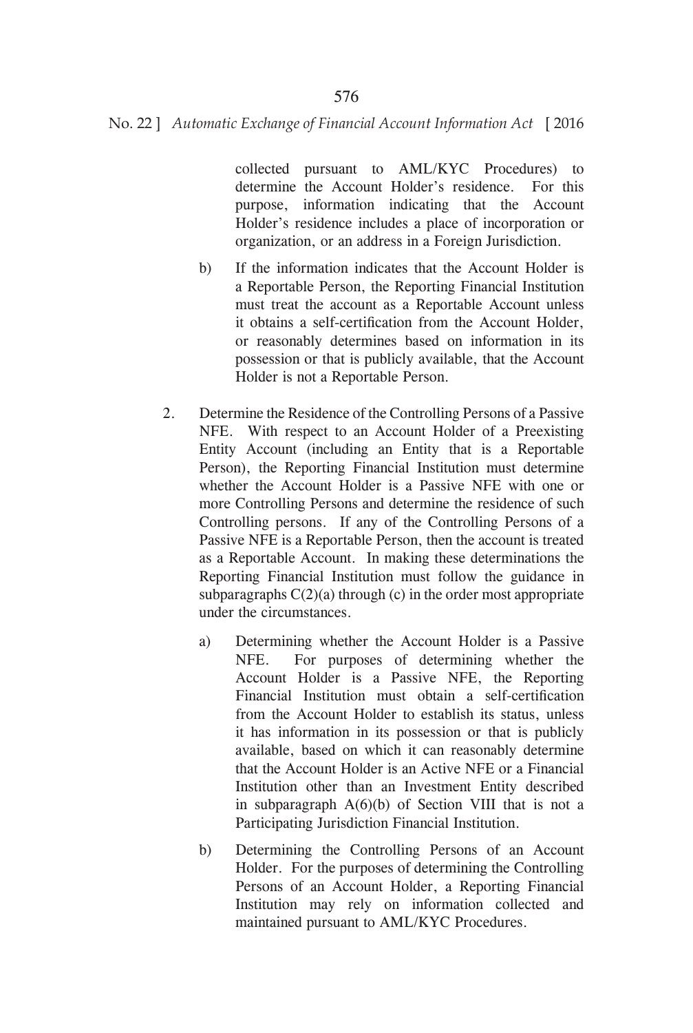collected pursuant to AML/KYC Procedures) to determine the Account Holder's residence. For this purpose, information indicating that the Account Holder's residence includes a place of incorporation or organization, or an address in a Foreign Jurisdiction.

b) If the information indicates that the Account Holder is a Reportable Person, the Reporting Financial Institution must treat the account as a Reportable Account unless it obtains a self-certification from the Account Holder, or reasonably determines based on information in its possession or that is publicly available, that the Account Holder is not a Reportable Person.

2. Determine the Residence of the Controlling Persons of a Passive NFE. With respect to an Account Holder of a Preexisting Entity Account (including an Entity that is a Reportable Person), the Reporting Financial Institution must determine whether the Account Holder is a Passive NFE with one or more Controlling Persons and determine the residence of such Controlling persons. If any of the Controlling Persons of a Passive NFE is a Reportable Person, then the account is treated as a Reportable Account. In making these determinations the Reporting Financial Institution must follow the guidance in subparagraphs C(2)(a) through (c) in the order most appropriate under the circumstances.

   a) Determining whether the Account Holder is a Passive NFE. For purposes of determining whether the Account Holder is a Passive NFE, the Reporting Financial Institution must obtain a self-certification from the Account Holder to establish its status, unless it has information in its possession or that is publicly available, based on which it can reasonably determine that the Account Holder is an Active NFE or a Financial Institution other than an Investment Entity described in subparagraph A(6)(b) of Section VIII that is not a Participating Jurisdiction Financial Institution.

   b) Determining the Controlling Persons of an Account Holder. For the purposes of determining the Controlling Persons of an Account Holder, a Reporting Financial Institution may rely on information collected and maintained pursuant to AML/KYC Procedures.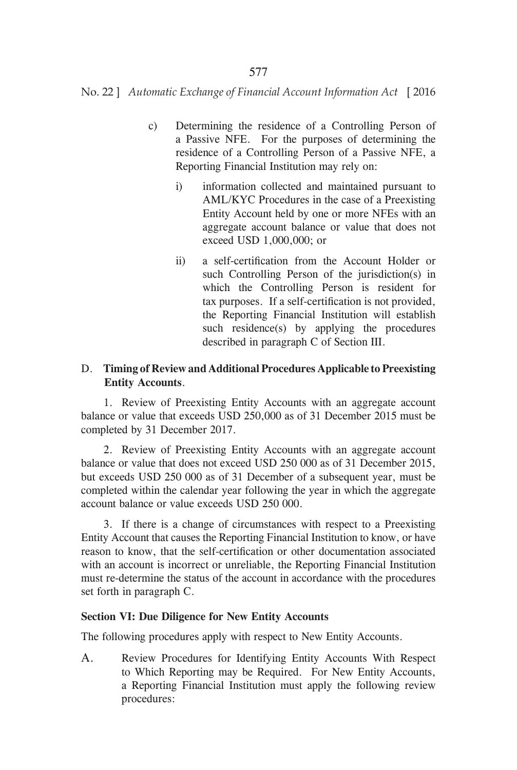c) Determining the residence of a Controlling Person of a Passive NFE. For the purposes of determining the residence of a Controlling Person of a Passive NFE, a Reporting Financial Institution may rely on:

   i) information collected and maintained pursuant to AML/KYC Procedures in the case of a Preexisting Entity Account held by one or more NFEs with an aggregate account balance or value that does not exceed USD 1,000,000; or

   ii) a self-certification from the Account Holder or such Controlling Person of the jurisdiction(s) in which the Controlling Person is resident for tax purposes. If a self-certification is not provided, the Reporting Financial Institution will establish such residence(s) by applying the procedures described in paragraph C of Section III.

D. **Timing of Review and Additional Procedures Applicable to Preexisting Entity Accounts**.

1. Review of Preexisting Entity Accounts with an aggregate account balance or value that exceeds USD 250,000 as of 31 December 2015 must be completed by 31 December 2017.

2. Review of Preexisting Entity Accounts with an aggregate account balance or value that does not exceed USD 250 000 as of 31 December 2015, but exceeds USD 250 000 as of 31 December of a subsequent year, must be completed within the calendar year following the year in which the aggregate account balance or value exceeds USD 250 000.

3. If there is a change of circumstances with respect to a Preexisting Entity Account that causes the Reporting Financial Institution to know, or have reason to know, that the self-certification or other documentation associated with an account is incorrect or unreliable, the Reporting Financial Institution must re-determine the status of the account in accordance with the procedures set forth in paragraph C.

**Section VI: Due Diligence for New Entity Accounts**

The following procedures apply with respect to New Entity Accounts.

A. Review Procedures for Identifying Entity Accounts With Respect to Which Reporting may be Required. For New Entity Accounts, a Reporting Financial Institution must apply the following review procedures: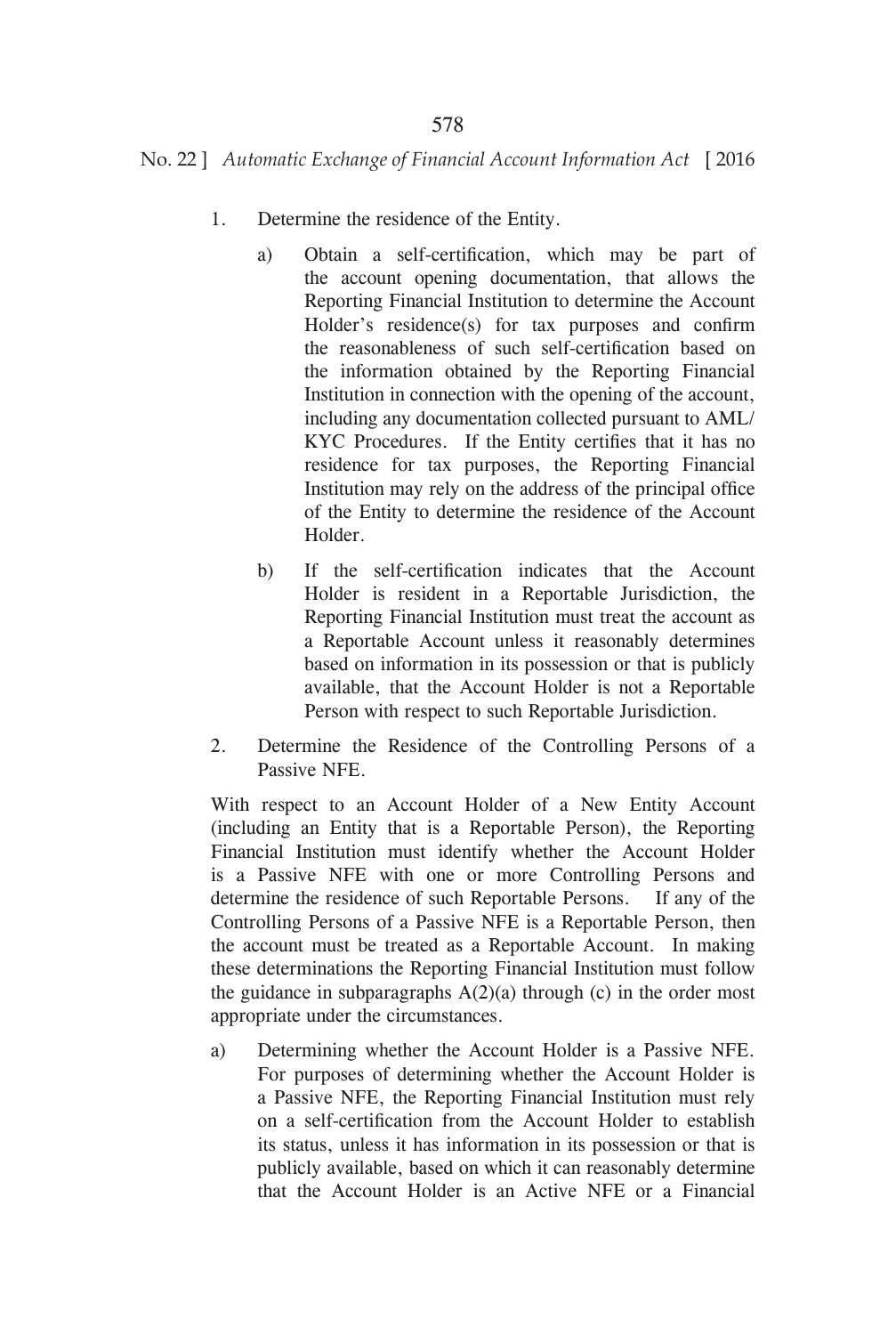1. Determine the residence of the Entity.

   a) Obtain a self-certification, which may be part of the account opening documentation, that allows the Reporting Financial Institution to determine the Account Holder's residence(s) for tax purposes and confirm the reasonableness of such self-certification based on the information obtained by the Reporting Financial Institution in connection with the opening of the account, including any documentation collected pursuant to AML/KYC Procedures. If the Entity certifies that it has no residence for tax purposes, the Reporting Financial Institution may rely on the address of the principal office of the Entity to determine the residence of the Account Holder.

   b) If the self-certification indicates that the Account Holder is resident in a Reportable Jurisdiction, the Reporting Financial Institution must treat the account as a Reportable Account unless it reasonably determines based on information in its possession or that is publicly available, that the Account Holder is not a Reportable Person with respect to such Reportable Jurisdiction.

2. Determine the Residence of the Controlling Persons of a Passive NFE.

With respect to an Account Holder of a New Entity Account (including an Entity that is a Reportable Person), the Reporting Financial Institution must identify whether the Account Holder is a Passive NFE with one or more Controlling Persons and determine the residence of such Reportable Persons. If any of the Controlling Persons of a Passive NFE is a Reportable Person, then the account must be treated as a Reportable Account. In making these determinations the Reporting Financial Institution must follow the guidance in subparagraphs A(2)(a) through (c) in the order most appropriate under the circumstances.

a) Determining whether the Account Holder is a Passive NFE. For purposes of determining whether the Account Holder is a Passive NFE, the Reporting Financial Institution must rely on a self-certification from the Account Holder to establish its status, unless it has information in its possession or that is publicly available, based on which it can reasonably determine that the Account Holder is an Active NFE or a Financial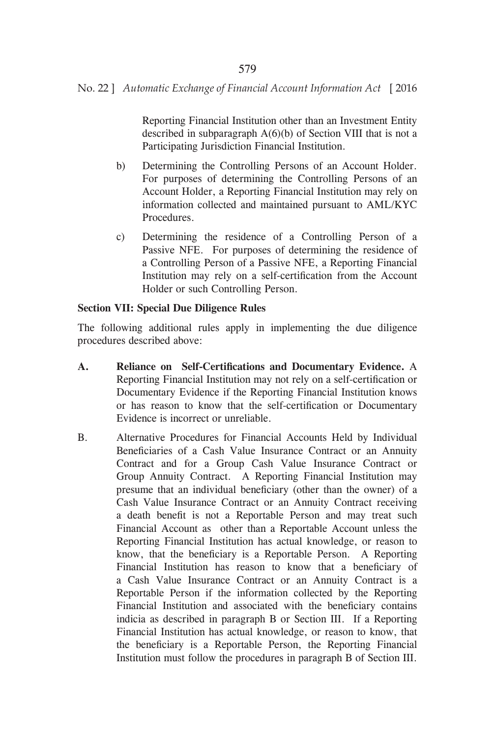Reporting Financial Institution other than an Investment Entity described in subparagraph A(6)(b) of Section VIII that is not a Participating Jurisdiction Financial Institution.

b) Determining the Controlling Persons of an Account Holder. For purposes of determining the Controlling Persons of an Account Holder, a Reporting Financial Institution may rely on information collected and maintained pursuant to AML/KYC Procedures.

c) Determining the residence of a Controlling Person of a Passive NFE. For purposes of determining the residence of a Controlling Person of a Passive NFE, a Reporting Financial Institution may rely on a self-certification from the Account Holder or such Controlling Person.

**Section VII: Special Due Diligence Rules**

The following additional rules apply in implementing the due diligence procedures described above:

**A. Reliance on Self-Certifications and Documentary Evidence.** A Reporting Financial Institution may not rely on a self-certification or Documentary Evidence if the Reporting Financial Institution knows or has reason to know that the self-certification or Documentary Evidence is incorrect or unreliable.

B. Alternative Procedures for Financial Accounts Held by Individual Beneficiaries of a Cash Value Insurance Contract or an Annuity Contract and for a Group Cash Value Insurance Contract or Group Annuity Contract. A Reporting Financial Institution may presume that an individual beneficiary (other than the owner) of a Cash Value Insurance Contract or an Annuity Contract receiving a death benefit is not a Reportable Person and may treat such Financial Account as other than a Reportable Account unless the Reporting Financial Institution has actual knowledge, or reason to know, that the beneficiary is a Reportable Person. A Reporting Financial Institution has reason to know that a beneficiary of a Cash Value Insurance Contract or an Annuity Contract is a Reportable Person if the information collected by the Reporting Financial Institution and associated with the beneficiary contains indicia as described in paragraph B or Section III. If a Reporting Financial Institution has actual knowledge, or reason to know, that the beneficiary is a Reportable Person, the Reporting Financial Institution must follow the procedures in paragraph B of Section III.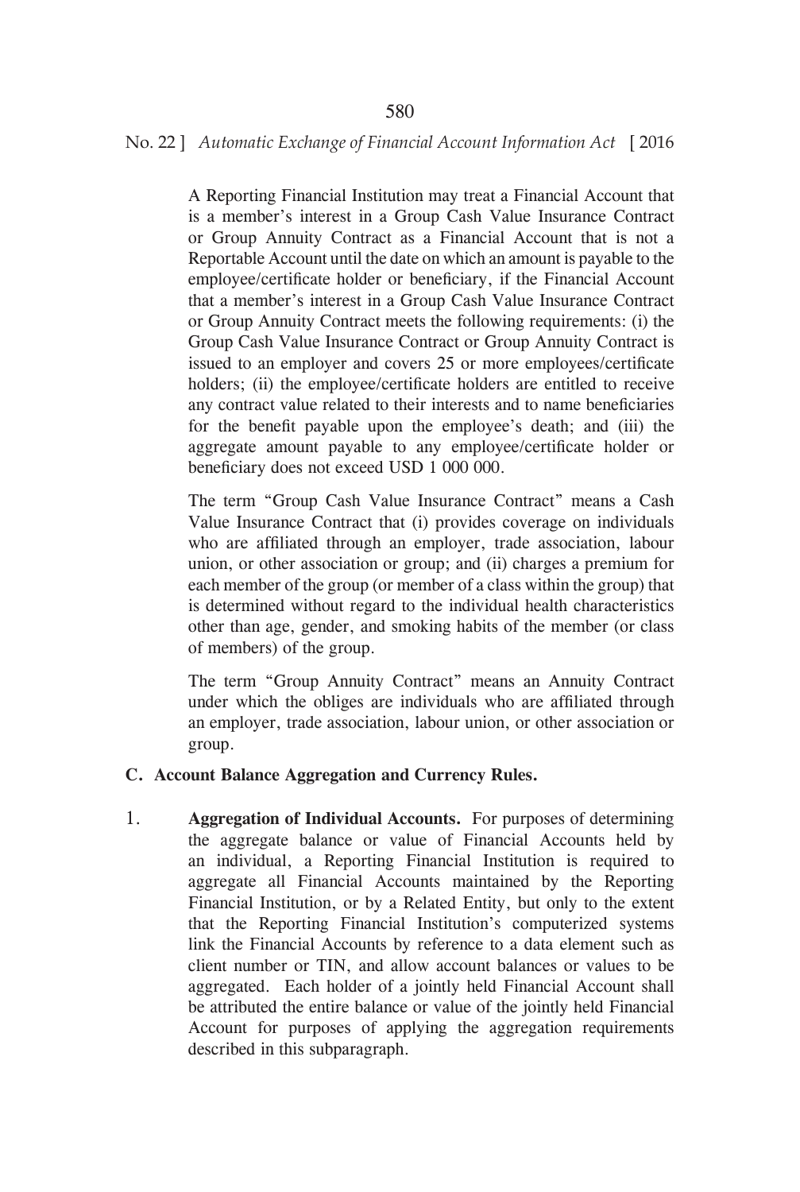A Reporting Financial Institution may treat a Financial Account that is a member's interest in a Group Cash Value Insurance Contract or Group Annuity Contract as a Financial Account that is not a Reportable Account until the date on which an amount is payable to the employee/certificate holder or beneficiary, if the Financial Account that a member's interest in a Group Cash Value Insurance Contract or Group Annuity Contract meets the following requirements: (i) the Group Cash Value Insurance Contract or Group Annuity Contract is issued to an employer and covers 25 or more employees/certificate holders; (ii) the employee/certificate holders are entitled to receive any contract value related to their interests and to name beneficiaries for the benefit payable upon the employee's death; and (iii) the aggregate amount payable to any employee/certificate holder or beneficiary does not exceed USD 1 000 000.

The term "Group Cash Value Insurance Contract" means a Cash Value Insurance Contract that (i) provides coverage on individuals who are affiliated through an employer, trade association, labour union, or other association or group; and (ii) charges a premium for each member of the group (or member of a class within the group) that is determined without regard to the individual health characteristics other than age, gender, and smoking habits of the member (or class of members) of the group.

The term "Group Annuity Contract" means an Annuity Contract under which the obliges are individuals who are affiliated through an employer, trade association, labour union, or other association or group.

**C. Account Balance Aggregation and Currency Rules.**

1. **Aggregation of Individual Accounts.** For purposes of determining the aggregate balance or value of Financial Accounts held by an individual, a Reporting Financial Institution is required to aggregate all Financial Accounts maintained by the Reporting Financial Institution, or by a Related Entity, but only to the extent that the Reporting Financial Institution's computerized systems link the Financial Accounts by reference to a data element such as client number or TIN, and allow account balances or values to be aggregated. Each holder of a jointly held Financial Account shall be attributed the entire balance or value of the jointly held Financial Account for purposes of applying the aggregation requirements described in this subparagraph.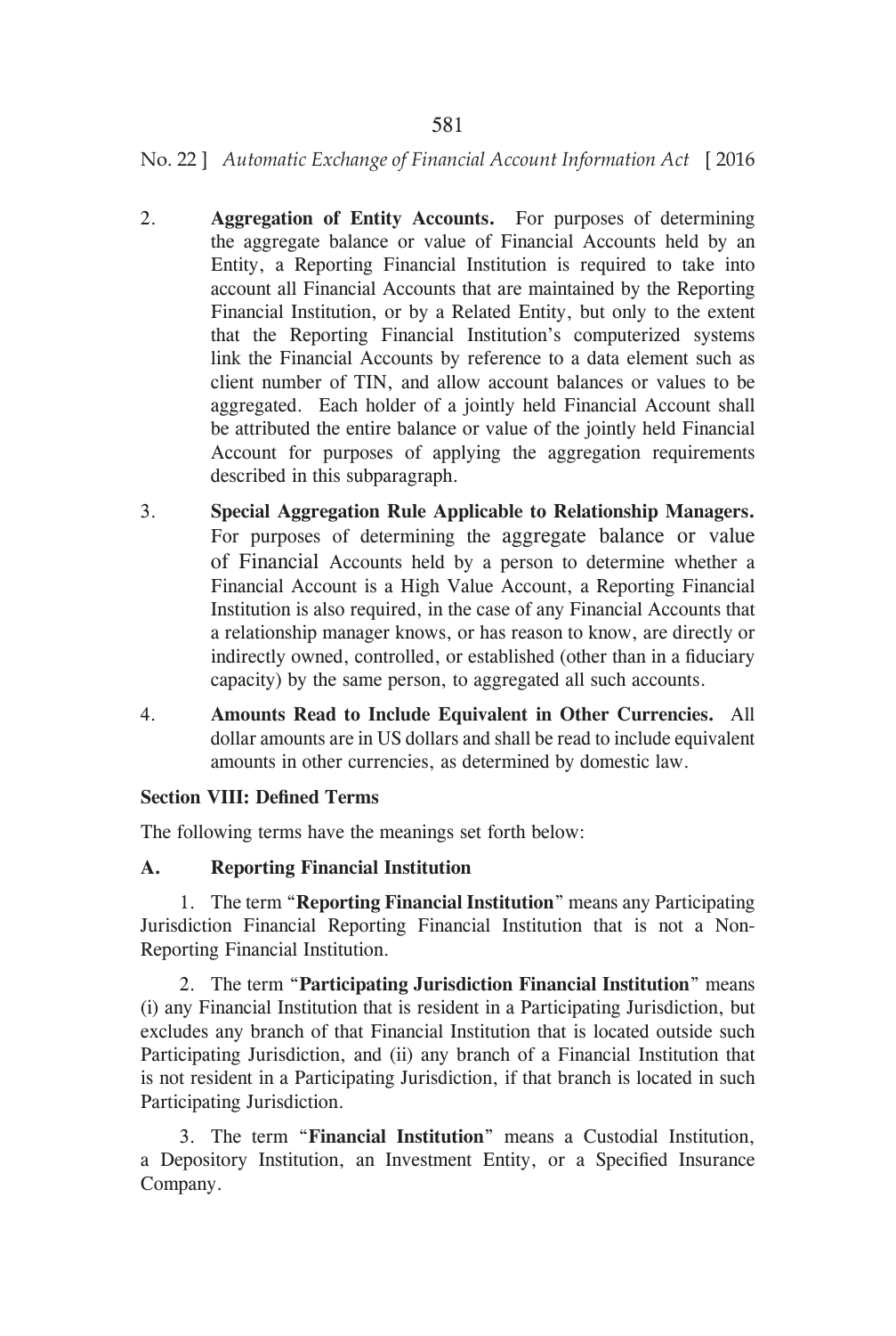2. **Aggregation of Entity Accounts.** For purposes of determining the aggregate balance or value of Financial Accounts held by an Entity, a Reporting Financial Institution is required to take into account all Financial Accounts that are maintained by the Reporting Financial Institution, or by a Related Entity, but only to the extent that the Reporting Financial Institution's computerized systems link the Financial Accounts by reference to a data element such as client number of TIN, and allow account balances or values to be aggregated. Each holder of a jointly held Financial Account shall be attributed the entire balance or value of the jointly held Financial Account for purposes of applying the aggregation requirements described in this subparagraph.

3. **Special Aggregation Rule Applicable to Relationship Managers.** For purposes of determining the aggregate balance or value of Financial Accounts held by a person to determine whether a Financial Account is a High Value Account, a Reporting Financial Institution is also required, in the case of any Financial Accounts that a relationship manager knows, or has reason to know, are directly or indirectly owned, controlled, or established (other than in a fiduciary capacity) by the same person, to aggregated all such accounts.

4. **Amounts Read to Include Equivalent in Other Currencies.** All dollar amounts are in US dollars and shall be read to include equivalent amounts in other currencies, as determined by domestic law.

**Section VIII: Defined Terms**

The following terms have the meanings set forth below:

**A. Reporting Financial Institution**

1. The term "**Reporting Financial Institution**" means any Participating Jurisdiction Financial Reporting Financial Institution that is not a Non-Reporting Financial Institution.

2. The term "**Participating Jurisdiction Financial Institution**" means (i) any Financial Institution that is resident in a Participating Jurisdiction, but excludes any branch of that Financial Institution that is located outside such Participating Jurisdiction, and (ii) any branch of a Financial Institution that is not resident in a Participating Jurisdiction, if that branch is located in such Participating Jurisdiction.

3. The term "**Financial Institution**" means a Custodial Institution, a Depository Institution, an Investment Entity, or a Specified Insurance Company.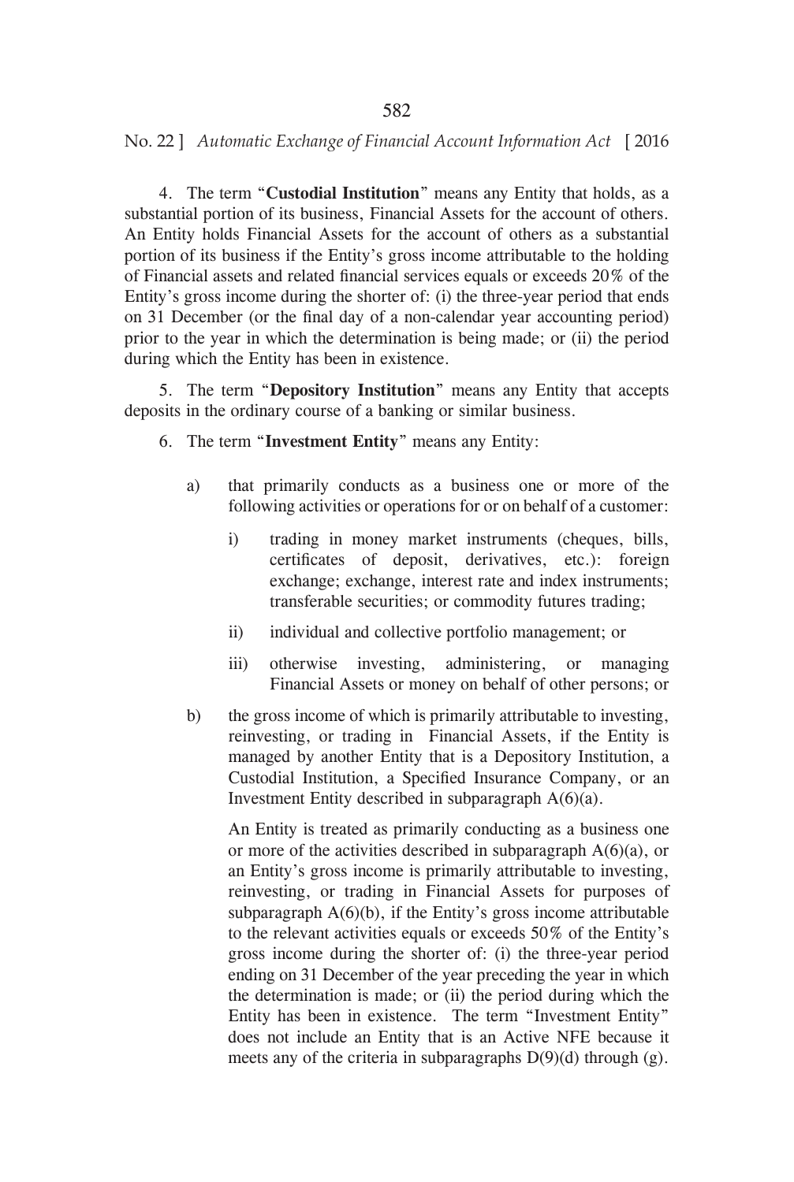4. The term "**Custodial Institution**" means any Entity that holds, as a substantial portion of its business, Financial Assets for the account of others. An Entity holds Financial Assets for the account of others as a substantial portion of its business if the Entity's gross income attributable to the holding of Financial assets and related financial services equals or exceeds 20% of the Entity's gross income during the shorter of: (i) the three-year period that ends on 31 December (or the final day of a non-calendar year accounting period) prior to the year in which the determination is being made; or (ii) the period during which the Entity has been in existence.

5. The term "**Depository Institution**" means any Entity that accepts deposits in the ordinary course of a banking or similar business.

6. The term "**Investment Entity**" means any Entity:

a) that primarily conducts as a business one or more of the following activities or operations for or on behalf of a customer:

   i) trading in money market instruments (cheques, bills, certificates of deposit, derivatives, etc.): foreign exchange; exchange, interest rate and index instruments; transferable securities; or commodity futures trading;

   ii) individual and collective portfolio management; or

   iii) otherwise investing, administering, or managing Financial Assets or money on behalf of other persons; or

b) the gross income of which is primarily attributable to investing, reinvesting, or trading in Financial Assets, if the Entity is managed by another Entity that is a Depository Institution, a Custodial Institution, a Specified Insurance Company, or an Investment Entity described in subparagraph A(6)(a).

   An Entity is treated as primarily conducting as a business one or more of the activities described in subparagraph A(6)(a), or an Entity's gross income is primarily attributable to investing, reinvesting, or trading in Financial Assets for purposes of subparagraph A(6)(b), if the Entity's gross income attributable to the relevant activities equals or exceeds 50% of the Entity's gross income during the shorter of: (i) the three-year period ending on 31 December of the year preceding the year in which the determination is made; or (ii) the period during which the Entity has been in existence. The term "Investment Entity" does not include an Entity that is an Active NFE because it meets any of the criteria in subparagraphs D(9)(d) through (g).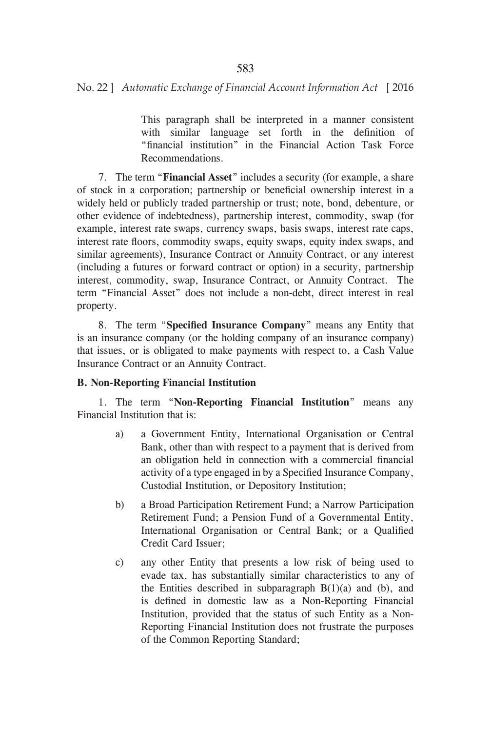This paragraph shall be interpreted in a manner consistent with similar language set forth in the definition of "financial institution" in the Financial Action Task Force Recommendations.

7. The term "**Financial Asset**" includes a security (for example, a share of stock in a corporation; partnership or beneficial ownership interest in a widely held or publicly traded partnership or trust; note, bond, debenture, or other evidence of indebtedness), partnership interest, commodity, swap (for example, interest rate swaps, currency swaps, basis swaps, interest rate caps, interest rate floors, commodity swaps, equity swaps, equity index swaps, and similar agreements), Insurance Contract or Annuity Contract, or any interest (including a futures or forward contract or option) in a security, partnership interest, commodity, swap, Insurance Contract, or Annuity Contract. The term "Financial Asset" does not include a non-debt, direct interest in real property.

8. The term "**Specified Insurance Company**" means any Entity that is an insurance company (or the holding company of an insurance company) that issues, or is obligated to make payments with respect to, a Cash Value Insurance Contract or an Annuity Contract.

**B. Non-Reporting Financial Institution**

1. The term "**Non-Reporting Financial Institution**" means any Financial Institution that is:

a) a Government Entity, International Organisation or Central Bank, other than with respect to a payment that is derived from an obligation held in connection with a commercial financial activity of a type engaged in by a Specified Insurance Company, Custodial Institution, or Depository Institution;

b) a Broad Participation Retirement Fund; a Narrow Participation Retirement Fund; a Pension Fund of a Governmental Entity, International Organisation or Central Bank; or a Qualified Credit Card Issuer;

c) any other Entity that presents a low risk of being used to evade tax, has substantially similar characteristics to any of the Entities described in subparagraph B(1)(a) and (b), and is defined in domestic law as a Non-Reporting Financial Institution, provided that the status of such Entity as a Non-Reporting Financial Institution does not frustrate the purposes of the Common Reporting Standard;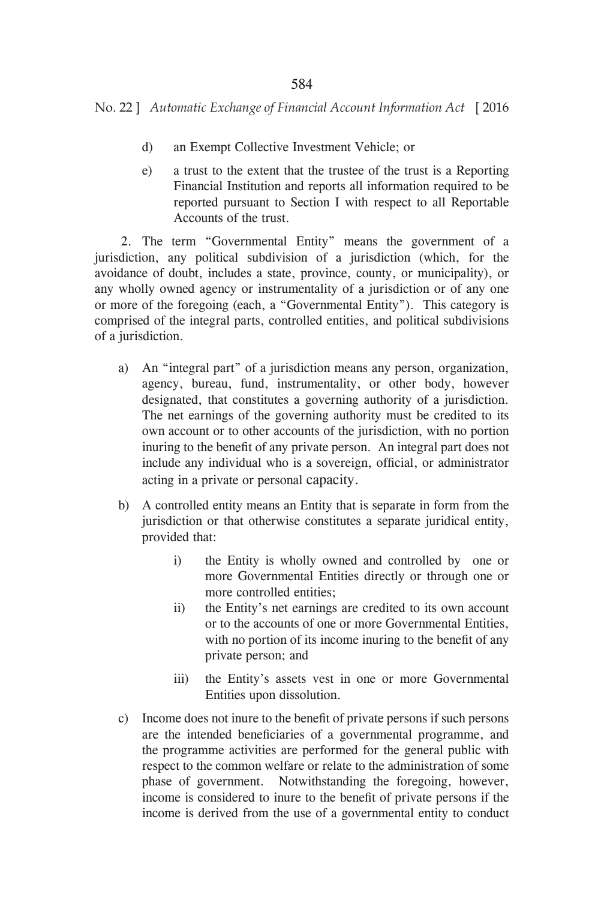d) an Exempt Collective Investment Vehicle; or

e) a trust to the extent that the trustee of the trust is a Reporting Financial Institution and reports all information required to be reported pursuant to Section I with respect to all Reportable Accounts of the trust.

2. The term "Governmental Entity" means the government of a jurisdiction, any political subdivision of a jurisdiction (which, for the avoidance of doubt, includes a state, province, county, or municipality), or any wholly owned agency or instrumentality of a jurisdiction or of any one or more of the foregoing (each, a "Governmental Entity"). This category is comprised of the integral parts, controlled entities, and political subdivisions of a jurisdiction.

a) An "integral part" of a jurisdiction means any person, organization, agency, bureau, fund, instrumentality, or other body, however designated, that constitutes a governing authority of a jurisdiction. The net earnings of the governing authority must be credited to its own account or to other accounts of the jurisdiction, with no portion inuring to the benefit of any private person. An integral part does not include any individual who is a sovereign, official, or administrator acting in a private or personal capacity.

b) A controlled entity means an Entity that is separate in form from the jurisdiction or that otherwise constitutes a separate juridical entity, provided that:

   i) the Entity is wholly owned and controlled by one or more Governmental Entities directly or through one or more controlled entities;

   ii) the Entity's net earnings are credited to its own account or to the accounts of one or more Governmental Entities, with no portion of its income inuring to the benefit of any private person; and

   iii) the Entity's assets vest in one or more Governmental Entities upon dissolution.

c) Income does not inure to the benefit of private persons if such persons are the intended beneficiaries of a governmental programme, and the programme activities are performed for the general public with respect to the common welfare or relate to the administration of some phase of government. Notwithstanding the foregoing, however, income is considered to inure to the benefit of private persons if the income is derived from the use of a governmental entity to conduct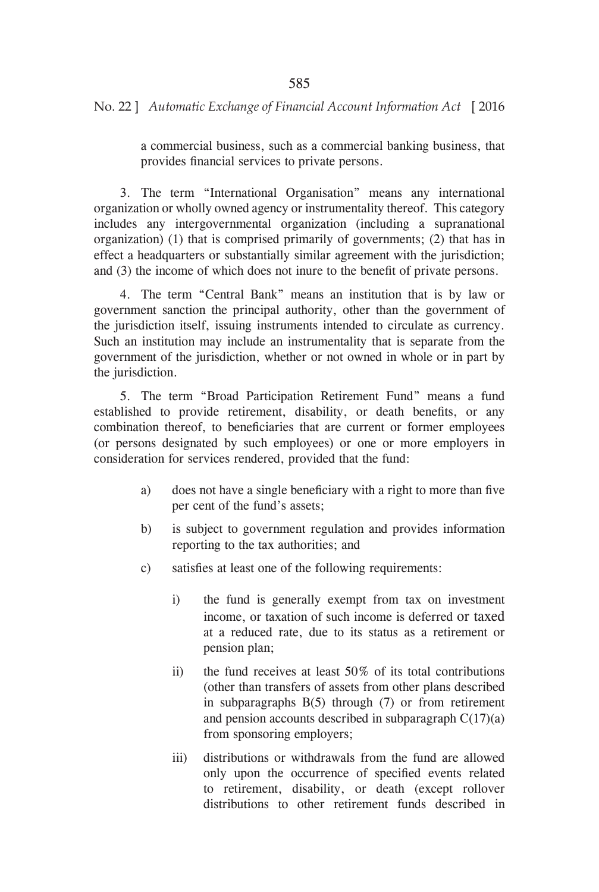a commercial business, such as a commercial banking business, that provides financial services to private persons.

3. The term "International Organisation" means any international organization or wholly owned agency or instrumentality thereof. This category includes any intergovernmental organization (including a supranational organization) (1) that is comprised primarily of governments; (2) that has in effect a headquarters or substantially similar agreement with the jurisdiction; and (3) the income of which does not inure to the benefit of private persons.

4. The term "Central Bank" means an institution that is by law or government sanction the principal authority, other than the government of the jurisdiction itself, issuing instruments intended to circulate as currency. Such an institution may include an instrumentality that is separate from the government of the jurisdiction, whether or not owned in whole or in part by the jurisdiction.

5. The term "Broad Participation Retirement Fund" means a fund established to provide retirement, disability, or death benefits, or any combination thereof, to beneficiaries that are current or former employees (or persons designated by such employees) or one or more employers in consideration for services rendered, provided that the fund:

a) does not have a single beneficiary with a right to more than five per cent of the fund's assets;

b) is subject to government regulation and provides information reporting to the tax authorities; and

c) satisfies at least one of the following requirements:

   i) the fund is generally exempt from tax on investment income, or taxation of such income is deferred or taxed at a reduced rate, due to its status as a retirement or pension plan;

   ii) the fund receives at least 50% of its total contributions (other than transfers of assets from other plans described in subparagraphs B(5) through (7) or from retirement and pension accounts described in subparagraph C(17)(a) from sponsoring employers;

   iii) distributions or withdrawals from the fund are allowed only upon the occurrence of specified events related to retirement, disability, or death (except rollover distributions to other retirement funds described in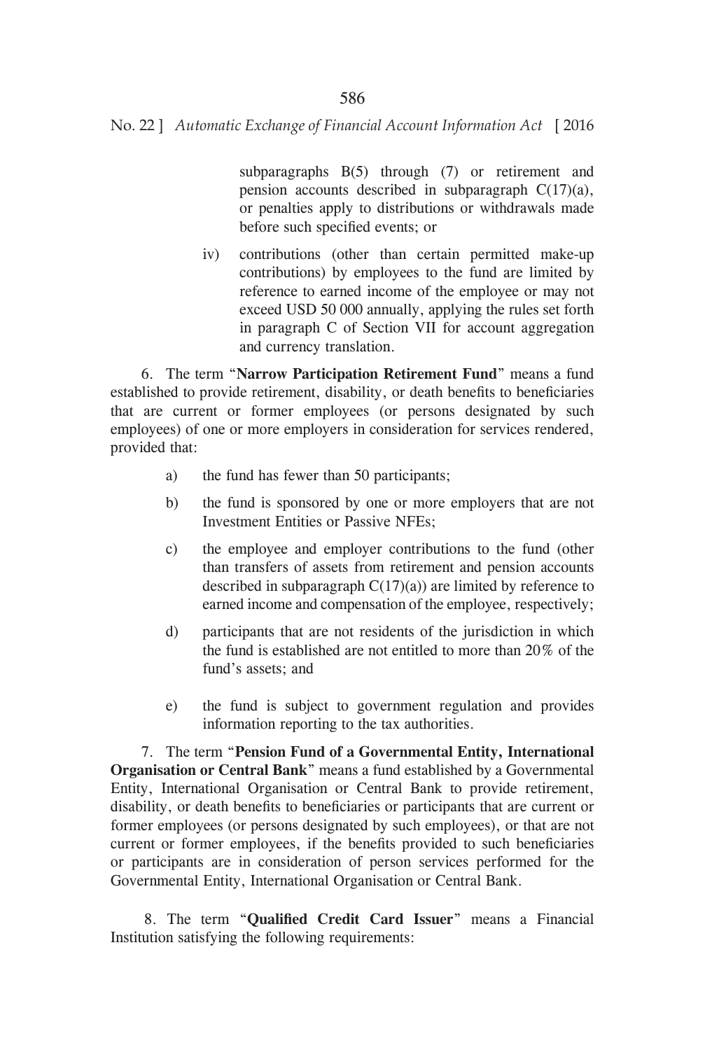subparagraphs B(5) through (7) or retirement and pension accounts described in subparagraph C(17)(a), or penalties apply to distributions or withdrawals made before such specified events; or

iv) contributions (other than certain permitted make-up contributions) by employees to the fund are limited by reference to earned income of the employee or may not exceed USD 50 000 annually, applying the rules set forth in paragraph C of Section VII for account aggregation and currency translation.

6. The term "**Narrow Participation Retirement Fund**" means a fund established to provide retirement, disability, or death benefits to beneficiaries that are current or former employees (or persons designated by such employees) of one or more employers in consideration for services rendered, provided that:

a) the fund has fewer than 50 participants;

b) the fund is sponsored by one or more employers that are not Investment Entities or Passive NFEs;

c) the employee and employer contributions to the fund (other than transfers of assets from retirement and pension accounts described in subparagraph C(17)(a)) are limited by reference to earned income and compensation of the employee, respectively;

d) participants that are not residents of the jurisdiction in which the fund is established are not entitled to more than 20% of the fund's assets; and

e) the fund is subject to government regulation and provides information reporting to the tax authorities.

7. The term "**Pension Fund of a Governmental Entity, International Organisation or Central Bank**" means a fund established by a Governmental Entity, International Organisation or Central Bank to provide retirement, disability, or death benefits to beneficiaries or participants that are current or former employees (or persons designated by such employees), or that are not current or former employees, if the benefits provided to such beneficiaries or participants are in consideration of person services performed for the Governmental Entity, International Organisation or Central Bank.

8. The term "**Qualified Credit Card Issuer**" means a Financial Institution satisfying the following requirements: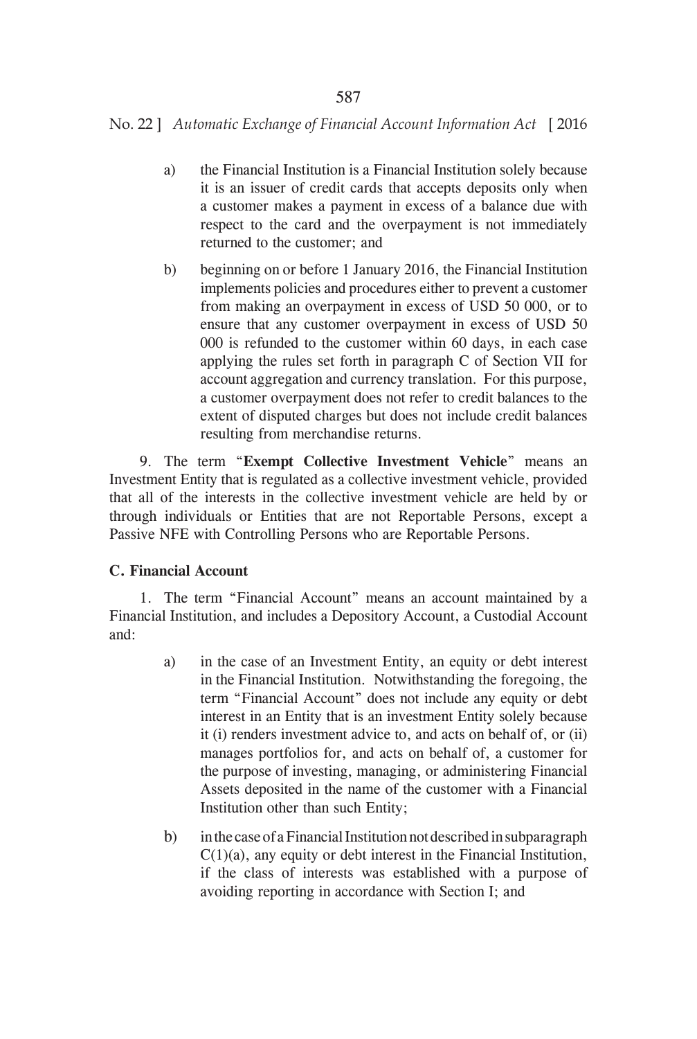a) the Financial Institution is a Financial Institution solely because it is an issuer of credit cards that accepts deposits only when a customer makes a payment in excess of a balance due with respect to the card and the overpayment is not immediately returned to the customer; and

b) beginning on or before 1 January 2016, the Financial Institution implements policies and procedures either to prevent a customer from making an overpayment in excess of USD 50 000, or to ensure that any customer overpayment in excess of USD 50 000 is refunded to the customer within 60 days, in each case applying the rules set forth in paragraph C of Section VII for account aggregation and currency translation. For this purpose, a customer overpayment does not refer to credit balances to the extent of disputed charges but does not include credit balances resulting from merchandise returns.

9. The term "**Exempt Collective Investment Vehicle**" means an Investment Entity that is regulated as a collective investment vehicle, provided that all of the interests in the collective investment vehicle are held by or through individuals or Entities that are not Reportable Persons, except a Passive NFE with Controlling Persons who are Reportable Persons.

**C. Financial Account**

1. The term "Financial Account" means an account maintained by a Financial Institution, and includes a Depository Account, a Custodial Account and:

a) in the case of an Investment Entity, an equity or debt interest in the Financial Institution. Notwithstanding the foregoing, the term "Financial Account" does not include any equity or debt interest in an Entity that is an investment Entity solely because it (i) renders investment advice to, and acts on behalf of, or (ii) manages portfolios for, and acts on behalf of, a customer for the purpose of investing, managing, or administering Financial Assets deposited in the name of the customer with a Financial Institution other than such Entity;

b) in the case of a Financial Institution not described in subparagraph C(1)(a), any equity or debt interest in the Financial Institution, if the class of interests was established with a purpose of avoiding reporting in accordance with Section I; and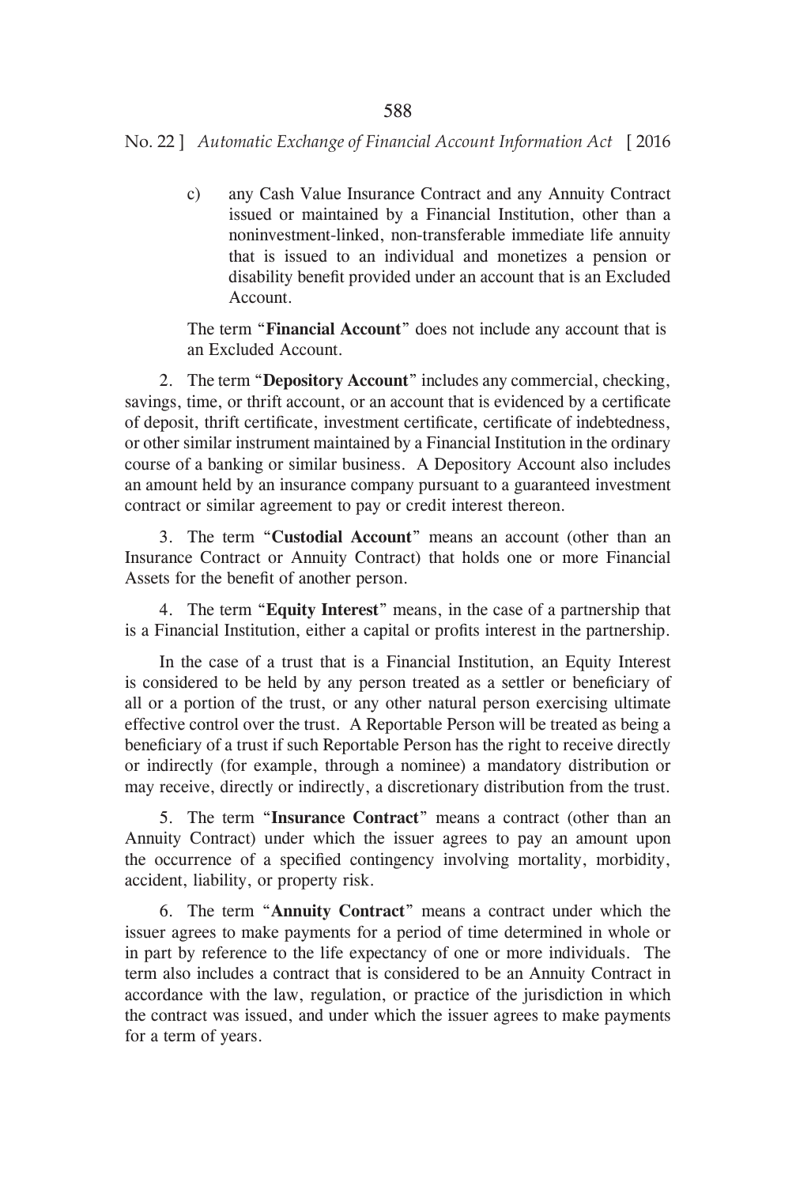c) any Cash Value Insurance Contract and any Annuity Contract issued or maintained by a Financial Institution, other than a noninvestment-linked, non-transferable immediate life annuity that is issued to an individual and monetizes a pension or disability benefit provided under an account that is an Excluded Account.

The term "**Financial Account**" does not include any account that is an Excluded Account.

2. The term "**Depository Account**" includes any commercial, checking, savings, time, or thrift account, or an account that is evidenced by a certificate of deposit, thrift certificate, investment certificate, certificate of indebtedness, or other similar instrument maintained by a Financial Institution in the ordinary course of a banking or similar business. A Depository Account also includes an amount held by an insurance company pursuant to a guaranteed investment contract or similar agreement to pay or credit interest thereon.

3. The term "**Custodial Account**" means an account (other than an Insurance Contract or Annuity Contract) that holds one or more Financial Assets for the benefit of another person.

4. The term "**Equity Interest**" means, in the case of a partnership that is a Financial Institution, either a capital or profits interest in the partnership.

In the case of a trust that is a Financial Institution, an Equity Interest is considered to be held by any person treated as a settler or beneficiary of all or a portion of the trust, or any other natural person exercising ultimate effective control over the trust. A Reportable Person will be treated as being a beneficiary of a trust if such Reportable Person has the right to receive directly or indirectly (for example, through a nominee) a mandatory distribution or may receive, directly or indirectly, a discretionary distribution from the trust.

5. The term "**Insurance Contract**" means a contract (other than an Annuity Contract) under which the issuer agrees to pay an amount upon the occurrence of a specified contingency involving mortality, morbidity, accident, liability, or property risk.

6. The term "**Annuity Contract**" means a contract under which the issuer agrees to make payments for a period of time determined in whole or in part by reference to the life expectancy of one or more individuals. The term also includes a contract that is considered to be an Annuity Contract in accordance with the law, regulation, or practice of the jurisdiction in which the contract was issued, and under which the issuer agrees to make payments for a term of years.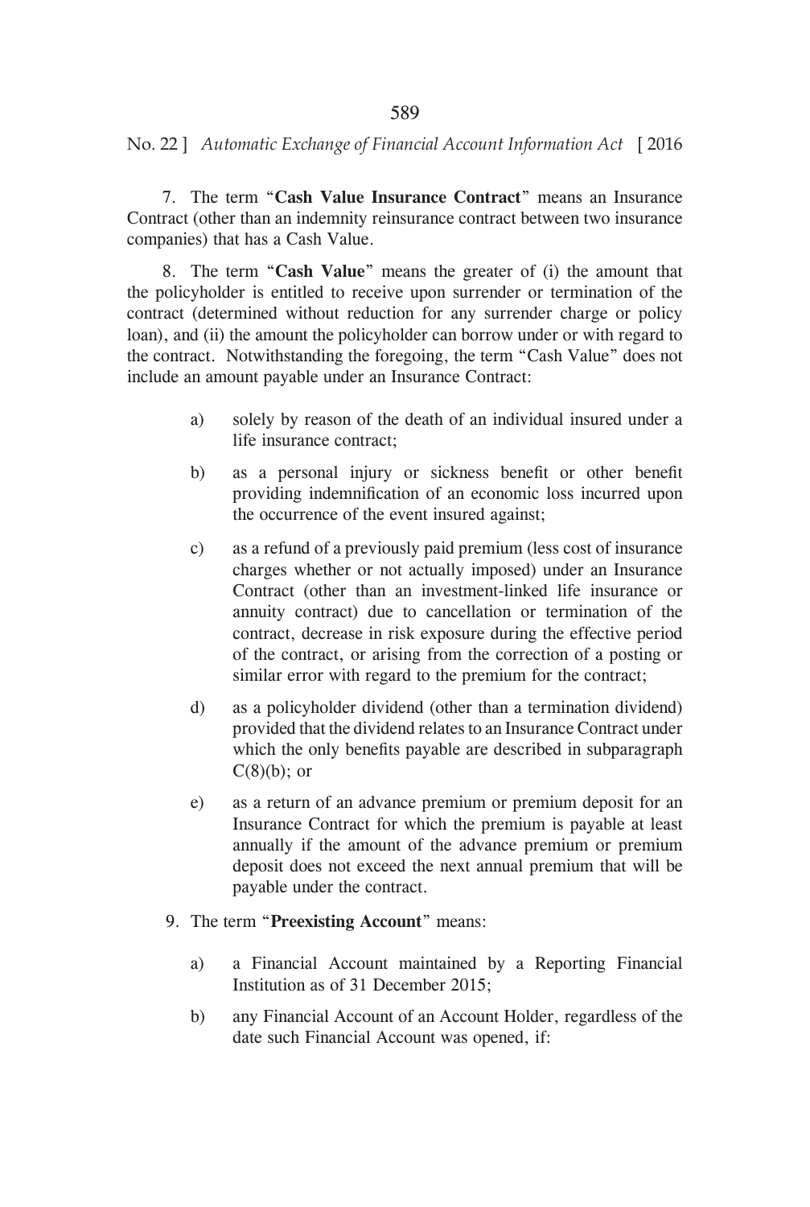7. The term "**Cash Value Insurance Contract**" means an Insurance Contract (other than an indemnity reinsurance contract between two insurance companies) that has a Cash Value.

8. The term "**Cash Value**" means the greater of (i) the amount that the policyholder is entitled to receive upon surrender or termination of the contract (determined without reduction for any surrender charge or policy loan), and (ii) the amount the policyholder can borrow under or with regard to the contract. Notwithstanding the foregoing, the term "Cash Value" does not include an amount payable under an Insurance Contract:

a) solely by reason of the death of an individual insured under a life insurance contract;

b) as a personal injury or sickness benefit or other benefit providing indemnification of an economic loss incurred upon the occurrence of the event insured against;

c) as a refund of a previously paid premium (less cost of insurance charges whether or not actually imposed) under an Insurance Contract (other than an investment-linked life insurance or annuity contract) due to cancellation or termination of the contract, decrease in risk exposure during the effective period of the contract, or arising from the correction of a posting or similar error with regard to the premium for the contract;

d) as a policyholder dividend (other than a termination dividend) provided that the dividend relates to an Insurance Contract under which the only benefits payable are described in subparagraph C(8)(b); or

e) as a return of an advance premium or premium deposit for an Insurance Contract for which the premium is payable at least annually if the amount of the advance premium or premium deposit does not exceed the next annual premium that will be payable under the contract.

9. The term "**Preexisting Account**" means:

a) a Financial Account maintained by a Reporting Financial Institution as of 31 December 2015;

b) any Financial Account of an Account Holder, regardless of the date such Financial Account was opened, if: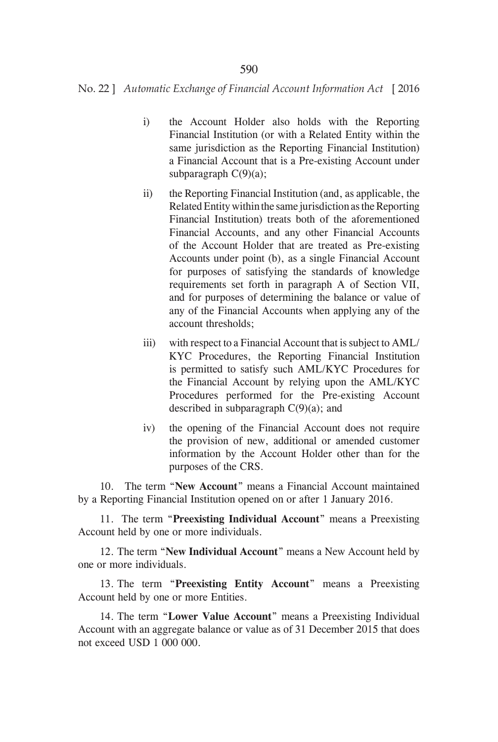i) the Account Holder also holds with the Reporting Financial Institution (or with a Related Entity within the same jurisdiction as the Reporting Financial Institution) a Financial Account that is a Pre-existing Account under subparagraph C(9)(a);

ii) the Reporting Financial Institution (and, as applicable, the Related Entity within the same jurisdiction as the Reporting Financial Institution) treats both of the aforementioned Financial Accounts, and any other Financial Accounts of the Account Holder that are treated as Pre-existing Accounts under point (b), as a single Financial Account for purposes of satisfying the standards of knowledge requirements set forth in paragraph A of Section VII, and for purposes of determining the balance or value of any of the Financial Accounts when applying any of the account thresholds;

iii) with respect to a Financial Account that is subject to AML/KYC Procedures, the Reporting Financial Institution is permitted to satisfy such AML/KYC Procedures for the Financial Account by relying upon the AML/KYC Procedures performed for the Pre-existing Account described in subparagraph C(9)(a); and

iv) the opening of the Financial Account does not require the provision of new, additional or amended customer information by the Account Holder other than for the purposes of the CRS.

10. The term "**New Account**" means a Financial Account maintained by a Reporting Financial Institution opened on or after 1 January 2016.

11. The term "**Preexisting Individual Account**" means a Preexisting Account held by one or more individuals.

12. The term "**New Individual Account**" means a New Account held by one or more individuals.

13. The term "**Preexisting Entity Account**" means a Preexisting Account held by one or more Entities.

14. The term "**Lower Value Account**" means a Preexisting Individual Account with an aggregate balance or value as of 31 December 2015 that does not exceed USD 1 000 000.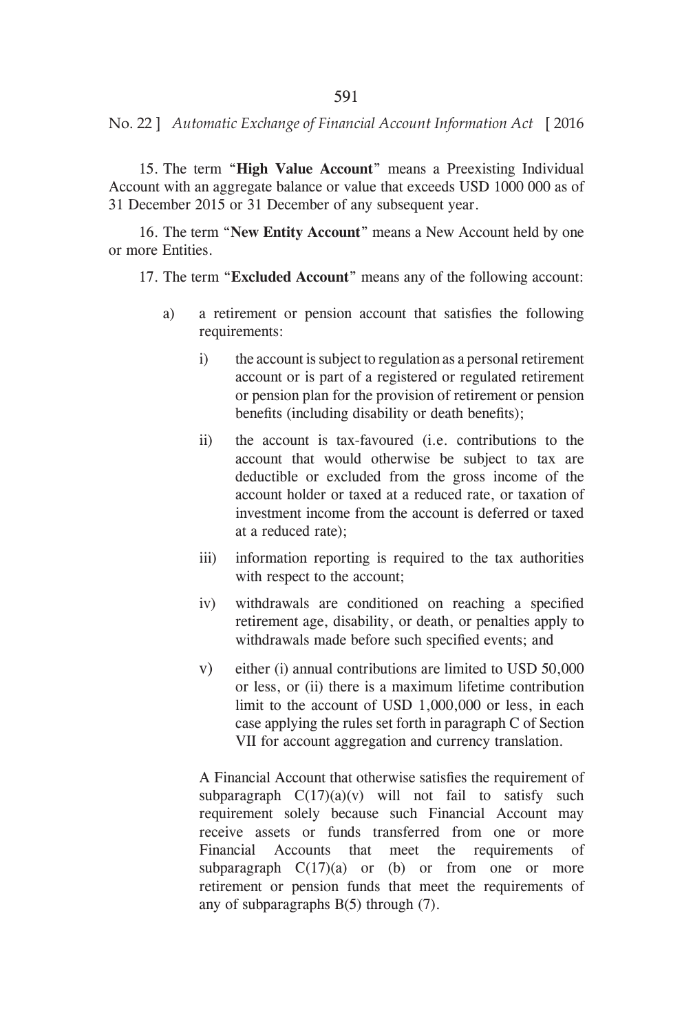15. The term "**High Value Account**" means a Preexisting Individual Account with an aggregate balance or value that exceeds USD 1000 000 as of 31 December 2015 or 31 December of any subsequent year.

16. The term "**New Entity Account**" means a New Account held by one or more Entities.

17. The term "**Excluded Account**" means any of the following account:

a) a retirement or pension account that satisfies the following requirements:

   i) the account is subject to regulation as a personal retirement account or is part of a registered or regulated retirement or pension plan for the provision of retirement or pension benefits (including disability or death benefits);

   ii) the account is tax-favoured (i.e. contributions to the account that would otherwise be subject to tax are deductible or excluded from the gross income of the account holder or taxed at a reduced rate, or taxation of investment income from the account is deferred or taxed at a reduced rate);

   iii) information reporting is required to the tax authorities with respect to the account;

   iv) withdrawals are conditioned on reaching a specified retirement age, disability, or death, or penalties apply to withdrawals made before such specified events; and

   v) either (i) annual contributions are limited to USD 50,000 or less, or (ii) there is a maximum lifetime contribution limit to the account of USD 1,000,000 or less, in each case applying the rules set forth in paragraph C of Section VII for account aggregation and currency translation.

   A Financial Account that otherwise satisfies the requirement of subparagraph C(17)(a)(v) will not fail to satisfy such requirement solely because such Financial Account may receive assets or funds transferred from one or more Financial Accounts that meet the requirements of subparagraph C(17)(a) or (b) or from one or more retirement or pension funds that meet the requirements of any of subparagraphs B(5) through (7).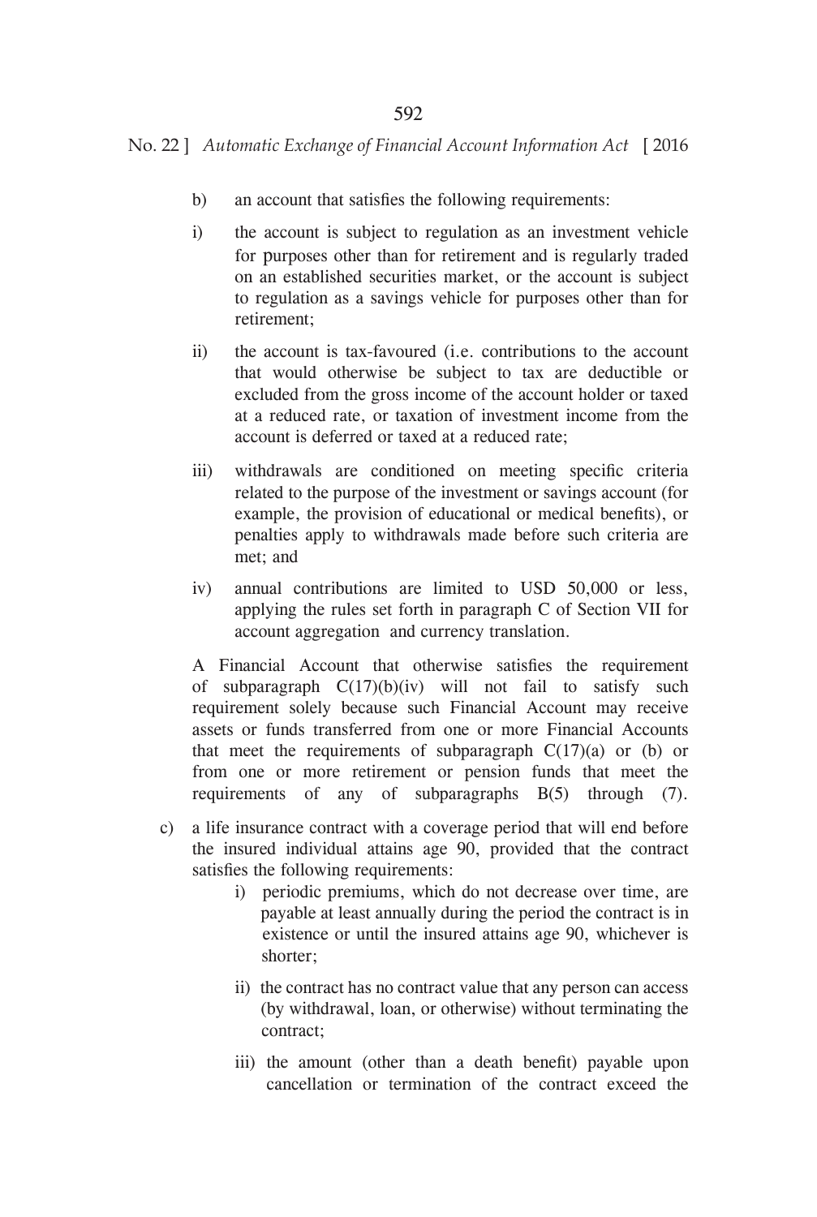b) an account that satisfies the following requirements:

i) the account is subject to regulation as an investment vehicle for purposes other than for retirement and is regularly traded on an established securities market, or the account is subject to regulation as a savings vehicle for purposes other than for retirement;

ii) the account is tax-favoured (i.e. contributions to the account that would otherwise be subject to tax are deductible or excluded from the gross income of the account holder or taxed at a reduced rate, or taxation of investment income from the account is deferred or taxed at a reduced rate;

iii) withdrawals are conditioned on meeting specific criteria related to the purpose of the investment or savings account (for example, the provision of educational or medical benefits), or penalties apply to withdrawals made before such criteria are met; and

iv) annual contributions are limited to USD 50,000 or less, applying the rules set forth in paragraph C of Section VII for account aggregation and currency translation.

A Financial Account that otherwise satisfies the requirement of subparagraph C(17)(b)(iv) will not fail to satisfy such requirement solely because such Financial Account may receive assets or funds transferred from one or more Financial Accounts that meet the requirements of subparagraph C(17)(a) or (b) or from one or more retirement or pension funds that meet the requirements of any of subparagraphs B(5) through (7).

c) a life insurance contract with a coverage period that will end before the insured individual attains age 90, provided that the contract satisfies the following requirements:

i) periodic premiums, which do not decrease over time, are payable at least annually during the period the contract is in existence or until the insured attains age 90, whichever is shorter;

ii) the contract has no contract value that any person can access (by withdrawal, loan, or otherwise) without terminating the contract;

iii) the amount (other than a death benefit) payable upon cancellation or termination of the contract exceed the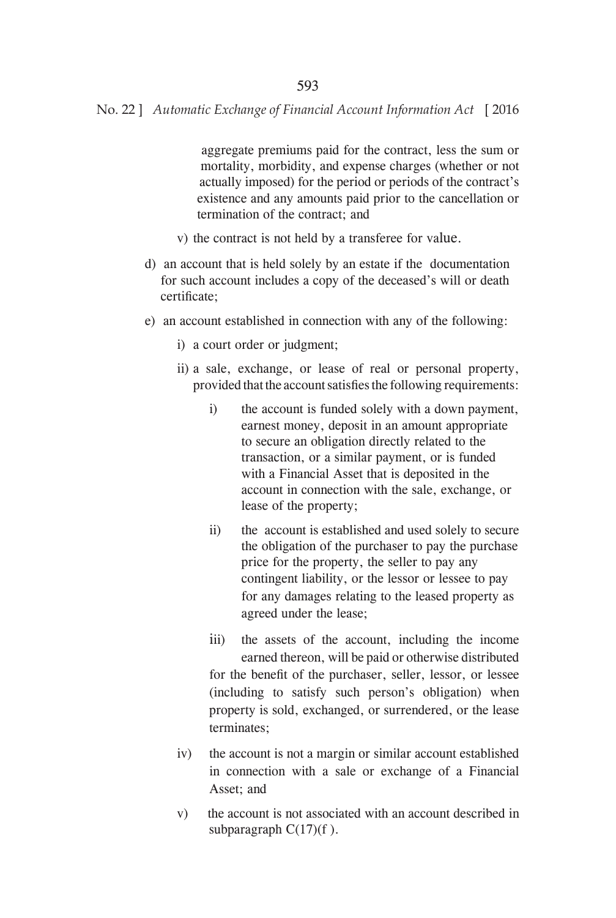aggregate premiums paid for the contract, less the sum or mortality, morbidity, and expense charges (whether or not actually imposed) for the period or periods of the contract's existence and any amounts paid prior to the cancellation or termination of the contract; and

v) the contract is not held by a transferee for value.

d) an account that is held solely by an estate if the documentation for such account includes a copy of the deceased's will or death certificate;

e) an account established in connection with any of the following:

i) a court order or judgment;

ii) a sale, exchange, or lease of real or personal property, provided that the account satisfies the following requirements:

i) the account is funded solely with a down payment, earnest money, deposit in an amount appropriate to secure an obligation directly related to the transaction, or a similar payment, or is funded with a Financial Asset that is deposited in the account in connection with the sale, exchange, or lease of the property;

ii) the account is established and used solely to secure the obligation of the purchaser to pay the purchase price for the property, the seller to pay any contingent liability, or the lessor or lessee to pay for any damages relating to the leased property as agreed under the lease;

iii) the assets of the account, including the income earned thereon, will be paid or otherwise distributed for the benefit of the purchaser, seller, lessor, or lessee (including to satisfy such person's obligation) when property is sold, exchanged, or surrendered, or the lease terminates;

iv) the account is not a margin or similar account established in connection with a sale or exchange of a Financial Asset; and

v) the account is not associated with an account described in subparagraph C(17)(f ).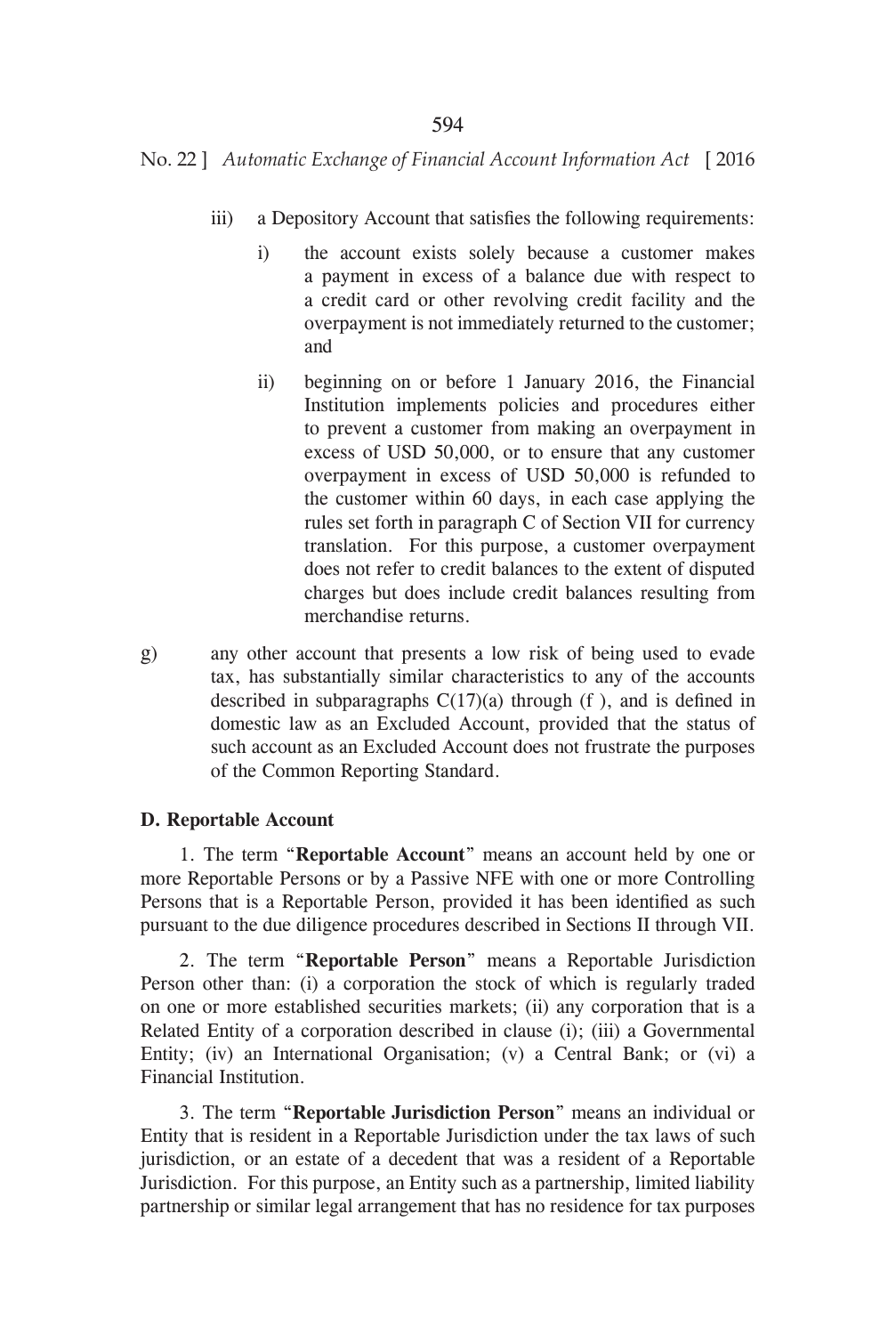iii) a Depository Account that satisfies the following requirements:

   i) the account exists solely because a customer makes a payment in excess of a balance due with respect to a credit card or other revolving credit facility and the overpayment is not immediately returned to the customer; and

   ii) beginning on or before 1 January 2016, the Financial Institution implements policies and procedures either to prevent a customer from making an overpayment in excess of USD 50,000, or to ensure that any customer overpayment in excess of USD 50,000 is refunded to the customer within 60 days, in each case applying the rules set forth in paragraph C of Section VII for currency translation. For this purpose, a customer overpayment does not refer to credit balances to the extent of disputed charges but does include credit balances resulting from merchandise returns.

g) any other account that presents a low risk of being used to evade tax, has substantially similar characteristics to any of the accounts described in subparagraphs C(17)(a) through (f ), and is defined in domestic law as an Excluded Account, provided that the status of such account as an Excluded Account does not frustrate the purposes of the Common Reporting Standard.

**D. Reportable Account**

1. The term "**Reportable Account**" means an account held by one or more Reportable Persons or by a Passive NFE with one or more Controlling Persons that is a Reportable Person, provided it has been identified as such pursuant to the due diligence procedures described in Sections II through VII.

2. The term "**Reportable Person**" means a Reportable Jurisdiction Person other than: (i) a corporation the stock of which is regularly traded on one or more established securities markets; (ii) any corporation that is a Related Entity of a corporation described in clause (i); (iii) a Governmental Entity; (iv) an International Organisation; (v) a Central Bank; or (vi) a Financial Institution.

3. The term "**Reportable Jurisdiction Person**" means an individual or Entity that is resident in a Reportable Jurisdiction under the tax laws of such jurisdiction, or an estate of a decedent that was a resident of a Reportable Jurisdiction. For this purpose, an Entity such as a partnership, limited liability partnership or similar legal arrangement that has no residence for tax purposes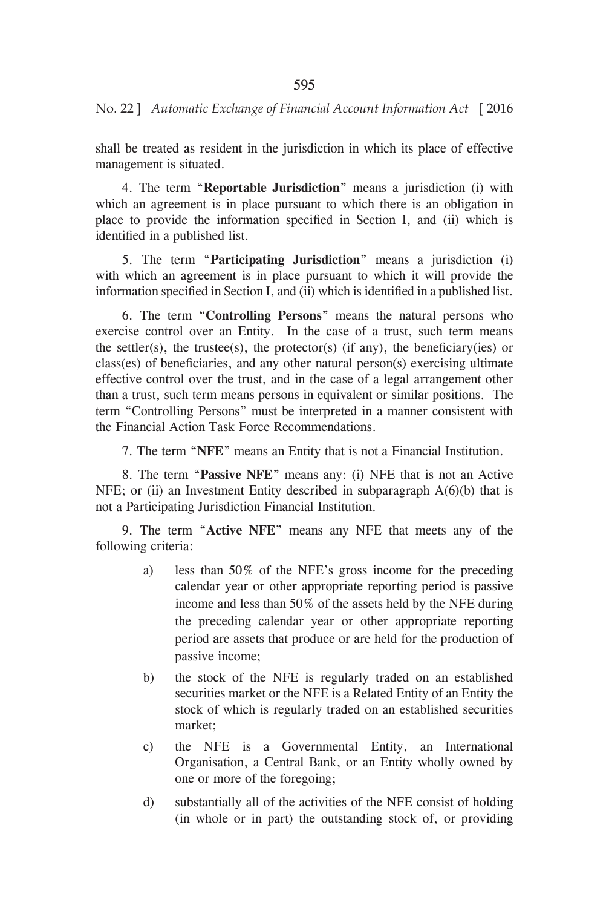shall be treated as resident in the jurisdiction in which its place of effective management is situated.

4. The term "**Reportable Jurisdiction**" means a jurisdiction (i) with which an agreement is in place pursuant to which there is an obligation in place to provide the information specified in Section I, and (ii) which is identified in a published list.

5. The term "**Participating Jurisdiction**" means a jurisdiction (i) with which an agreement is in place pursuant to which it will provide the information specified in Section I, and (ii) which is identified in a published list.

6. The term "**Controlling Persons**" means the natural persons who exercise control over an Entity. In the case of a trust, such term means the settler(s), the trustee(s), the protector(s) (if any), the beneficiary(ies) or class(es) of beneficiaries, and any other natural person(s) exercising ultimate effective control over the trust, and in the case of a legal arrangement other than a trust, such term means persons in equivalent or similar positions. The term "Controlling Persons" must be interpreted in a manner consistent with the Financial Action Task Force Recommendations.

7. The term "**NFE**" means an Entity that is not a Financial Institution.

8. The term "**Passive NFE**" means any: (i) NFE that is not an Active NFE; or (ii) an Investment Entity described in subparagraph A(6)(b) that is not a Participating Jurisdiction Financial Institution.

9. The term "**Active NFE**" means any NFE that meets any of the following criteria:

a) less than 50% of the NFE's gross income for the preceding calendar year or other appropriate reporting period is passive income and less than 50% of the assets held by the NFE during the preceding calendar year or other appropriate reporting period are assets that produce or are held for the production of passive income;

b) the stock of the NFE is regularly traded on an established securities market or the NFE is a Related Entity of an Entity the stock of which is regularly traded on an established securities market;

c) the NFE is a Governmental Entity, an International Organisation, a Central Bank, or an Entity wholly owned by one or more of the foregoing;

d) substantially all of the activities of the NFE consist of holding (in whole or in part) the outstanding stock of, or providing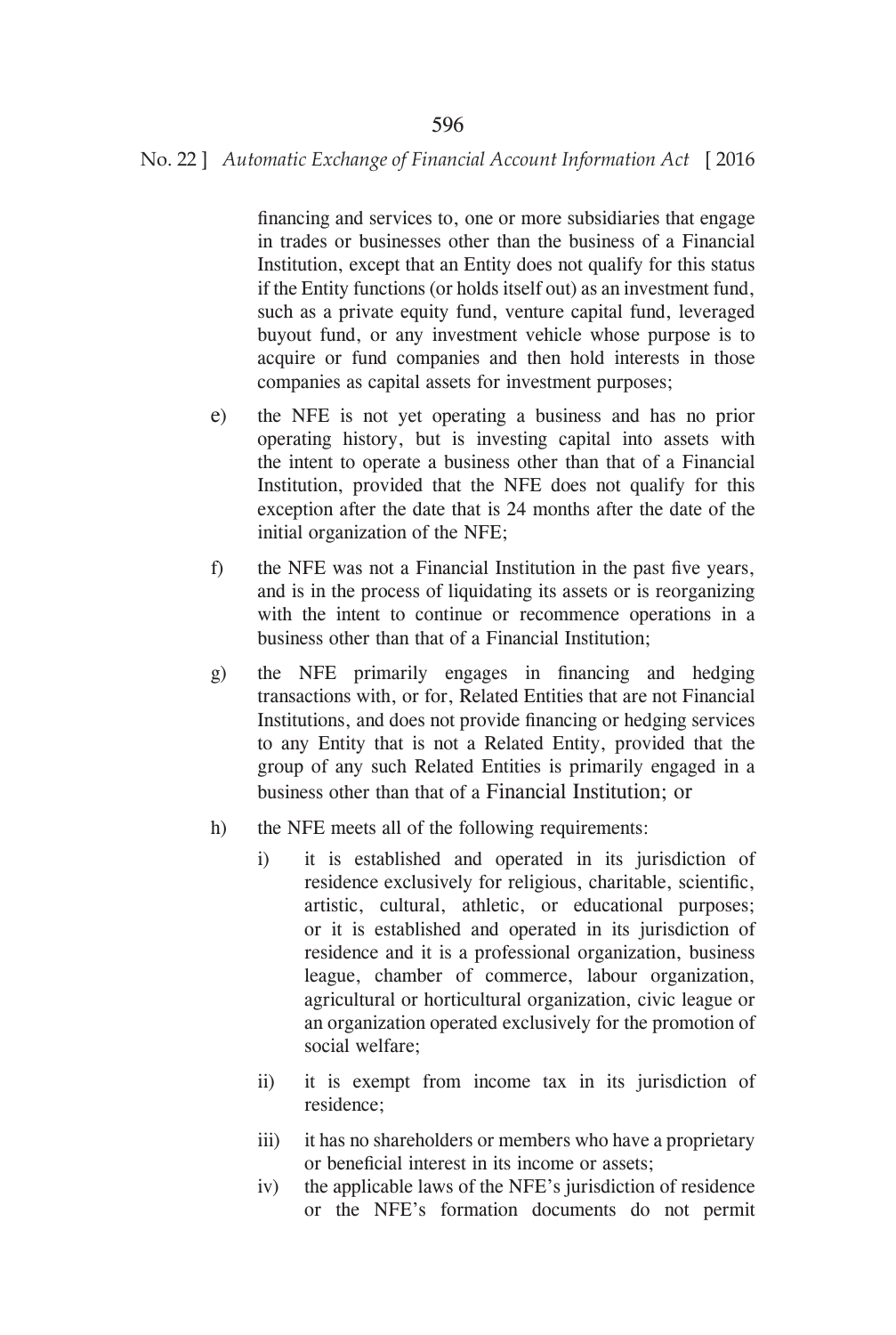financing and services to, one or more subsidiaries that engage in trades or businesses other than the business of a Financial Institution, except that an Entity does not qualify for this status if the Entity functions (or holds itself out) as an investment fund, such as a private equity fund, venture capital fund, leveraged buyout fund, or any investment vehicle whose purpose is to acquire or fund companies and then hold interests in those companies as capital assets for investment purposes;

e) the NFE is not yet operating a business and has no prior operating history, but is investing capital into assets with the intent to operate a business other than that of a Financial Institution, provided that the NFE does not qualify for this exception after the date that is 24 months after the date of the initial organization of the NFE;

f) the NFE was not a Financial Institution in the past five years, and is in the process of liquidating its assets or is reorganizing with the intent to continue or recommence operations in a business other than that of a Financial Institution;

g) the NFE primarily engages in financing and hedging transactions with, or for, Related Entities that are not Financial Institutions, and does not provide financing or hedging services to any Entity that is not a Related Entity, provided that the group of any such Related Entities is primarily engaged in a business other than that of a Financial Institution; or

h) the NFE meets all of the following requirements:

   i) it is established and operated in its jurisdiction of residence exclusively for religious, charitable, scientific, artistic, cultural, athletic, or educational purposes; or it is established and operated in its jurisdiction of residence and it is a professional organization, business league, chamber of commerce, labour organization, agricultural or horticultural organization, civic league or an organization operated exclusively for the promotion of social welfare;

   ii) it is exempt from income tax in its jurisdiction of residence;

   iii) it has no shareholders or members who have a proprietary or beneficial interest in its income or assets;

   iv) the applicable laws of the NFE's jurisdiction of residence or the NFE's formation documents do not permit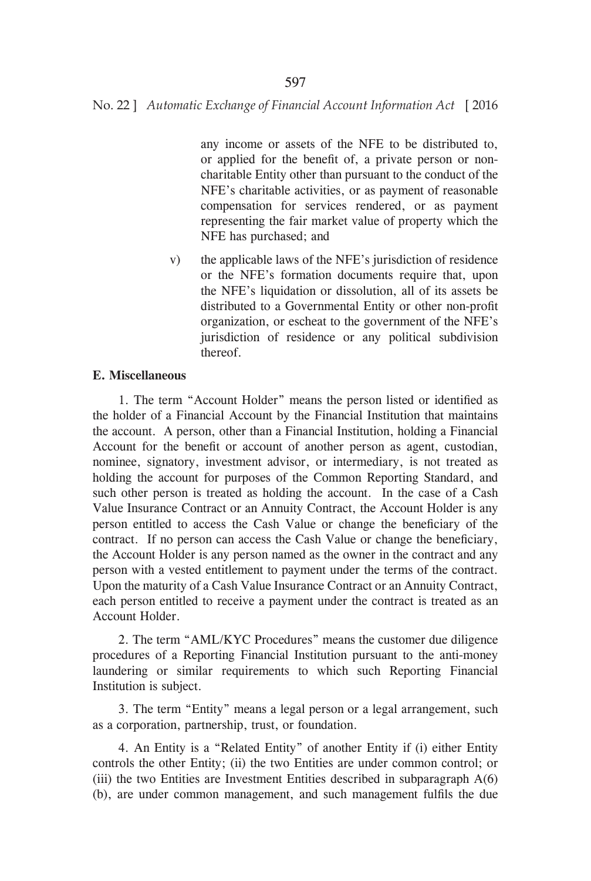any income or assets of the NFE to be distributed to, or applied for the benefit of, a private person or non-charitable Entity other than pursuant to the conduct of the NFE's charitable activities, or as payment of reasonable compensation for services rendered, or as payment representing the fair market value of property which the NFE has purchased; and

v) the applicable laws of the NFE's jurisdiction of residence or the NFE's formation documents require that, upon the NFE's liquidation or dissolution, all of its assets be distributed to a Governmental Entity or other non-profit organization, or escheat to the government of the NFE's jurisdiction of residence or any political subdivision thereof.

**E. Miscellaneous**

1. The term "Account Holder" means the person listed or identified as the holder of a Financial Account by the Financial Institution that maintains the account. A person, other than a Financial Institution, holding a Financial Account for the benefit or account of another person as agent, custodian, nominee, signatory, investment advisor, or intermediary, is not treated as holding the account for purposes of the Common Reporting Standard, and such other person is treated as holding the account. In the case of a Cash Value Insurance Contract or an Annuity Contract, the Account Holder is any person entitled to access the Cash Value or change the beneficiary of the contract. If no person can access the Cash Value or change the beneficiary, the Account Holder is any person named as the owner in the contract and any person with a vested entitlement to payment under the terms of the contract. Upon the maturity of a Cash Value Insurance Contract or an Annuity Contract, each person entitled to receive a payment under the contract is treated as an Account Holder.

2. The term "AML/KYC Procedures" means the customer due diligence procedures of a Reporting Financial Institution pursuant to the anti-money laundering or similar requirements to which such Reporting Financial Institution is subject.

3. The term "Entity" means a legal person or a legal arrangement, such as a corporation, partnership, trust, or foundation.

4. An Entity is a "Related Entity" of another Entity if (i) either Entity controls the other Entity; (ii) the two Entities are under common control; or (iii) the two Entities are Investment Entities described in subparagraph A(6)(b), are under common management, and such management fulfils the due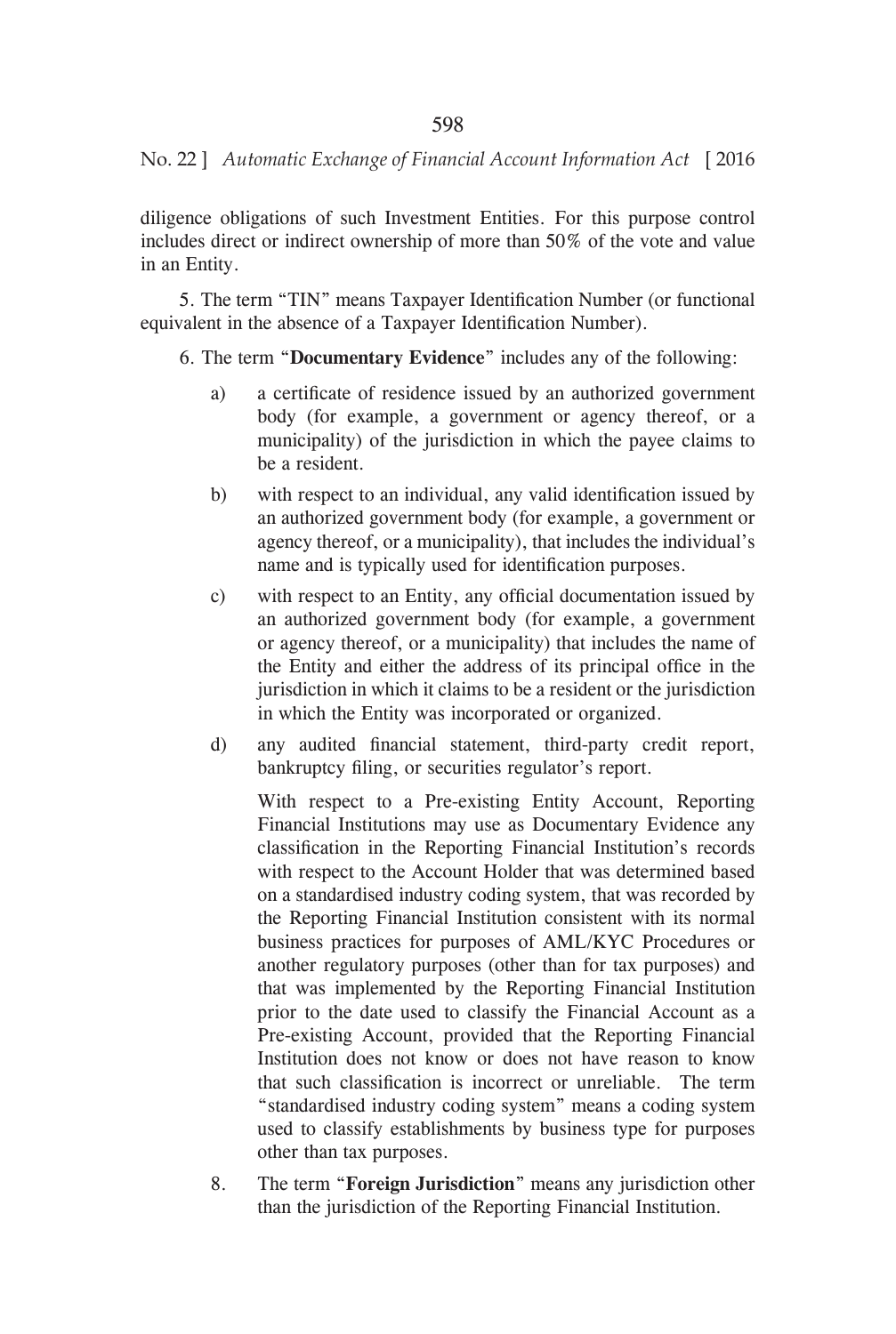diligence obligations of such Investment Entities. For this purpose control includes direct or indirect ownership of more than 50% of the vote and value in an Entity.

5. The term "TIN" means Taxpayer Identification Number (or functional equivalent in the absence of a Taxpayer Identification Number).

6. The term "**Documentary Evidence**" includes any of the following:

a) a certificate of residence issued by an authorized government body (for example, a government or agency thereof, or a municipality) of the jurisdiction in which the payee claims to be a resident.

b) with respect to an individual, any valid identification issued by an authorized government body (for example, a government or agency thereof, or a municipality), that includes the individual's name and is typically used for identification purposes.

c) with respect to an Entity, any official documentation issued by an authorized government body (for example, a government or agency thereof, or a municipality) that includes the name of the Entity and either the address of its principal office in the jurisdiction in which it claims to be a resident or the jurisdiction in which the Entity was incorporated or organized.

d) any audited financial statement, third-party credit report, bankruptcy filing, or securities regulator's report.

With respect to a Pre-existing Entity Account, Reporting Financial Institutions may use as Documentary Evidence any classification in the Reporting Financial Institution's records with respect to the Account Holder that was determined based on a standardised industry coding system, that was recorded by the Reporting Financial Institution consistent with its normal business practices for purposes of AML/KYC Procedures or another regulatory purposes (other than for tax purposes) and that was implemented by the Reporting Financial Institution prior to the date used to classify the Financial Account as a Pre-existing Account, provided that the Reporting Financial Institution does not know or does not have reason to know that such classification is incorrect or unreliable. The term "standardised industry coding system" means a coding system used to classify establishments by business type for purposes other than tax purposes.

8. The term "**Foreign Jurisdiction**" means any jurisdiction other than the jurisdiction of the Reporting Financial Institution.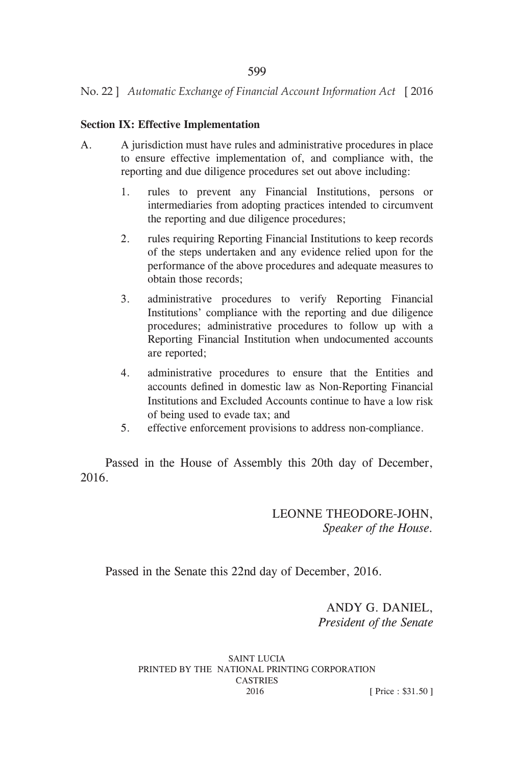**Section IX: Effective Implementation**

A. A jurisdiction must have rules and administrative procedures in place to ensure effective implementation of, and compliance with, the reporting and due diligence procedures set out above including:

1. rules to prevent any Financial Institutions, persons or intermediaries from adopting practices intended to circumvent the reporting and due diligence procedures;

2. rules requiring Reporting Financial Institutions to keep records of the steps undertaken and any evidence relied upon for the performance of the above procedures and adequate measures to obtain those records;

3. administrative procedures to verify Reporting Financial Institutions' compliance with the reporting and due diligence procedures; administrative procedures to follow up with a Reporting Financial Institution when undocumented accounts are reported;

4. administrative procedures to ensure that the Entities and accounts defined in domestic law as Non-Reporting Financial Institutions and Excluded Accounts continue to have a low risk of being used to evade tax; and

5. effective enforcement provisions to address non-compliance.

Passed in the House of Assembly this 20th day of December, 2016.

LEONNE THEODORE-JOHN,
*Speaker of the House.*

Passed in the Senate this 22nd day of December, 2016.

ANDY G. DANIEL,
*President of the Senate*

SAINT LUCIA
PRINTED BY THE NATIONAL PRINTING CORPORATION
CASTRIES
2016

[ Price : $31.50 ]